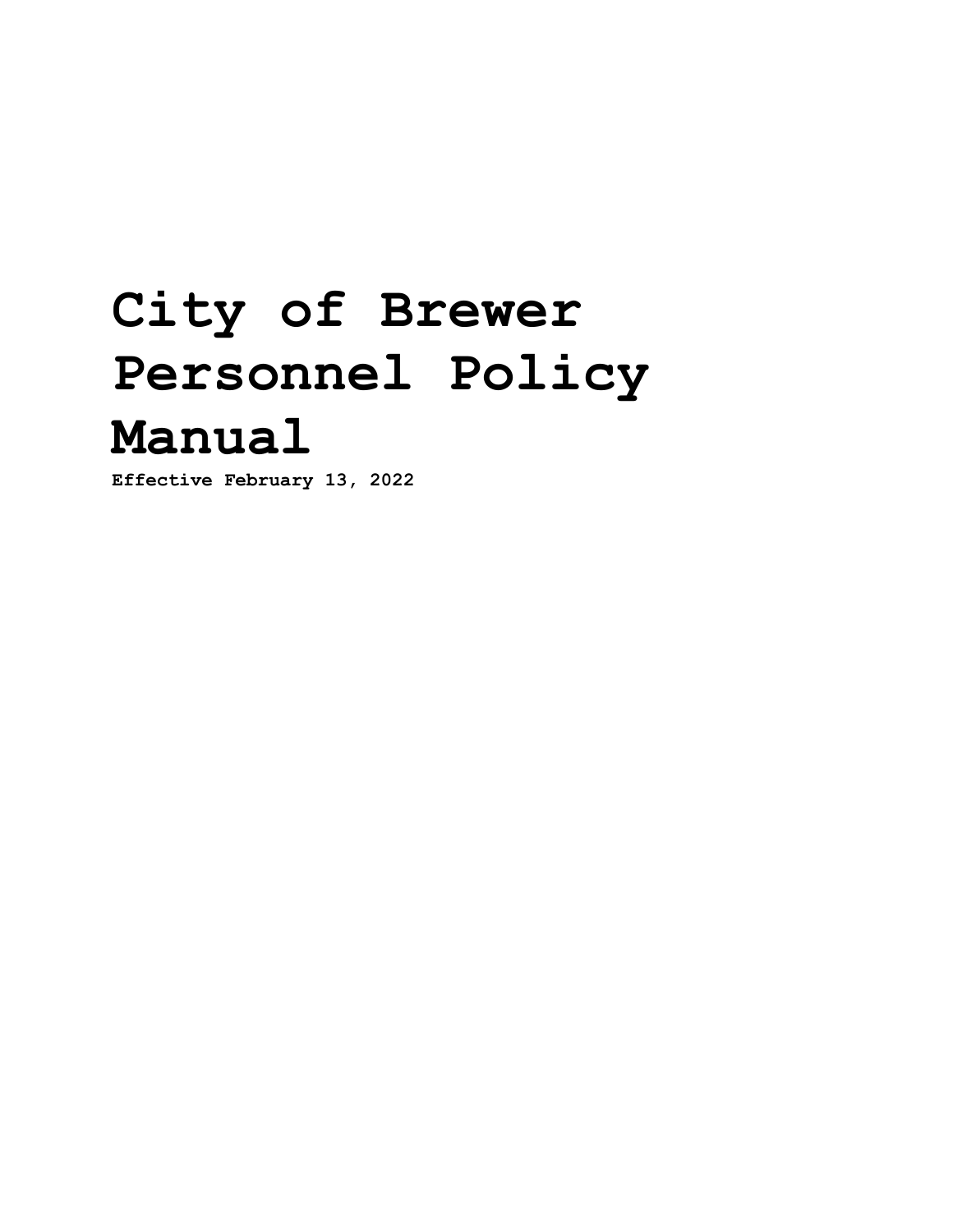# City of Brewer Personnel Policy Manual

**Effective February 13, 2022**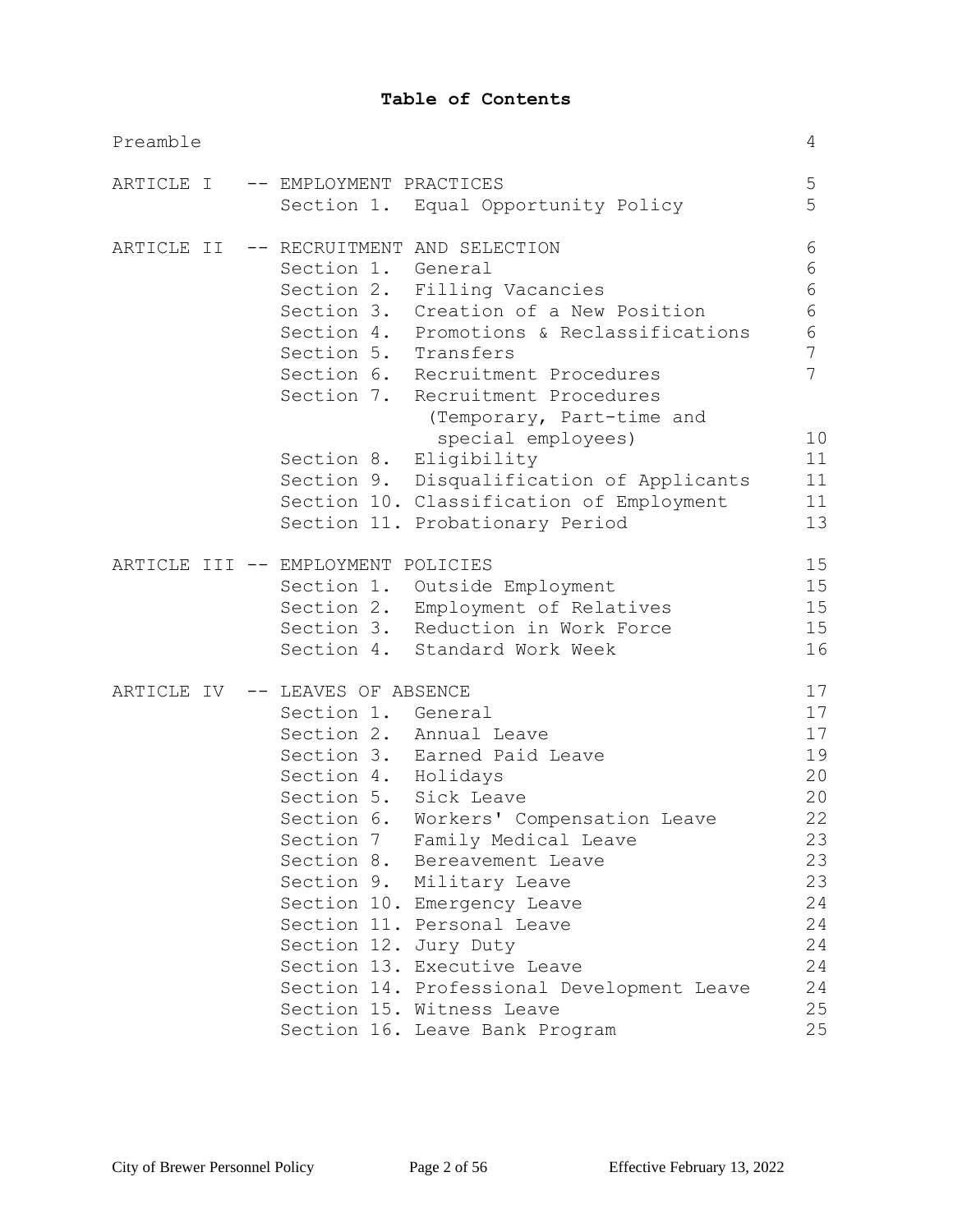# Table of Contents

| | | |
|---|---|---|
| Preamble | | 4 |
| ARTICLE I -- EMPLOYMENT PRACTICES | | 5 |
| | Section 1. Equal Opportunity Policy | 5 |
| ARTICLE II -- RECRUITMENT AND SELECTION | | 6 |
| | Section 1. General | 6 |
| | Section 2. Filling Vacancies | 6 |
| | Section 3. Creation of a New Position | 6 |
| | Section 4. Promotions & Reclassifications | 6 |
| | Section 5. Transfers | 7 |
| | Section 6. Recruitment Procedures | 7 |
| | Section 7. Recruitment Procedures (Temporary, Part-time and special employees) | 10 |
| | Section 8. Eligibility | 11 |
| | Section 9. Disqualification of Applicants | 11 |
| | Section 10. Classification of Employment | 11 |
| | Section 11. Probationary Period | 13 |
| ARTICLE III -- EMPLOYMENT POLICIES | | 15 |
| | Section 1. Outside Employment | 15 |
| | Section 2. Employment of Relatives | 15 |
| | Section 3. Reduction in Work Force | 15 |
| | Section 4. Standard Work Week | 16 |
| ARTICLE IV -- LEAVES OF ABSENCE | | 17 |
| | Section 1. General | 17 |
| | Section 2. Annual Leave | 17 |
| | Section 3. Earned Paid Leave | 19 |
| | Section 4. Holidays | 20 |
| | Section 5. Sick Leave | 20 |
| | Section 6. Workers' Compensation Leave | 22 |
| | Section 7 Family Medical Leave | 23 |
| | Section 8. Bereavement Leave | 23 |
| | Section 9. Military Leave | 23 |
| | Section 10. Emergency Leave | 24 |
| | Section 11. Personal Leave | 24 |
| | Section 12. Jury Duty | 24 |
| | Section 13. Executive Leave | 24 |
| | Section 14. Professional Development Leave | 24 |
| | Section 15. Witness Leave | 25 |
| | Section 16. Leave Bank Program | 25 |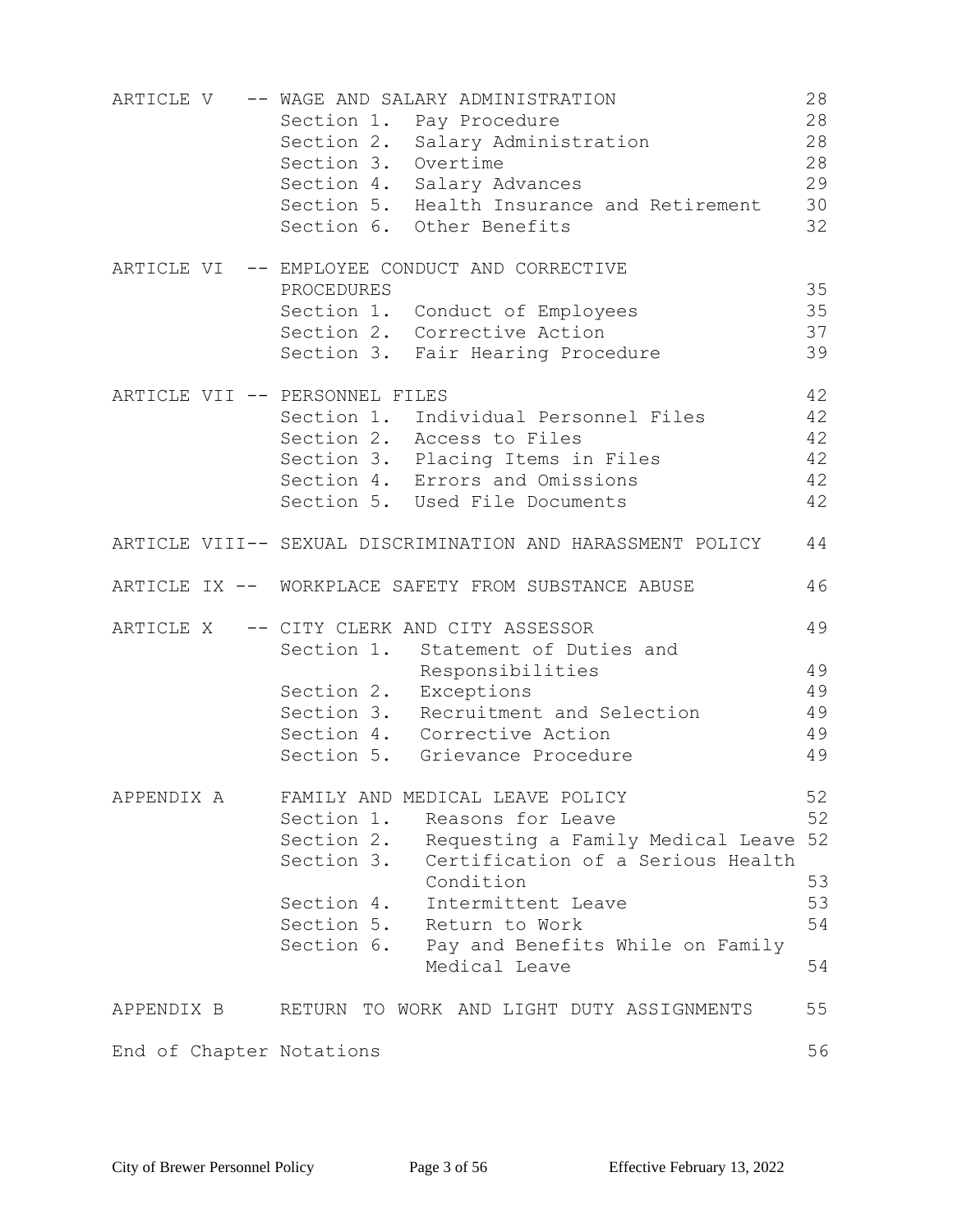| | | |
|---|---|---|
| ARTICLE V -- WAGE AND SALARY ADMINISTRATION | | 28 |
| | Section 1. Pay Procedure | 28 |
| | Section 2. Salary Administration | 28 |
| | Section 3. Overtime | 28 |
| | Section 4. Salary Advances | 29 |
| | Section 5. Health Insurance and Retirement | 30 |
| | Section 6. Other Benefits | 32 |
| ARTICLE VI -- EMPLOYEE CONDUCT AND CORRECTIVE PROCEDURES | | 35 |
| | Section 1. Conduct of Employees | 35 |
| | Section 2. Corrective Action | 37 |
| | Section 3. Fair Hearing Procedure | 39 |
| ARTICLE VII -- PERSONNEL FILES | | 42 |
| | Section 1. Individual Personnel Files | 42 |
| | Section 2. Access to Files | 42 |
| | Section 3. Placing Items in Files | 42 |
| | Section 4. Errors and Omissions | 42 |
| | Section 5. Used File Documents | 42 |
| ARTICLE VIII-- SEXUAL DISCRIMINATION AND HARASSMENT POLICY | | 44 |
| ARTICLE IX -- WORKPLACE SAFETY FROM SUBSTANCE ABUSE | | 46 |
| ARTICLE X -- CITY CLERK AND CITY ASSESSOR | | 49 |
| | Section 1. Statement of Duties and Responsibilities | 49 |
| | Section 2. Exceptions | 49 |
| | Section 3. Recruitment and Selection | 49 |
| | Section 4. Corrective Action | 49 |
| | Section 5. Grievance Procedure | 49 |
| APPENDIX A FAMILY AND MEDICAL LEAVE POLICY | | 52 |
| | Section 1. Reasons for Leave | 52 |
| | Section 2. Requesting a Family Medical Leave | 52 |
| | Section 3. Certification of a Serious Health Condition | 53 |
| | Section 4. Intermittent Leave | 53 |
| | Section 5. Return to Work | 54 |
| | Section 6. Pay and Benefits While on Family Medical Leave | 54 |
| APPENDIX B RETURN TO WORK AND LIGHT DUTY ASSIGNMENTS | | 55 |
| End of Chapter Notations | | 56 |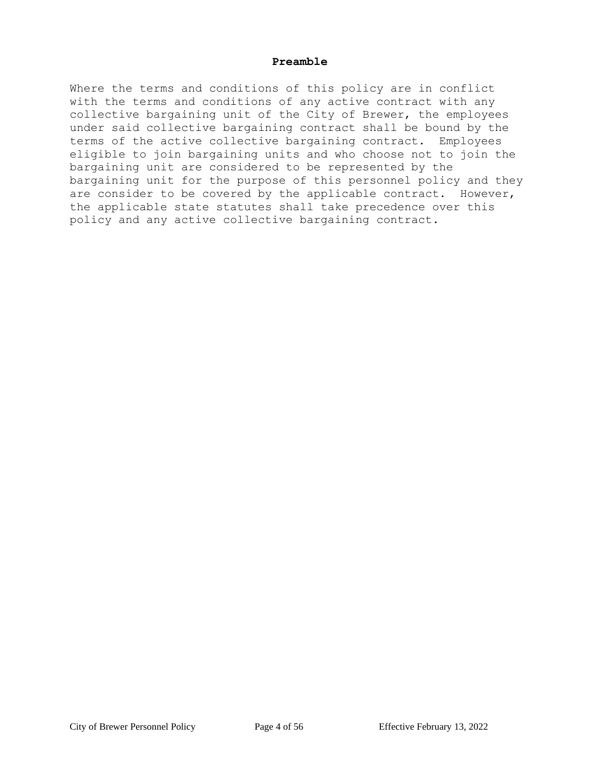## Preamble

Where the terms and conditions of this policy are in conflict with the terms and conditions of any active contract with any collective bargaining unit of the City of Brewer, the employees under said collective bargaining contract shall be bound by the terms of the active collective bargaining contract. Employees eligible to join bargaining units and who choose not to join the bargaining unit are considered to be represented by the bargaining unit for the purpose of this personnel policy and they are consider to be covered by the applicable contract. However, the applicable state statutes shall take precedence over this policy and any active collective bargaining contract.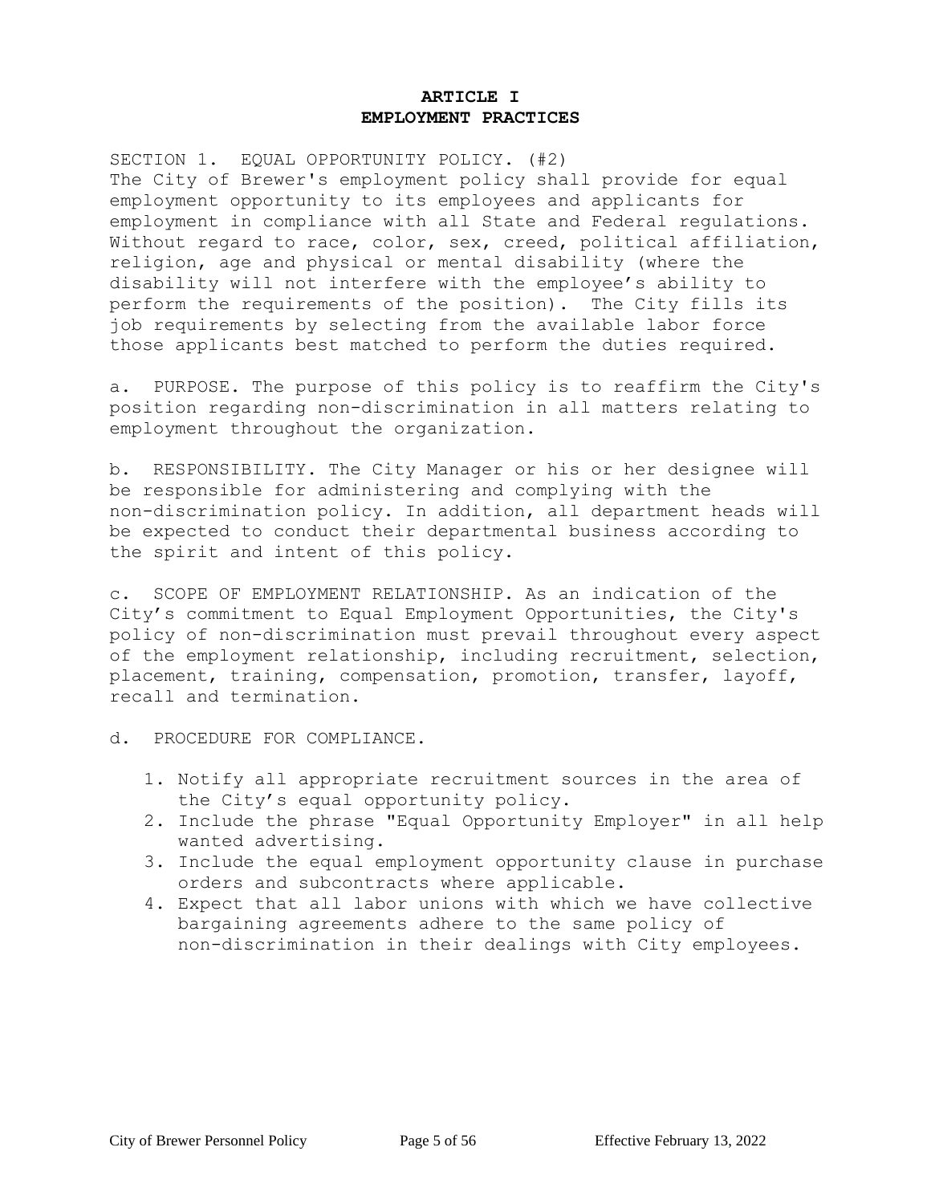# ARTICLE I
# EMPLOYMENT PRACTICES

SECTION 1. EQUAL OPPORTUNITY POLICY. (#2)
The City of Brewer's employment policy shall provide for equal employment opportunity to its employees and applicants for employment in compliance with all State and Federal regulations. Without regard to race, color, sex, creed, political affiliation, religion, age and physical or mental disability (where the disability will not interfere with the employee's ability to perform the requirements of the position). The City fills its job requirements by selecting from the available labor force those applicants best matched to perform the duties required.

a. PURPOSE. The purpose of this policy is to reaffirm the City's position regarding non-discrimination in all matters relating to employment throughout the organization.

b. RESPONSIBILITY. The City Manager or his or her designee will be responsible for administering and complying with the non-discrimination policy. In addition, all department heads will be expected to conduct their departmental business according to the spirit and intent of this policy.

c. SCOPE OF EMPLOYMENT RELATIONSHIP. As an indication of the City's commitment to Equal Employment Opportunities, the City's policy of non-discrimination must prevail throughout every aspect of the employment relationship, including recruitment, selection, placement, training, compensation, promotion, transfer, layoff, recall and termination.

d. PROCEDURE FOR COMPLIANCE.

1. Notify all appropriate recruitment sources in the area of the City's equal opportunity policy.
2. Include the phrase "Equal Opportunity Employer" in all help wanted advertising.
3. Include the equal employment opportunity clause in purchase orders and subcontracts where applicable.
4. Expect that all labor unions with which we have collective bargaining agreements adhere to the same policy of non-discrimination in their dealings with City employees.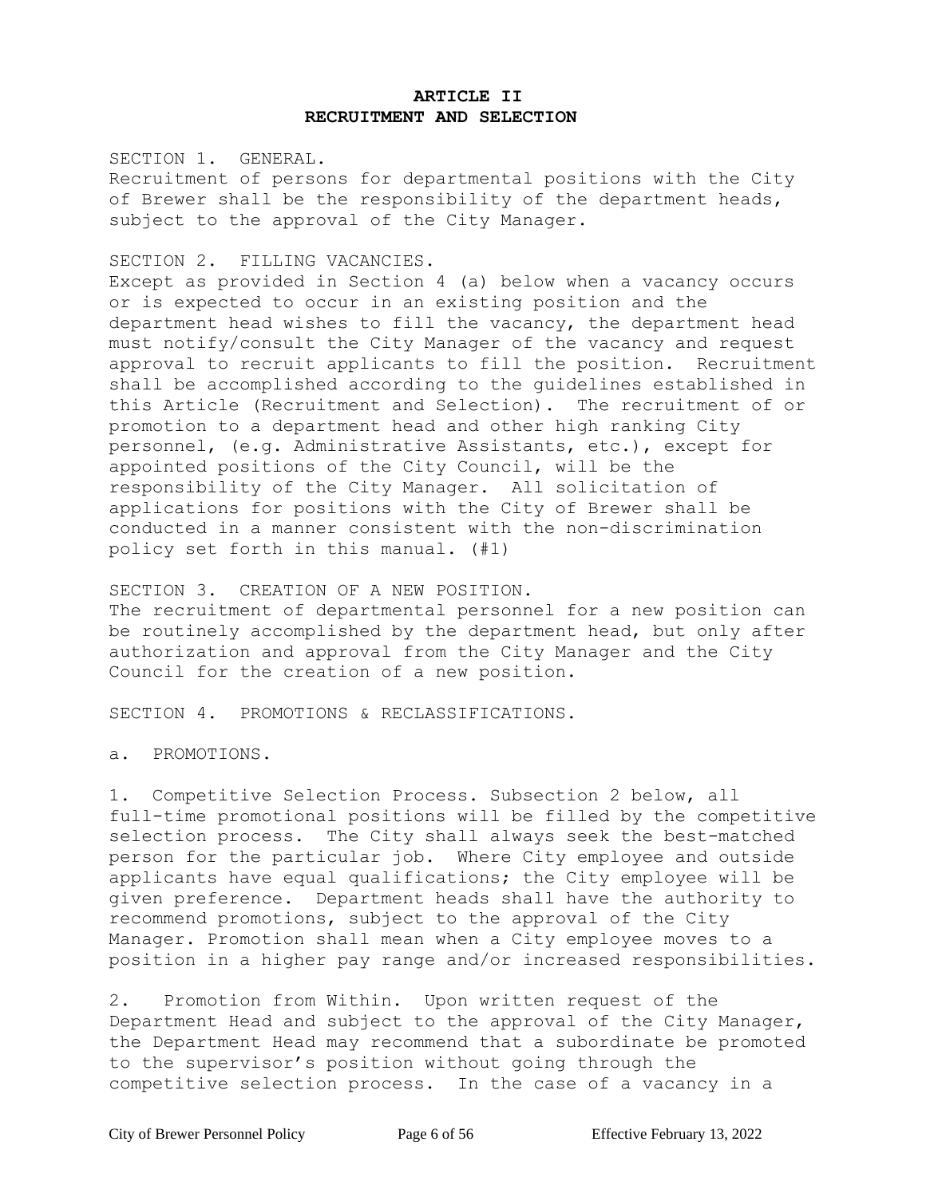# ARTICLE II
# RECRUITMENT AND SELECTION

SECTION 1. GENERAL.
Recruitment of persons for departmental positions with the City of Brewer shall be the responsibility of the department heads, subject to the approval of the City Manager.

SECTION 2. FILLING VACANCIES.
Except as provided in Section 4 (a) below when a vacancy occurs or is expected to occur in an existing position and the department head wishes to fill the vacancy, the department head must notify/consult the City Manager of the vacancy and request approval to recruit applicants to fill the position. Recruitment shall be accomplished according to the guidelines established in this Article (Recruitment and Selection). The recruitment of or promotion to a department head and other high ranking City personnel, (e.g. Administrative Assistants, etc.), except for appointed positions of the City Council, will be the responsibility of the City Manager. All solicitation of applications for positions with the City of Brewer shall be conducted in a manner consistent with the non-discrimination policy set forth in this manual. (#1)

SECTION 3. CREATION OF A NEW POSITION.
The recruitment of departmental personnel for a new position can be routinely accomplished by the department head, but only after authorization and approval from the City Manager and the City Council for the creation of a new position.

SECTION 4. PROMOTIONS & RECLASSIFICATIONS.

a. PROMOTIONS.

1. Competitive Selection Process. Subsection 2 below, all full-time promotional positions will be filled by the competitive selection process. The City shall always seek the best-matched person for the particular job. Where City employee and outside applicants have equal qualifications; the City employee will be given preference. Department heads shall have the authority to recommend promotions, subject to the approval of the City Manager. Promotion shall mean when a City employee moves to a position in a higher pay range and/or increased responsibilities.

2. Promotion from Within. Upon written request of the Department Head and subject to the approval of the City Manager, the Department Head may recommend that a subordinate be promoted to the supervisor's position without going through the competitive selection process. In the case of a vacancy in a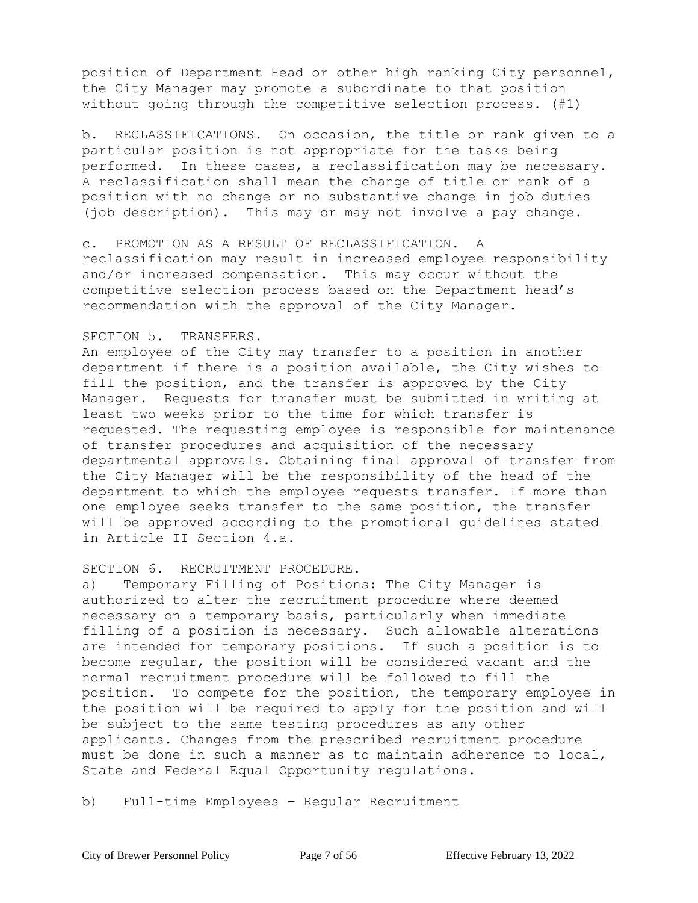position of Department Head or other high ranking City personnel, the City Manager may promote a subordinate to that position without going through the competitive selection process. (#1)

b. RECLASSIFICATIONS. On occasion, the title or rank given to a particular position is not appropriate for the tasks being performed. In these cases, a reclassification may be necessary. A reclassification shall mean the change of title or rank of a position with no change or no substantive change in job duties (job description). This may or may not involve a pay change.

c. PROMOTION AS A RESULT OF RECLASSIFICATION. A reclassification may result in increased employee responsibility and/or increased compensation. This may occur without the competitive selection process based on the Department head's recommendation with the approval of the City Manager.

SECTION 5. TRANSFERS.

An employee of the City may transfer to a position in another department if there is a position available, the City wishes to fill the position, and the transfer is approved by the City Manager. Requests for transfer must be submitted in writing at least two weeks prior to the time for which transfer is requested. The requesting employee is responsible for maintenance of transfer procedures and acquisition of the necessary departmental approvals. Obtaining final approval of transfer from the City Manager will be the responsibility of the head of the department to which the employee requests transfer. If more than one employee seeks transfer to the same position, the transfer will be approved according to the promotional guidelines stated in Article II Section 4.a.

SECTION 6. RECRUITMENT PROCEDURE.

a) Temporary Filling of Positions: The City Manager is authorized to alter the recruitment procedure where deemed necessary on a temporary basis, particularly when immediate filling of a position is necessary. Such allowable alterations are intended for temporary positions. If such a position is to become regular, the position will be considered vacant and the normal recruitment procedure will be followed to fill the position. To compete for the position, the temporary employee in the position will be required to apply for the position and will be subject to the same testing procedures as any other applicants. Changes from the prescribed recruitment procedure must be done in such a manner as to maintain adherence to local, State and Federal Equal Opportunity regulations.

b) Full-time Employees – Regular Recruitment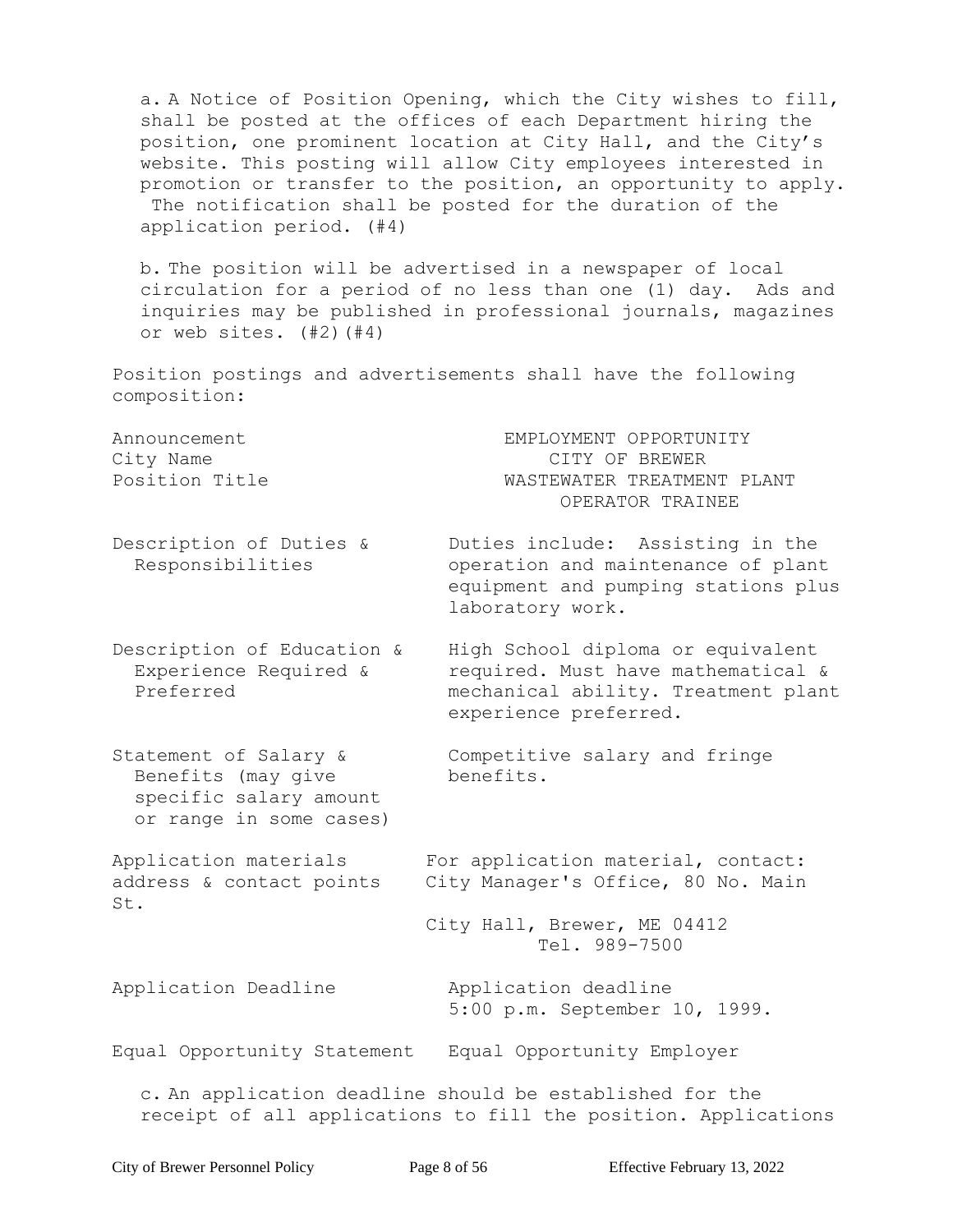a. A Notice of Position Opening, which the City wishes to fill, shall be posted at the offices of each Department hiring the position, one prominent location at City Hall, and the City's website. This posting will allow City employees interested in promotion or transfer to the position, an opportunity to apply. The notification shall be posted for the duration of the application period. (#4)

b. The position will be advertised in a newspaper of local circulation for a period of no less than one (1) day. Ads and inquiries may be published in professional journals, magazines or web sites. (#2)(#4)

Position postings and advertisements shall have the following composition:

| | |
|---|---|
| Announcement | EMPLOYMENT OPPORTUNITY |
| City Name | CITY OF BREWER |
| Position Title | WASTEWATER TREATMENT PLANT OPERATOR TRAINEE |
| Description of Duties & Responsibilities | Duties include: Assisting in the operation and maintenance of plant equipment and pumping stations plus laboratory work. |
| Description of Education & Experience Required & Preferred | High School diploma or equivalent required. Must have mathematical & mechanical ability. Treatment plant experience preferred. |
| Statement of Salary & Benefits (may give specific salary amount or range in some cases) | Competitive salary and fringe benefits. |
| Application materials address & contact points | For application material, contact: City Manager's Office, 80 No. Main St. City Hall, Brewer, ME 04412 Tel. 989-7500 |
| Application Deadline | Application deadline 5:00 p.m. September 10, 1999. |
| Equal Opportunity Statement | Equal Opportunity Employer |

c. An application deadline should be established for the receipt of all applications to fill the position. Applications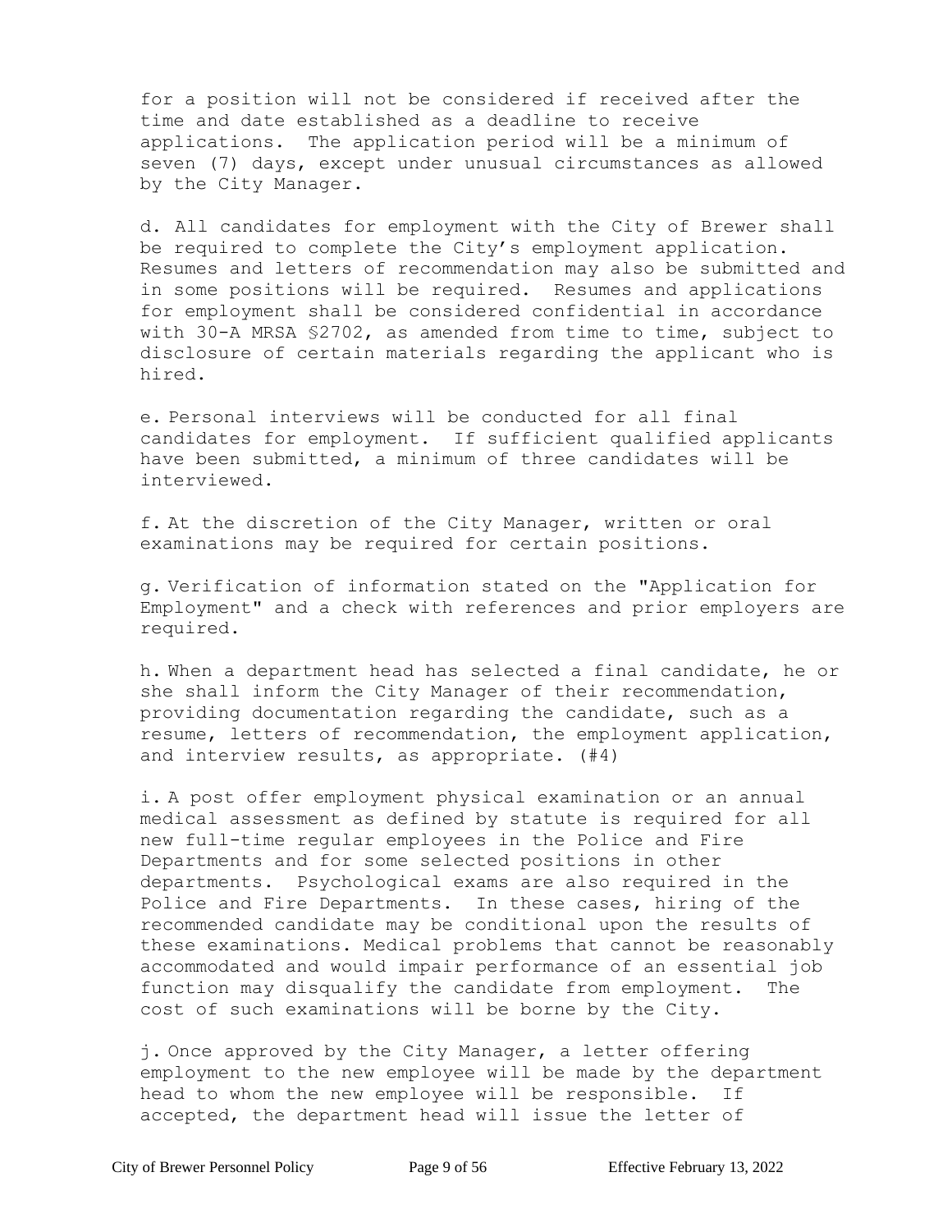for a position will not be considered if received after the time and date established as a deadline to receive applications. The application period will be a minimum of seven (7) days, except under unusual circumstances as allowed by the City Manager.

d. All candidates for employment with the City of Brewer shall be required to complete the City's employment application. Resumes and letters of recommendation may also be submitted and in some positions will be required. Resumes and applications for employment shall be considered confidential in accordance with 30-A MRSA §2702, as amended from time to time, subject to disclosure of certain materials regarding the applicant who is hired.

e. Personal interviews will be conducted for all final candidates for employment. If sufficient qualified applicants have been submitted, a minimum of three candidates will be interviewed.

f. At the discretion of the City Manager, written or oral examinations may be required for certain positions.

g. Verification of information stated on the "Application for Employment" and a check with references and prior employers are required.

h. When a department head has selected a final candidate, he or she shall inform the City Manager of their recommendation, providing documentation regarding the candidate, such as a resume, letters of recommendation, the employment application, and interview results, as appropriate. (#4)

i. A post offer employment physical examination or an annual medical assessment as defined by statute is required for all new full-time regular employees in the Police and Fire Departments and for some selected positions in other departments. Psychological exams are also required in the Police and Fire Departments. In these cases, hiring of the recommended candidate may be conditional upon the results of these examinations. Medical problems that cannot be reasonably accommodated and would impair performance of an essential job function may disqualify the candidate from employment. The cost of such examinations will be borne by the City.

j. Once approved by the City Manager, a letter offering employment to the new employee will be made by the department head to whom the new employee will be responsible. If accepted, the department head will issue the letter of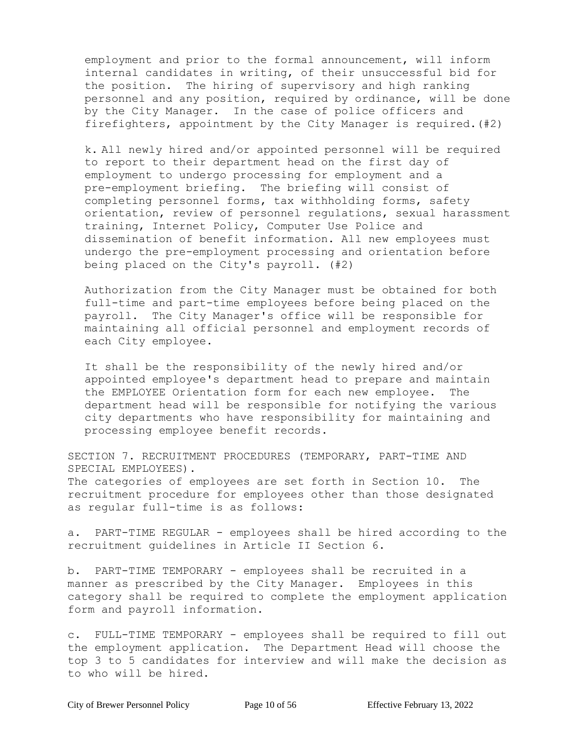employment and prior to the formal announcement, will inform internal candidates in writing, of their unsuccessful bid for the position. The hiring of supervisory and high ranking personnel and any position, required by ordinance, will be done by the City Manager. In the case of police officers and firefighters, appointment by the City Manager is required.(#2)

k. All newly hired and/or appointed personnel will be required to report to their department head on the first day of employment to undergo processing for employment and a pre-employment briefing. The briefing will consist of completing personnel forms, tax withholding forms, safety orientation, review of personnel regulations, sexual harassment training, Internet Policy, Computer Use Police and dissemination of benefit information. All new employees must undergo the pre-employment processing and orientation before being placed on the City's payroll. (#2)

Authorization from the City Manager must be obtained for both full-time and part-time employees before being placed on the payroll. The City Manager's office will be responsible for maintaining all official personnel and employment records of each City employee.

It shall be the responsibility of the newly hired and/or appointed employee's department head to prepare and maintain the EMPLOYEE Orientation form for each new employee. The department head will be responsible for notifying the various city departments who have responsibility for maintaining and processing employee benefit records.

SECTION 7. RECRUITMENT PROCEDURES (TEMPORARY, PART-TIME AND SPECIAL EMPLOYEES).

The categories of employees are set forth in Section 10. The recruitment procedure for employees other than those designated as regular full-time is as follows:

a. PART-TIME REGULAR - employees shall be hired according to the recruitment guidelines in Article II Section 6.

b. PART-TIME TEMPORARY - employees shall be recruited in a manner as prescribed by the City Manager. Employees in this category shall be required to complete the employment application form and payroll information.

c. FULL-TIME TEMPORARY - employees shall be required to fill out the employment application. The Department Head will choose the top 3 to 5 candidates for interview and will make the decision as to who will be hired.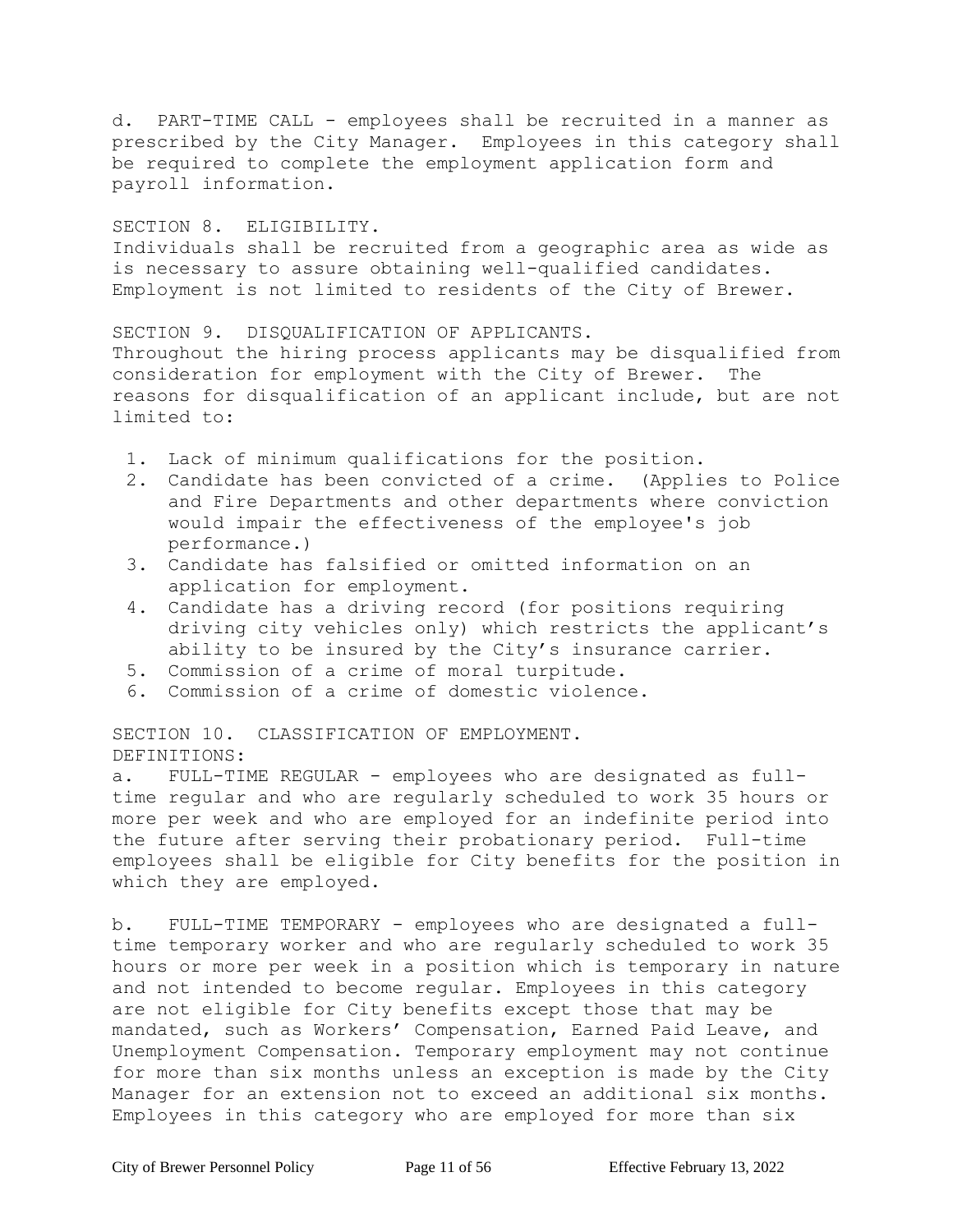d. PART-TIME CALL - employees shall be recruited in a manner as prescribed by the City Manager. Employees in this category shall be required to complete the employment application form and payroll information.

SECTION 8. ELIGIBILITY.

Individuals shall be recruited from a geographic area as wide as is necessary to assure obtaining well-qualified candidates. Employment is not limited to residents of the City of Brewer.

SECTION 9. DISQUALIFICATION OF APPLICANTS.

Throughout the hiring process applicants may be disqualified from consideration for employment with the City of Brewer. The reasons for disqualification of an applicant include, but are not limited to:

1. Lack of minimum qualifications for the position.
2. Candidate has been convicted of a crime. (Applies to Police and Fire Departments and other departments where conviction would impair the effectiveness of the employee's job performance.)
3. Candidate has falsified or omitted information on an application for employment.
4. Candidate has a driving record (for positions requiring driving city vehicles only) which restricts the applicant's ability to be insured by the City's insurance carrier.
5. Commission of a crime of moral turpitude.
6. Commission of a crime of domestic violence.

SECTION 10. CLASSIFICATION OF EMPLOYMENT.

DEFINITIONS:

a. FULL-TIME REGULAR - employees who are designated as full-time regular and who are regularly scheduled to work 35 hours or more per week and who are employed for an indefinite period into the future after serving their probationary period. Full-time employees shall be eligible for City benefits for the position in which they are employed.

b. FULL-TIME TEMPORARY - employees who are designated a full-time temporary worker and who are regularly scheduled to work 35 hours or more per week in a position which is temporary in nature and not intended to become regular. Employees in this category are not eligible for City benefits except those that may be mandated, such as Workers' Compensation, Earned Paid Leave, and Unemployment Compensation. Temporary employment may not continue for more than six months unless an exception is made by the City Manager for an extension not to exceed an additional six months. Employees in this category who are employed for more than six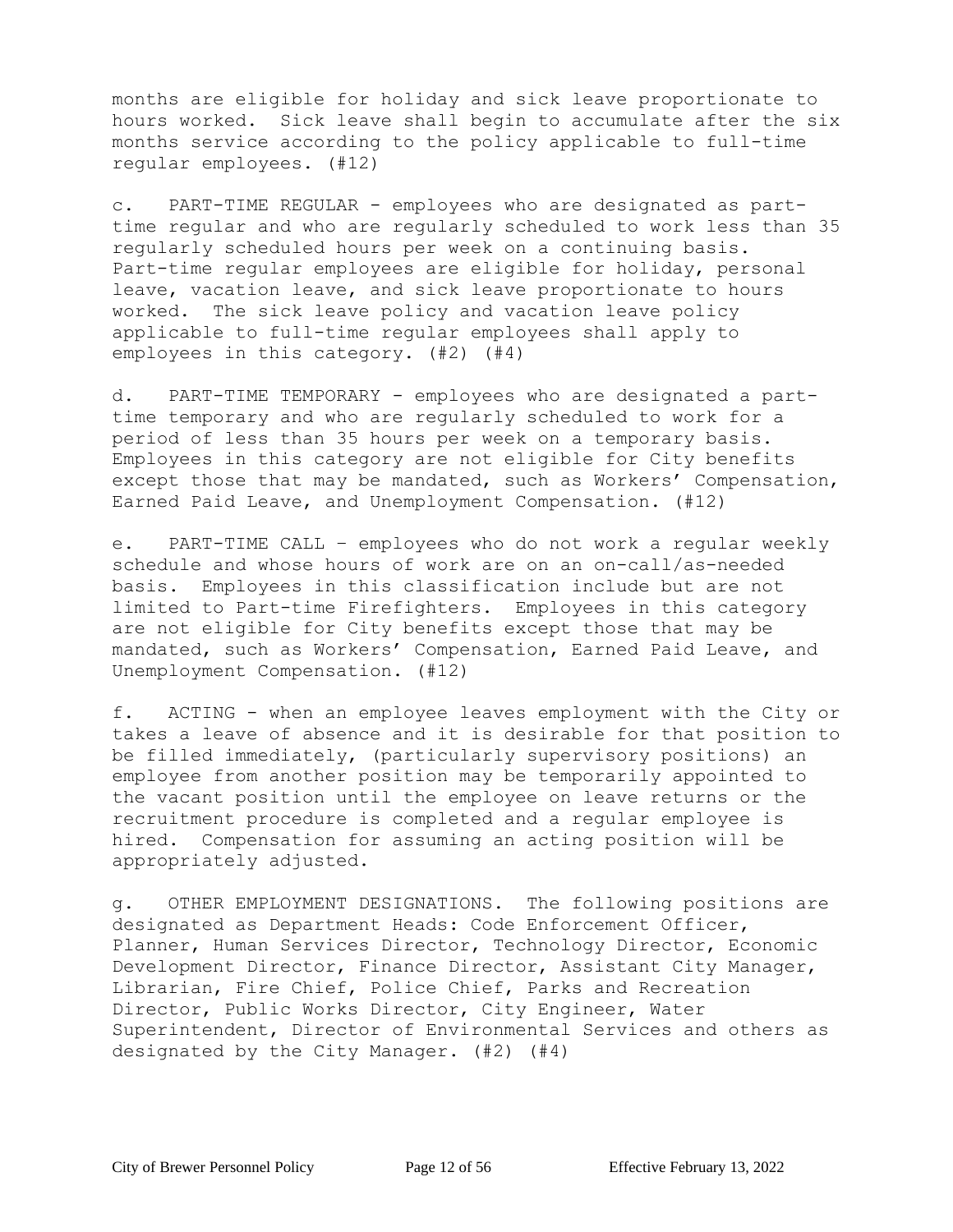months are eligible for holiday and sick leave proportionate to hours worked. Sick leave shall begin to accumulate after the six months service according to the policy applicable to full-time regular employees. (#12)

c. PART-TIME REGULAR - employees who are designated as part-time regular and who are regularly scheduled to work less than 35 regularly scheduled hours per week on a continuing basis. Part-time regular employees are eligible for holiday, personal leave, vacation leave, and sick leave proportionate to hours worked. The sick leave policy and vacation leave policy applicable to full-time regular employees shall apply to employees in this category. (#2) (#4)

d. PART-TIME TEMPORARY - employees who are designated a part-time temporary and who are regularly scheduled to work for a period of less than 35 hours per week on a temporary basis. Employees in this category are not eligible for City benefits except those that may be mandated, such as Workers' Compensation, Earned Paid Leave, and Unemployment Compensation. (#12)

e. PART-TIME CALL – employees who do not work a regular weekly schedule and whose hours of work are on an on-call/as-needed basis. Employees in this classification include but are not limited to Part-time Firefighters. Employees in this category are not eligible for City benefits except those that may be mandated, such as Workers' Compensation, Earned Paid Leave, and Unemployment Compensation. (#12)

f. ACTING - when an employee leaves employment with the City or takes a leave of absence and it is desirable for that position to be filled immediately, (particularly supervisory positions) an employee from another position may be temporarily appointed to the vacant position until the employee on leave returns or the recruitment procedure is completed and a regular employee is hired. Compensation for assuming an acting position will be appropriately adjusted.

g. OTHER EMPLOYMENT DESIGNATIONS. The following positions are designated as Department Heads: Code Enforcement Officer, Planner, Human Services Director, Technology Director, Economic Development Director, Finance Director, Assistant City Manager, Librarian, Fire Chief, Police Chief, Parks and Recreation Director, Public Works Director, City Engineer, Water Superintendent, Director of Environmental Services and others as designated by the City Manager. (#2) (#4)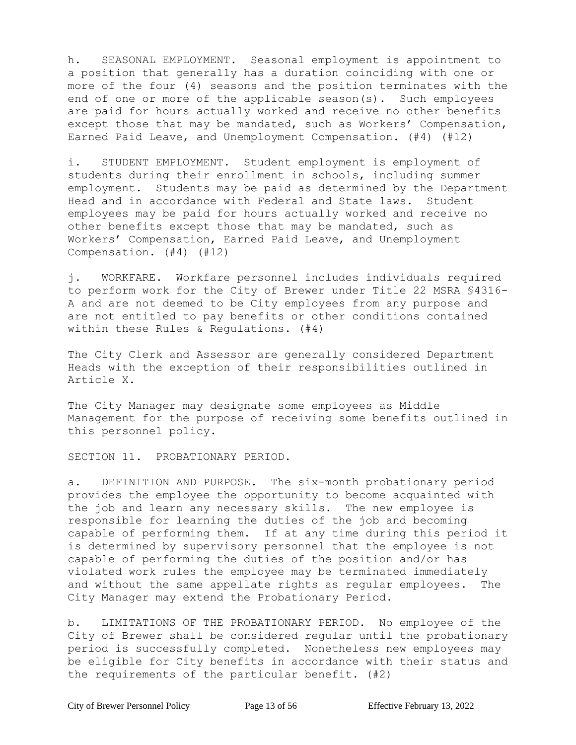h. SEASONAL EMPLOYMENT. Seasonal employment is appointment to a position that generally has a duration coinciding with one or more of the four (4) seasons and the position terminates with the end of one or more of the applicable season(s). Such employees are paid for hours actually worked and receive no other benefits except those that may be mandated, such as Workers' Compensation, Earned Paid Leave, and Unemployment Compensation. (#4) (#12)

i. STUDENT EMPLOYMENT. Student employment is employment of students during their enrollment in schools, including summer employment. Students may be paid as determined by the Department Head and in accordance with Federal and State laws. Student employees may be paid for hours actually worked and receive no other benefits except those that may be mandated, such as Workers' Compensation, Earned Paid Leave, and Unemployment Compensation. (#4) (#12)

j. WORKFARE. Workfare personnel includes individuals required to perform work for the City of Brewer under Title 22 MSRA §4316-A and are not deemed to be City employees from any purpose and are not entitled to pay benefits or other conditions contained within these Rules & Regulations. (#4)

The City Clerk and Assessor are generally considered Department Heads with the exception of their responsibilities outlined in Article X.

The City Manager may designate some employees as Middle Management for the purpose of receiving some benefits outlined in this personnel policy.

## SECTION 11. PROBATIONARY PERIOD.

a. DEFINITION AND PURPOSE. The six-month probationary period provides the employee the opportunity to become acquainted with the job and learn any necessary skills. The new employee is responsible for learning the duties of the job and becoming capable of performing them. If at any time during this period it is determined by supervisory personnel that the employee is not capable of performing the duties of the position and/or has violated work rules the employee may be terminated immediately and without the same appellate rights as regular employees. The City Manager may extend the Probationary Period.

b. LIMITATIONS OF THE PROBATIONARY PERIOD. No employee of the City of Brewer shall be considered regular until the probationary period is successfully completed. Nonetheless new employees may be eligible for City benefits in accordance with their status and the requirements of the particular benefit. (#2)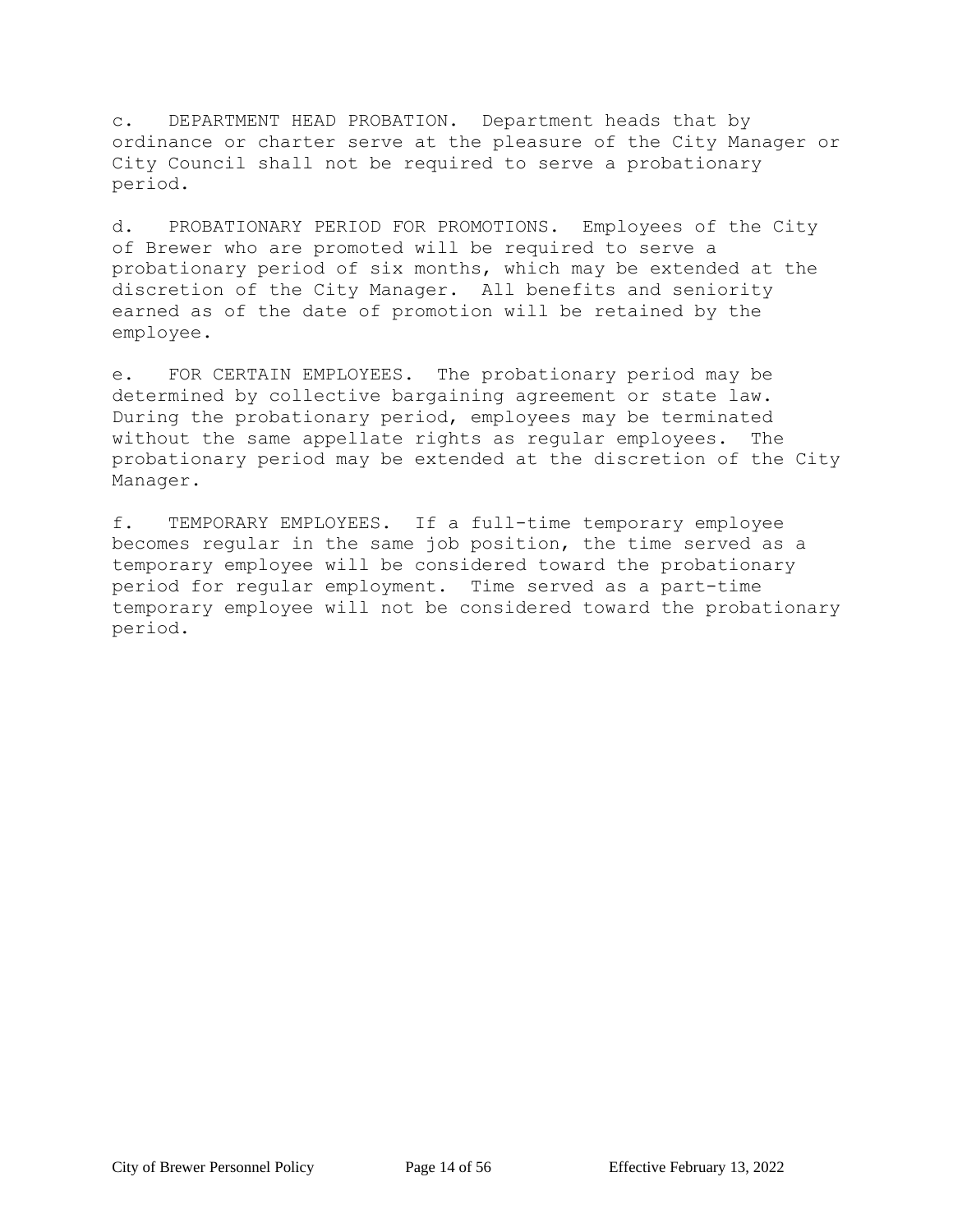c. DEPARTMENT HEAD PROBATION. Department heads that by ordinance or charter serve at the pleasure of the City Manager or City Council shall not be required to serve a probationary period.

d. PROBATIONARY PERIOD FOR PROMOTIONS. Employees of the City of Brewer who are promoted will be required to serve a probationary period of six months, which may be extended at the discretion of the City Manager. All benefits and seniority earned as of the date of promotion will be retained by the employee.

e. FOR CERTAIN EMPLOYEES. The probationary period may be determined by collective bargaining agreement or state law. During the probationary period, employees may be terminated without the same appellate rights as regular employees. The probationary period may be extended at the discretion of the City Manager.

f. TEMPORARY EMPLOYEES. If a full-time temporary employee becomes regular in the same job position, the time served as a temporary employee will be considered toward the probationary period for regular employment. Time served as a part-time temporary employee will not be considered toward the probationary period.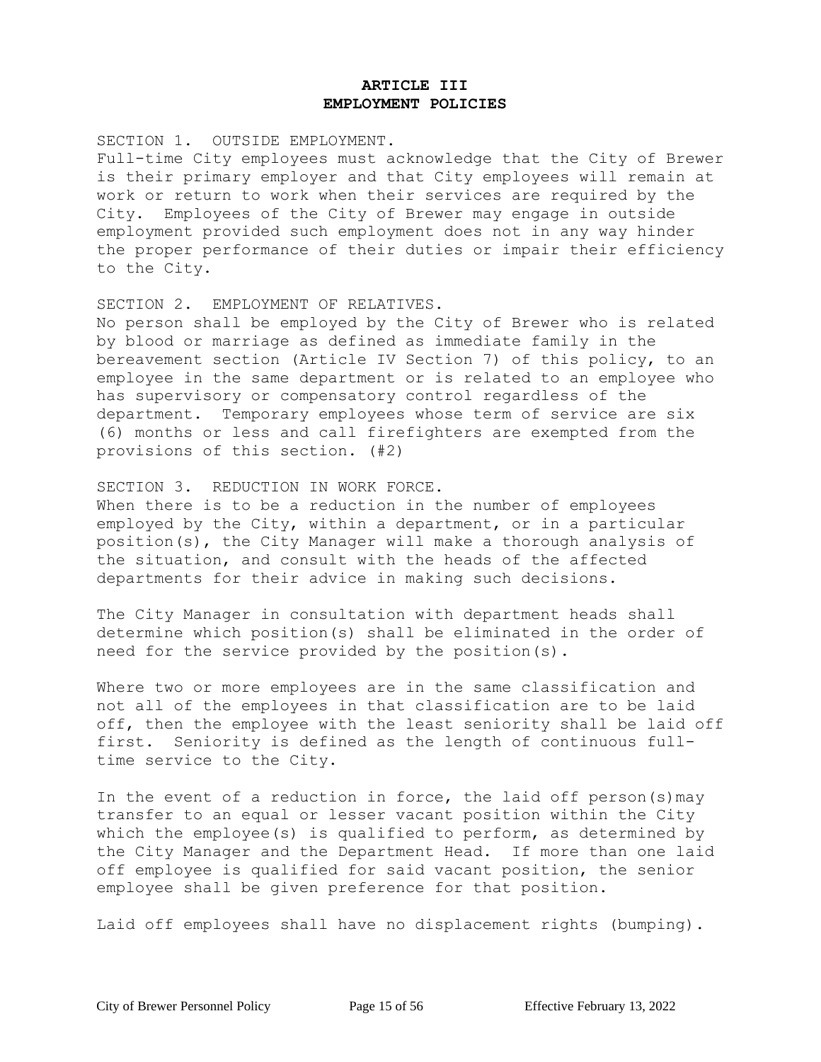# ARTICLE III
# EMPLOYMENT POLICIES

SECTION 1. OUTSIDE EMPLOYMENT.
Full-time City employees must acknowledge that the City of Brewer is their primary employer and that City employees will remain at work or return to work when their services are required by the City. Employees of the City of Brewer may engage in outside employment provided such employment does not in any way hinder the proper performance of their duties or impair their efficiency to the City.

SECTION 2. EMPLOYMENT OF RELATIVES.
No person shall be employed by the City of Brewer who is related by blood or marriage as defined as immediate family in the bereavement section (Article IV Section 7) of this policy, to an employee in the same department or is related to an employee who has supervisory or compensatory control regardless of the department. Temporary employees whose term of service are six (6) months or less and call firefighters are exempted from the provisions of this section. (#2)

SECTION 3. REDUCTION IN WORK FORCE.
When there is to be a reduction in the number of employees employed by the City, within a department, or in a particular position(s), the City Manager will make a thorough analysis of the situation, and consult with the heads of the affected departments for their advice in making such decisions.

The City Manager in consultation with department heads shall determine which position(s) shall be eliminated in the order of need for the service provided by the position(s).

Where two or more employees are in the same classification and not all of the employees in that classification are to be laid off, then the employee with the least seniority shall be laid off first. Seniority is defined as the length of continuous full-time service to the City.

In the event of a reduction in force, the laid off person(s)may transfer to an equal or lesser vacant position within the City which the employee(s) is qualified to perform, as determined by the City Manager and the Department Head. If more than one laid off employee is qualified for said vacant position, the senior employee shall be given preference for that position.

Laid off employees shall have no displacement rights (bumping).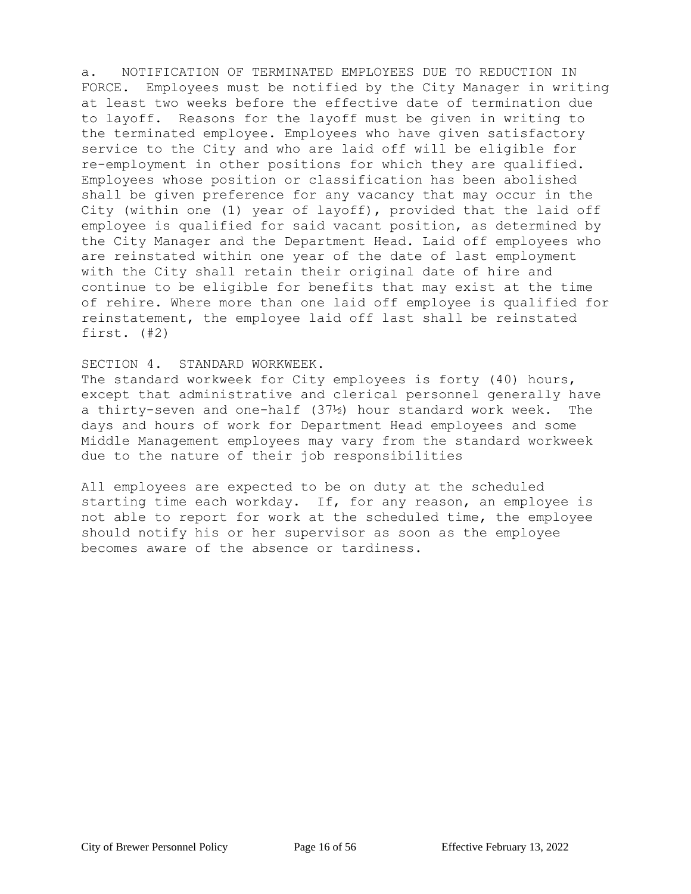a. NOTIFICATION OF TERMINATED EMPLOYEES DUE TO REDUCTION IN FORCE. Employees must be notified by the City Manager in writing at least two weeks before the effective date of termination due to layoff. Reasons for the layoff must be given in writing to the terminated employee. Employees who have given satisfactory service to the City and who are laid off will be eligible for re-employment in other positions for which they are qualified. Employees whose position or classification has been abolished shall be given preference for any vacancy that may occur in the City (within one (1) year of layoff), provided that the laid off employee is qualified for said vacant position, as determined by the City Manager and the Department Head. Laid off employees who are reinstated within one year of the date of last employment with the City shall retain their original date of hire and continue to be eligible for benefits that may exist at the time of rehire. Where more than one laid off employee is qualified for reinstatement, the employee laid off last shall be reinstated first. (#2)

## SECTION 4. STANDARD WORKWEEK.

The standard workweek for City employees is forty (40) hours, except that administrative and clerical personnel generally have a thirty-seven and one-half (37½) hour standard work week. The days and hours of work for Department Head employees and some Middle Management employees may vary from the standard workweek due to the nature of their job responsibilities

All employees are expected to be on duty at the scheduled starting time each workday. If, for any reason, an employee is not able to report for work at the scheduled time, the employee should notify his or her supervisor as soon as the employee becomes aware of the absence or tardiness.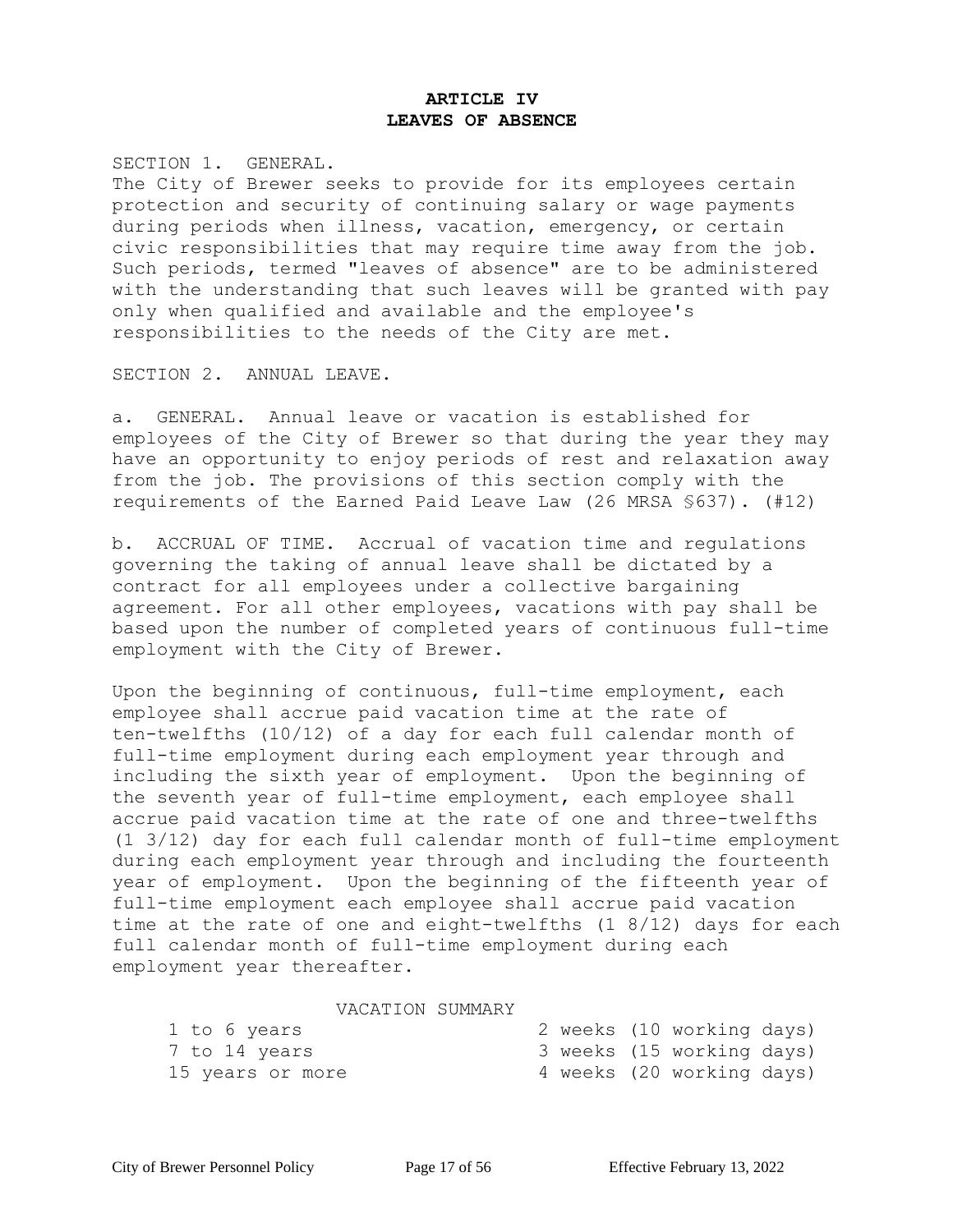# ARTICLE IV
# LEAVES OF ABSENCE

SECTION 1. GENERAL.

The City of Brewer seeks to provide for its employees certain protection and security of continuing salary or wage payments during periods when illness, vacation, emergency, or certain civic responsibilities that may require time away from the job. Such periods, termed "leaves of absence" are to be administered with the understanding that such leaves will be granted with pay only when qualified and available and the employee's responsibilities to the needs of the City are met.

SECTION 2. ANNUAL LEAVE.

a. GENERAL. Annual leave or vacation is established for employees of the City of Brewer so that during the year they may have an opportunity to enjoy periods of rest and relaxation away from the job. The provisions of this section comply with the requirements of the Earned Paid Leave Law (26 MRSA §637). (#12)

b. ACCRUAL OF TIME. Accrual of vacation time and regulations governing the taking of annual leave shall be dictated by a contract for all employees under a collective bargaining agreement. For all other employees, vacations with pay shall be based upon the number of completed years of continuous full-time employment with the City of Brewer.

Upon the beginning of continuous, full-time employment, each employee shall accrue paid vacation time at the rate of ten-twelfths (10/12) of a day for each full calendar month of full-time employment during each employment year through and including the sixth year of employment. Upon the beginning of the seventh year of full-time employment, each employee shall accrue paid vacation time at the rate of one and three-twelfths (1 3/12) day for each full calendar month of full-time employment during each employment year through and including the fourteenth year of employment. Upon the beginning of the fifteenth year of full-time employment each employee shall accrue paid vacation time at the rate of one and eight-twelfths (1 8/12) days for each full calendar month of full-time employment during each employment year thereafter.

VACATION SUMMARY

| | |
|---|---|
| 1 to 6 years | 2 weeks (10 working days) |
| 7 to 14 years | 3 weeks (15 working days) |
| 15 years or more | 4 weeks (20 working days) |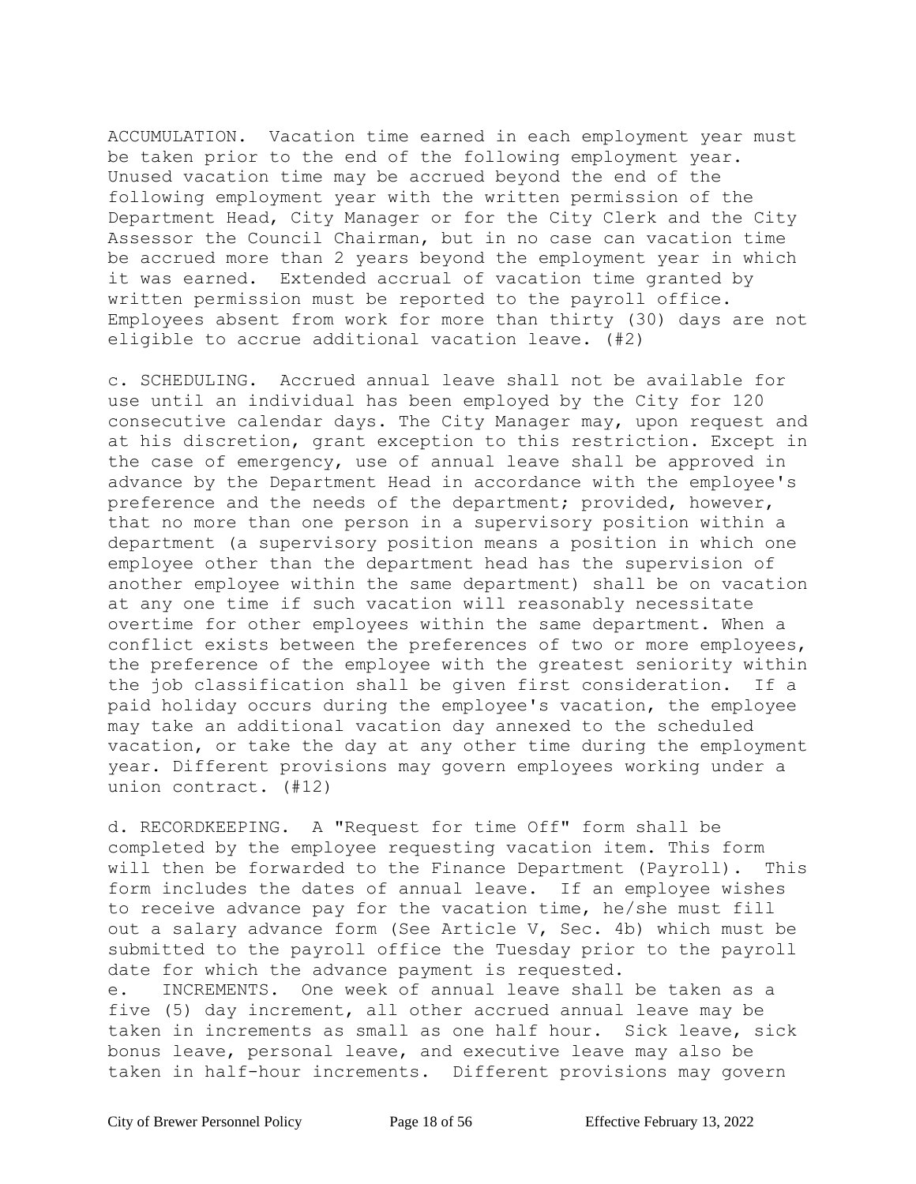ACCUMULATION. Vacation time earned in each employment year must be taken prior to the end of the following employment year. Unused vacation time may be accrued beyond the end of the following employment year with the written permission of the Department Head, City Manager or for the City Clerk and the City Assessor the Council Chairman, but in no case can vacation time be accrued more than 2 years beyond the employment year in which it was earned. Extended accrual of vacation time granted by written permission must be reported to the payroll office. Employees absent from work for more than thirty (30) days are not eligible to accrue additional vacation leave. (#2)

c. SCHEDULING. Accrued annual leave shall not be available for use until an individual has been employed by the City for 120 consecutive calendar days. The City Manager may, upon request and at his discretion, grant exception to this restriction. Except in the case of emergency, use of annual leave shall be approved in advance by the Department Head in accordance with the employee's preference and the needs of the department; provided, however, that no more than one person in a supervisory position within a department (a supervisory position means a position in which one employee other than the department head has the supervision of another employee within the same department) shall be on vacation at any one time if such vacation will reasonably necessitate overtime for other employees within the same department. When a conflict exists between the preferences of two or more employees, the preference of the employee with the greatest seniority within the job classification shall be given first consideration. If a paid holiday occurs during the employee's vacation, the employee may take an additional vacation day annexed to the scheduled vacation, or take the day at any other time during the employment year. Different provisions may govern employees working under a union contract. (#12)

d. RECORDKEEPING. A "Request for time Off" form shall be completed by the employee requesting vacation item. This form will then be forwarded to the Finance Department (Payroll). This form includes the dates of annual leave. If an employee wishes to receive advance pay for the vacation time, he/she must fill out a salary advance form (See Article V, Sec. 4b) which must be submitted to the payroll office the Tuesday prior to the payroll date for which the advance payment is requested.

e. INCREMENTS. One week of annual leave shall be taken as a five (5) day increment, all other accrued annual leave may be taken in increments as small as one half hour. Sick leave, sick bonus leave, personal leave, and executive leave may also be taken in half-hour increments. Different provisions may govern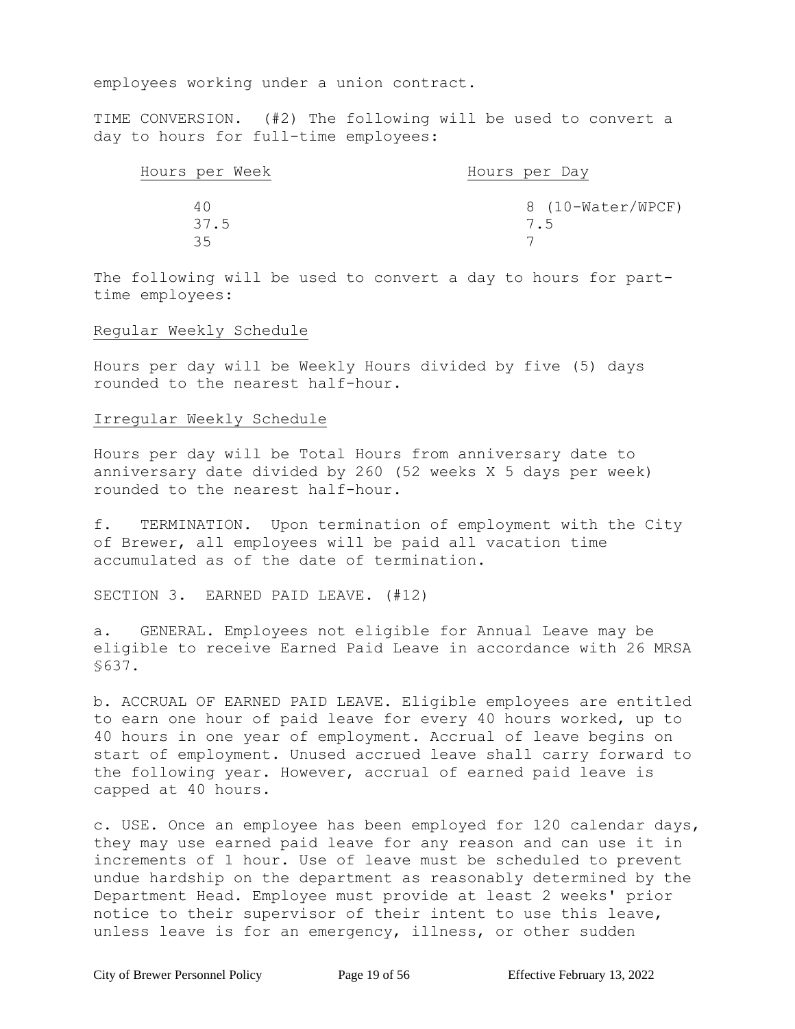employees working under a union contract.

TIME CONVERSION. (#2) The following will be used to convert a day to hours for full-time employees:

| Hours per Week | Hours per Day |
|---|---|
| 40 | 8 (10-Water/WPCF) |
| 37.5 | 7.5 |
| 35 | 7 |

The following will be used to convert a day to hours for part-time employees:

Regular Weekly Schedule

Hours per day will be Weekly Hours divided by five (5) days rounded to the nearest half-hour.

Irregular Weekly Schedule

Hours per day will be Total Hours from anniversary date to anniversary date divided by 260 (52 weeks X 5 days per week) rounded to the nearest half-hour.

f. TERMINATION. Upon termination of employment with the City of Brewer, all employees will be paid all vacation time accumulated as of the date of termination.

SECTION 3. EARNED PAID LEAVE. (#12)

a. GENERAL. Employees not eligible for Annual Leave may be eligible to receive Earned Paid Leave in accordance with 26 MRSA §637.

b. ACCRUAL OF EARNED PAID LEAVE. Eligible employees are entitled to earn one hour of paid leave for every 40 hours worked, up to 40 hours in one year of employment. Accrual of leave begins on start of employment. Unused accrued leave shall carry forward to the following year. However, accrual of earned paid leave is capped at 40 hours.

c. USE. Once an employee has been employed for 120 calendar days, they may use earned paid leave for any reason and can use it in increments of 1 hour. Use of leave must be scheduled to prevent undue hardship on the department as reasonably determined by the Department Head. Employee must provide at least 2 weeks' prior notice to their supervisor of their intent to use this leave, unless leave is for an emergency, illness, or other sudden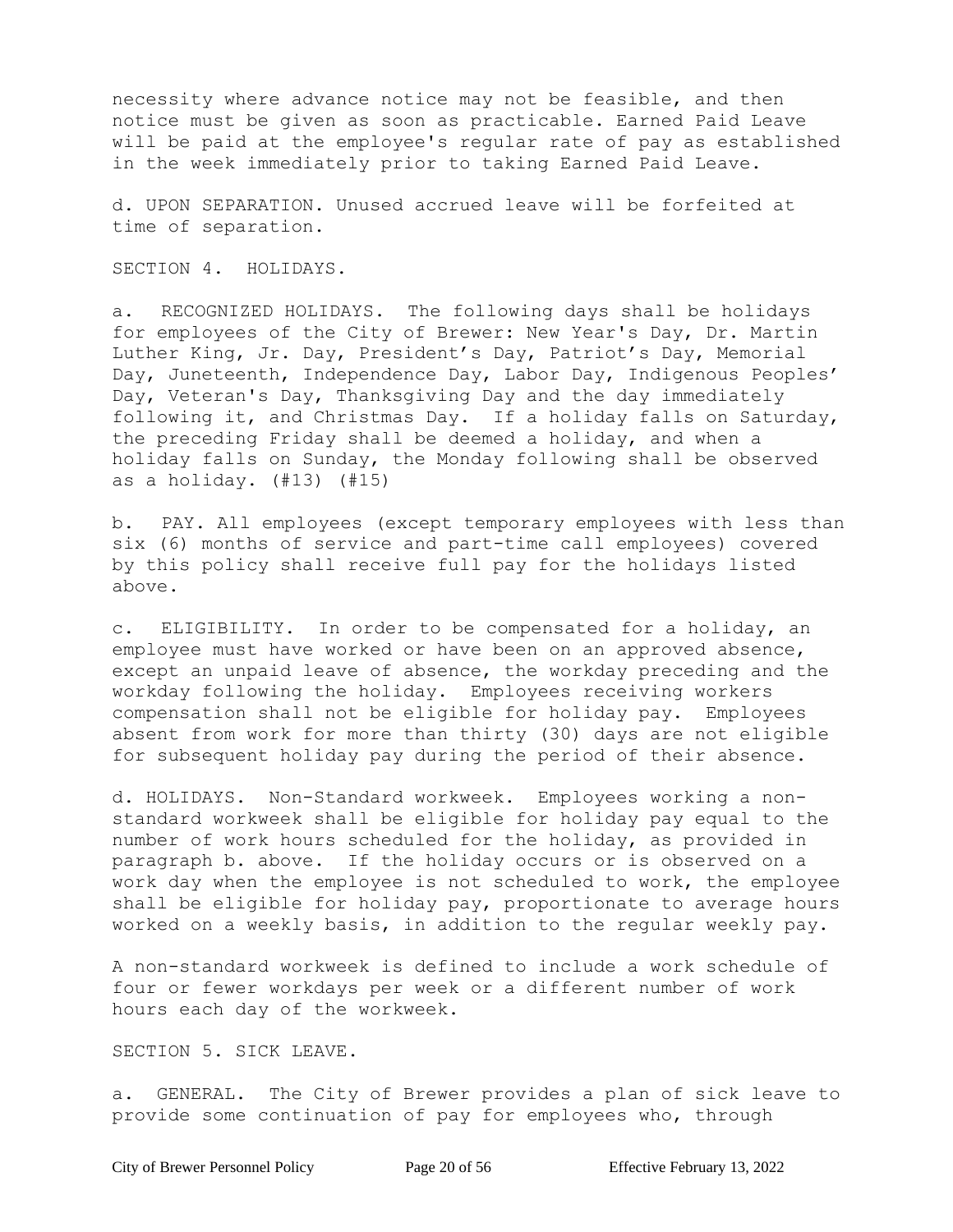necessity where advance notice may not be feasible, and then notice must be given as soon as practicable. Earned Paid Leave will be paid at the employee's regular rate of pay as established in the week immediately prior to taking Earned Paid Leave.

d. UPON SEPARATION. Unused accrued leave will be forfeited at time of separation.

## SECTION 4. HOLIDAYS.

a. RECOGNIZED HOLIDAYS. The following days shall be holidays for employees of the City of Brewer: New Year's Day, Dr. Martin Luther King, Jr. Day, President's Day, Patriot's Day, Memorial Day, Juneteenth, Independence Day, Labor Day, Indigenous Peoples' Day, Veteran's Day, Thanksgiving Day and the day immediately following it, and Christmas Day. If a holiday falls on Saturday, the preceding Friday shall be deemed a holiday, and when a holiday falls on Sunday, the Monday following shall be observed as a holiday. (#13) (#15)

b. PAY. All employees (except temporary employees with less than six (6) months of service and part-time call employees) covered by this policy shall receive full pay for the holidays listed above.

c. ELIGIBILITY. In order to be compensated for a holiday, an employee must have worked or have been on an approved absence, except an unpaid leave of absence, the workday preceding and the workday following the holiday. Employees receiving workers compensation shall not be eligible for holiday pay. Employees absent from work for more than thirty (30) days are not eligible for subsequent holiday pay during the period of their absence.

d. HOLIDAYS. Non-Standard workweek. Employees working a non-standard workweek shall be eligible for holiday pay equal to the number of work hours scheduled for the holiday, as provided in paragraph b. above. If the holiday occurs or is observed on a work day when the employee is not scheduled to work, the employee shall be eligible for holiday pay, proportionate to average hours worked on a weekly basis, in addition to the regular weekly pay.

A non-standard workweek is defined to include a work schedule of four or fewer workdays per week or a different number of work hours each day of the workweek.

## SECTION 5. SICK LEAVE.

a. GENERAL. The City of Brewer provides a plan of sick leave to provide some continuation of pay for employees who, through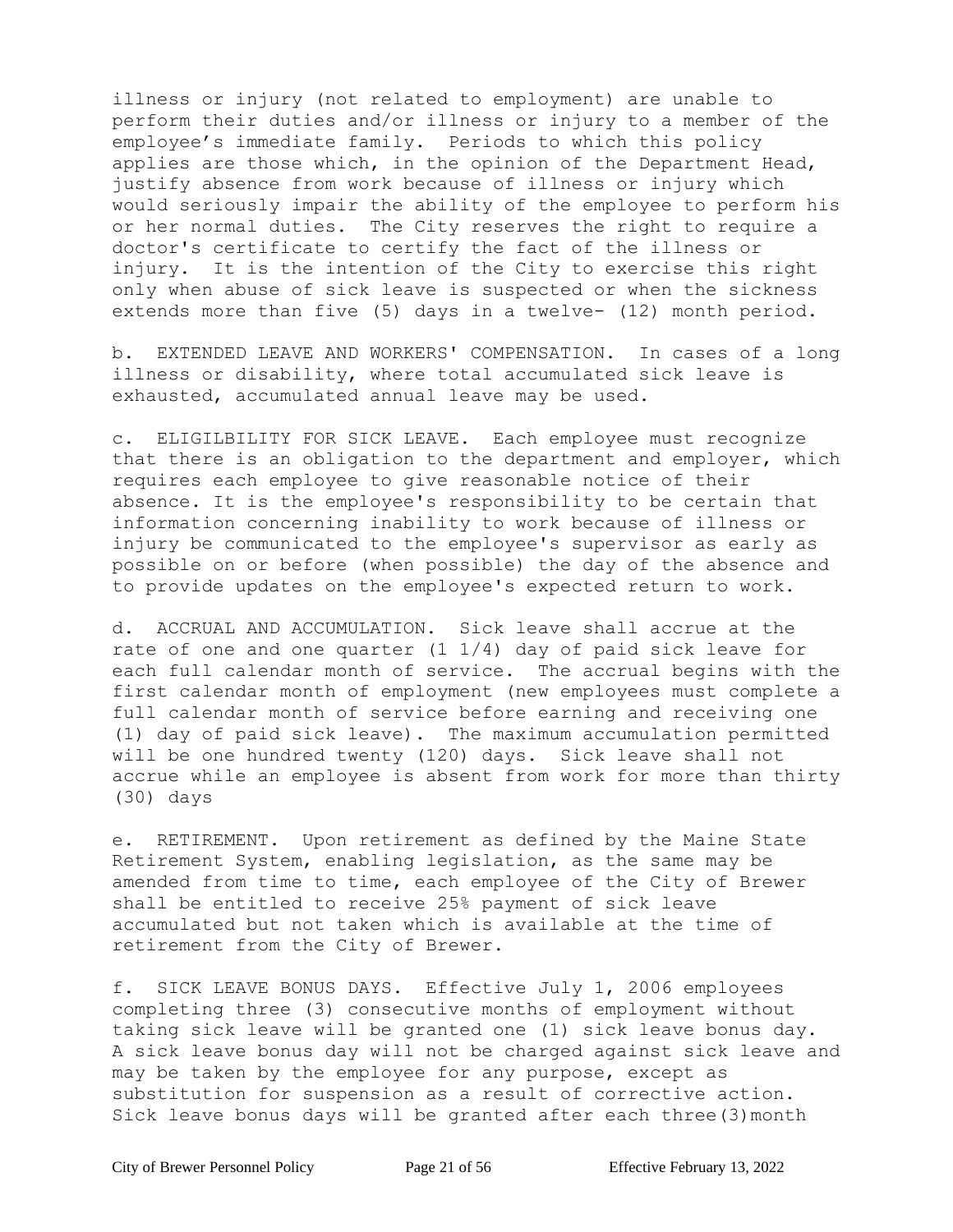illness or injury (not related to employment) are unable to perform their duties and/or illness or injury to a member of the employee's immediate family. Periods to which this policy applies are those which, in the opinion of the Department Head, justify absence from work because of illness or injury which would seriously impair the ability of the employee to perform his or her normal duties. The City reserves the right to require a doctor's certificate to certify the fact of the illness or injury. It is the intention of the City to exercise this right only when abuse of sick leave is suspected or when the sickness extends more than five (5) days in a twelve- (12) month period.

b. EXTENDED LEAVE AND WORKERS' COMPENSATION. In cases of a long illness or disability, where total accumulated sick leave is exhausted, accumulated annual leave may be used.

c. ELIGILBILITY FOR SICK LEAVE. Each employee must recognize that there is an obligation to the department and employer, which requires each employee to give reasonable notice of their absence. It is the employee's responsibility to be certain that information concerning inability to work because of illness or injury be communicated to the employee's supervisor as early as possible on or before (when possible) the day of the absence and to provide updates on the employee's expected return to work.

d. ACCRUAL AND ACCUMULATION. Sick leave shall accrue at the rate of one and one quarter (1 1/4) day of paid sick leave for each full calendar month of service. The accrual begins with the first calendar month of employment (new employees must complete a full calendar month of service before earning and receiving one (1) day of paid sick leave). The maximum accumulation permitted will be one hundred twenty (120) days. Sick leave shall not accrue while an employee is absent from work for more than thirty (30) days

e. RETIREMENT. Upon retirement as defined by the Maine State Retirement System, enabling legislation, as the same may be amended from time to time, each employee of the City of Brewer shall be entitled to receive 25% payment of sick leave accumulated but not taken which is available at the time of retirement from the City of Brewer.

f. SICK LEAVE BONUS DAYS. Effective July 1, 2006 employees completing three (3) consecutive months of employment without taking sick leave will be granted one (1) sick leave bonus day. A sick leave bonus day will not be charged against sick leave and may be taken by the employee for any purpose, except as substitution for suspension as a result of corrective action. Sick leave bonus days will be granted after each three(3)month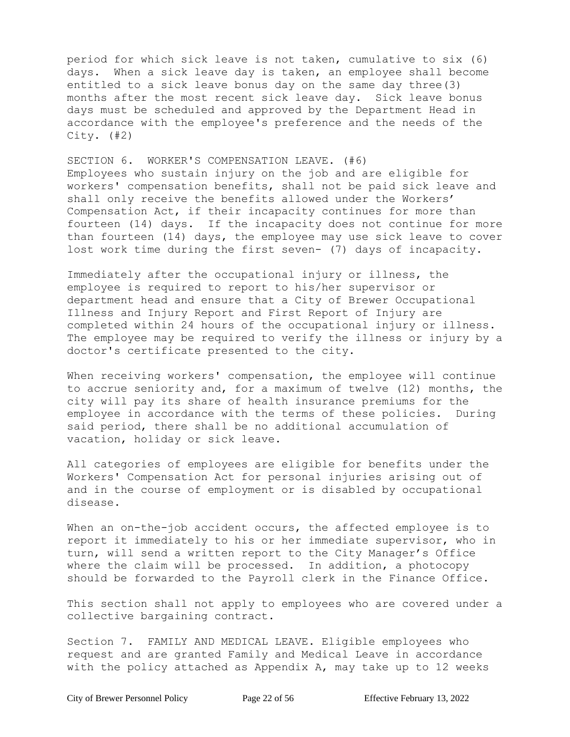period for which sick leave is not taken, cumulative to six (6) days. When a sick leave day is taken, an employee shall become entitled to a sick leave bonus day on the same day three(3) months after the most recent sick leave day. Sick leave bonus days must be scheduled and approved by the Department Head in accordance with the employee's preference and the needs of the City. (#2)

SECTION 6. WORKER'S COMPENSATION LEAVE. (#6)
Employees who sustain injury on the job and are eligible for workers' compensation benefits, shall not be paid sick leave and shall only receive the benefits allowed under the Workers' Compensation Act, if their incapacity continues for more than fourteen (14) days. If the incapacity does not continue for more than fourteen (14) days, the employee may use sick leave to cover lost work time during the first seven- (7) days of incapacity.

Immediately after the occupational injury or illness, the employee is required to report to his/her supervisor or department head and ensure that a City of Brewer Occupational Illness and Injury Report and First Report of Injury are completed within 24 hours of the occupational injury or illness. The employee may be required to verify the illness or injury by a doctor's certificate presented to the city.

When receiving workers' compensation, the employee will continue to accrue seniority and, for a maximum of twelve (12) months, the city will pay its share of health insurance premiums for the employee in accordance with the terms of these policies. During said period, there shall be no additional accumulation of vacation, holiday or sick leave.

All categories of employees are eligible for benefits under the Workers' Compensation Act for personal injuries arising out of and in the course of employment or is disabled by occupational disease.

When an on-the-job accident occurs, the affected employee is to report it immediately to his or her immediate supervisor, who in turn, will send a written report to the City Manager's Office where the claim will be processed. In addition, a photocopy should be forwarded to the Payroll clerk in the Finance Office.

This section shall not apply to employees who are covered under a collective bargaining contract.

Section 7. FAMILY AND MEDICAL LEAVE. Eligible employees who request and are granted Family and Medical Leave in accordance with the policy attached as Appendix A, may take up to 12 weeks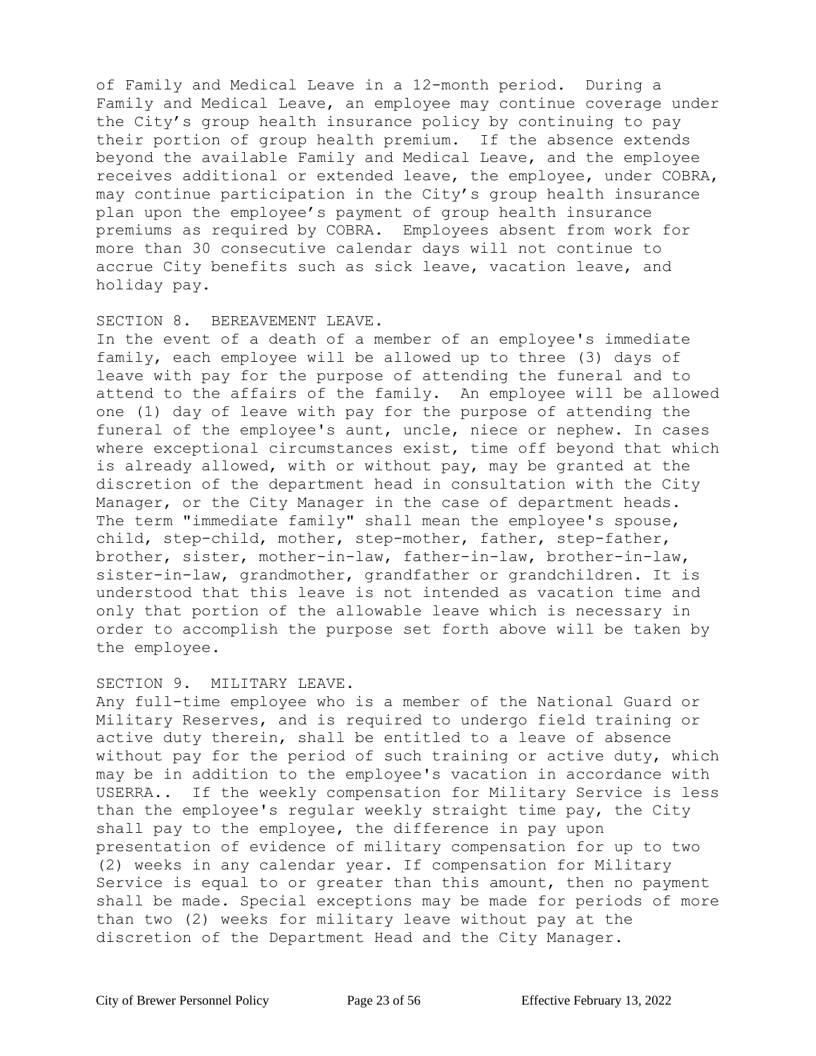of Family and Medical Leave in a 12-month period. During a Family and Medical Leave, an employee may continue coverage under the City's group health insurance policy by continuing to pay their portion of group health premium. If the absence extends beyond the available Family and Medical Leave, and the employee receives additional or extended leave, the employee, under COBRA, may continue participation in the City's group health insurance plan upon the employee's payment of group health insurance premiums as required by COBRA. Employees absent from work for more than 30 consecutive calendar days will not continue to accrue City benefits such as sick leave, vacation leave, and holiday pay.

## SECTION 8. BEREAVEMENT LEAVE.

In the event of a death of a member of an employee's immediate family, each employee will be allowed up to three (3) days of leave with pay for the purpose of attending the funeral and to attend to the affairs of the family. An employee will be allowed one (1) day of leave with pay for the purpose of attending the funeral of the employee's aunt, uncle, niece or nephew. In cases where exceptional circumstances exist, time off beyond that which is already allowed, with or without pay, may be granted at the discretion of the department head in consultation with the City Manager, or the City Manager in the case of department heads. The term "immediate family" shall mean the employee's spouse, child, step-child, mother, step-mother, father, step-father, brother, sister, mother-in-law, father-in-law, brother-in-law, sister-in-law, grandmother, grandfather or grandchildren. It is understood that this leave is not intended as vacation time and only that portion of the allowable leave which is necessary in order to accomplish the purpose set forth above will be taken by the employee.

## SECTION 9. MILITARY LEAVE.

Any full-time employee who is a member of the National Guard or Military Reserves, and is required to undergo field training or active duty therein, shall be entitled to a leave of absence without pay for the period of such training or active duty, which may be in addition to the employee's vacation in accordance with USERRA.. If the weekly compensation for Military Service is less than the employee's regular weekly straight time pay, the City shall pay to the employee, the difference in pay upon presentation of evidence of military compensation for up to two (2) weeks in any calendar year. If compensation for Military Service is equal to or greater than this amount, then no payment shall be made. Special exceptions may be made for periods of more than two (2) weeks for military leave without pay at the discretion of the Department Head and the City Manager.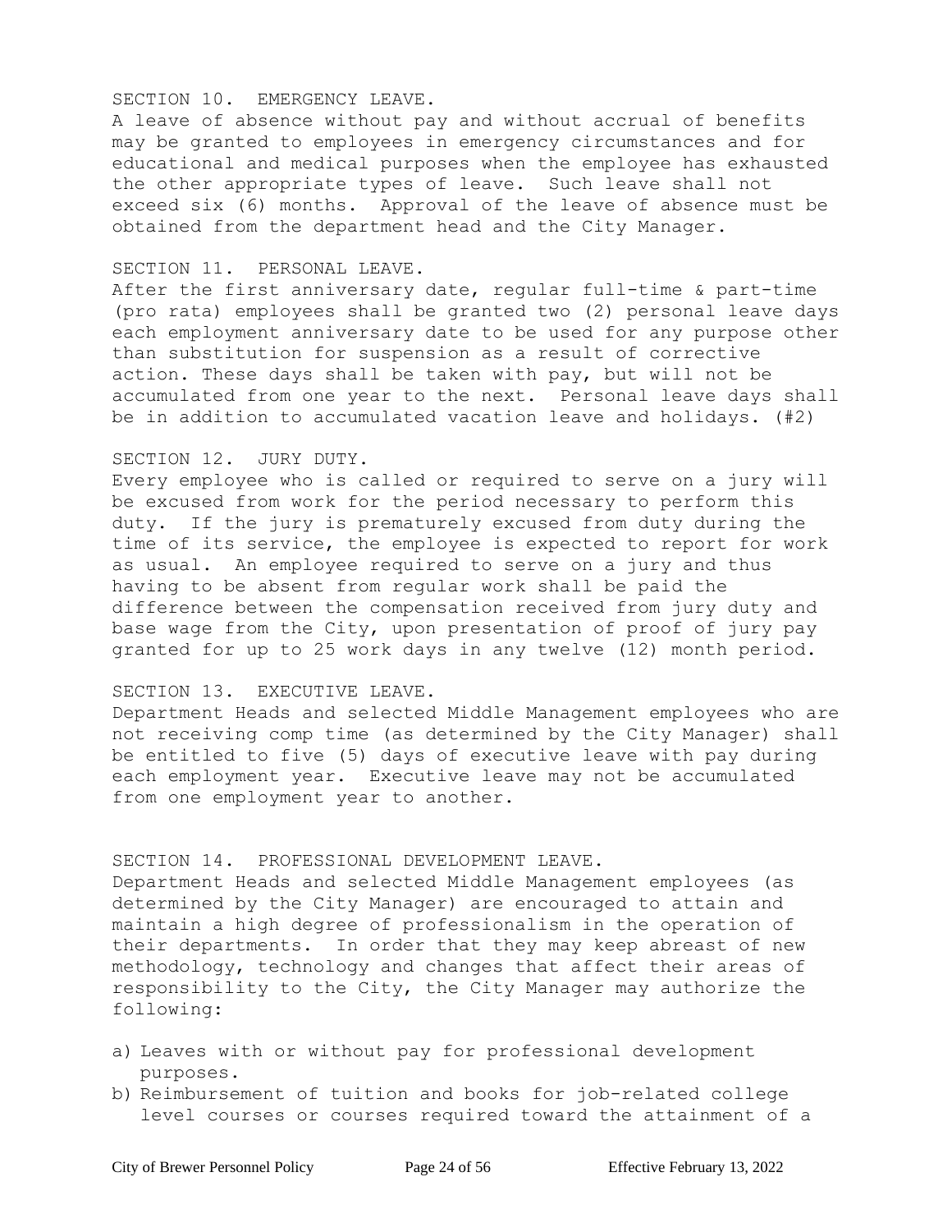## SECTION 10. EMERGENCY LEAVE.

A leave of absence without pay and without accrual of benefits may be granted to employees in emergency circumstances and for educational and medical purposes when the employee has exhausted the other appropriate types of leave. Such leave shall not exceed six (6) months. Approval of the leave of absence must be obtained from the department head and the City Manager.

## SECTION 11. PERSONAL LEAVE.

After the first anniversary date, regular full-time & part-time (pro rata) employees shall be granted two (2) personal leave days each employment anniversary date to be used for any purpose other than substitution for suspension as a result of corrective action. These days shall be taken with pay, but will not be accumulated from one year to the next. Personal leave days shall be in addition to accumulated vacation leave and holidays. (#2)

## SECTION 12. JURY DUTY.

Every employee who is called or required to serve on a jury will be excused from work for the period necessary to perform this duty. If the jury is prematurely excused from duty during the time of its service, the employee is expected to report for work as usual. An employee required to serve on a jury and thus having to be absent from regular work shall be paid the difference between the compensation received from jury duty and base wage from the City, upon presentation of proof of jury pay granted for up to 25 work days in any twelve (12) month period.

## SECTION 13. EXECUTIVE LEAVE.

Department Heads and selected Middle Management employees who are not receiving comp time (as determined by the City Manager) shall be entitled to five (5) days of executive leave with pay during each employment year. Executive leave may not be accumulated from one employment year to another.

## SECTION 14. PROFESSIONAL DEVELOPMENT LEAVE.

Department Heads and selected Middle Management employees (as determined by the City Manager) are encouraged to attain and maintain a high degree of professionalism in the operation of their departments. In order that they may keep abreast of new methodology, technology and changes that affect their areas of responsibility to the City, the City Manager may authorize the following:

a) Leaves with or without pay for professional development purposes.
b) Reimbursement of tuition and books for job-related college level courses or courses required toward the attainment of a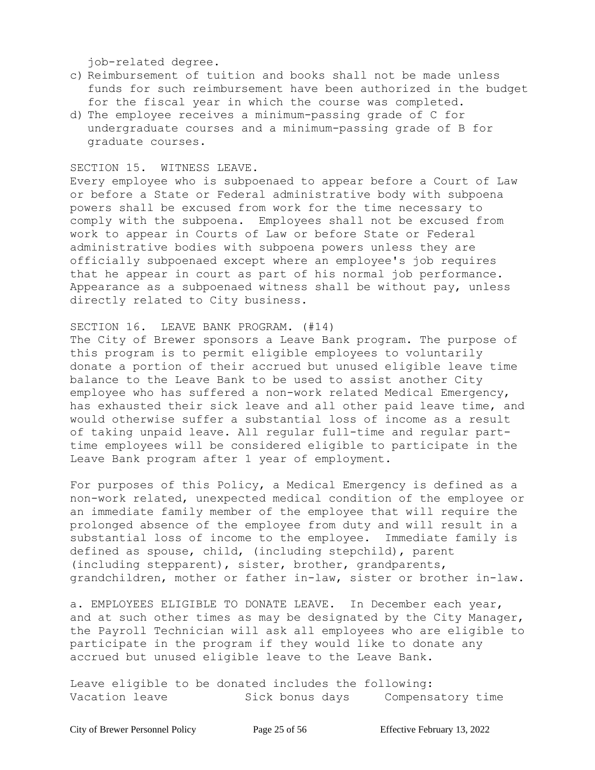job-related degree.

c) Reimbursement of tuition and books shall not be made unless funds for such reimbursement have been authorized in the budget for the fiscal year in which the course was completed.
d) The employee receives a minimum-passing grade of C for undergraduate courses and a minimum-passing grade of B for graduate courses.

SECTION 15. WITNESS LEAVE.

Every employee who is subpoenaed to appear before a Court of Law or before a State or Federal administrative body with subpoena powers shall be excused from work for the time necessary to comply with the subpoena. Employees shall not be excused from work to appear in Courts of Law or before State or Federal administrative bodies with subpoena powers unless they are officially subpoenaed except where an employee's job requires that he appear in court as part of his normal job performance. Appearance as a subpoenaed witness shall be without pay, unless directly related to City business.

SECTION 16. LEAVE BANK PROGRAM. (#14)

The City of Brewer sponsors a Leave Bank program. The purpose of this program is to permit eligible employees to voluntarily donate a portion of their accrued but unused eligible leave time balance to the Leave Bank to be used to assist another City employee who has suffered a non-work related Medical Emergency, has exhausted their sick leave and all other paid leave time, and would otherwise suffer a substantial loss of income as a result of taking unpaid leave. All regular full-time and regular part-time employees will be considered eligible to participate in the Leave Bank program after 1 year of employment.

For purposes of this Policy, a Medical Emergency is defined as a non-work related, unexpected medical condition of the employee or an immediate family member of the employee that will require the prolonged absence of the employee from duty and will result in a substantial loss of income to the employee. Immediate family is defined as spouse, child, (including stepchild), parent (including stepparent), sister, brother, grandparents, grandchildren, mother or father in-law, sister or brother in-law.

a. EMPLOYEES ELIGIBLE TO DONATE LEAVE. In December each year, and at such other times as may be designated by the City Manager, the Payroll Technician will ask all employees who are eligible to participate in the program if they would like to donate any accrued but unused eligible leave to the Leave Bank.

Leave eligible to be donated includes the following:

Vacation leave  Sick bonus days  Compensatory time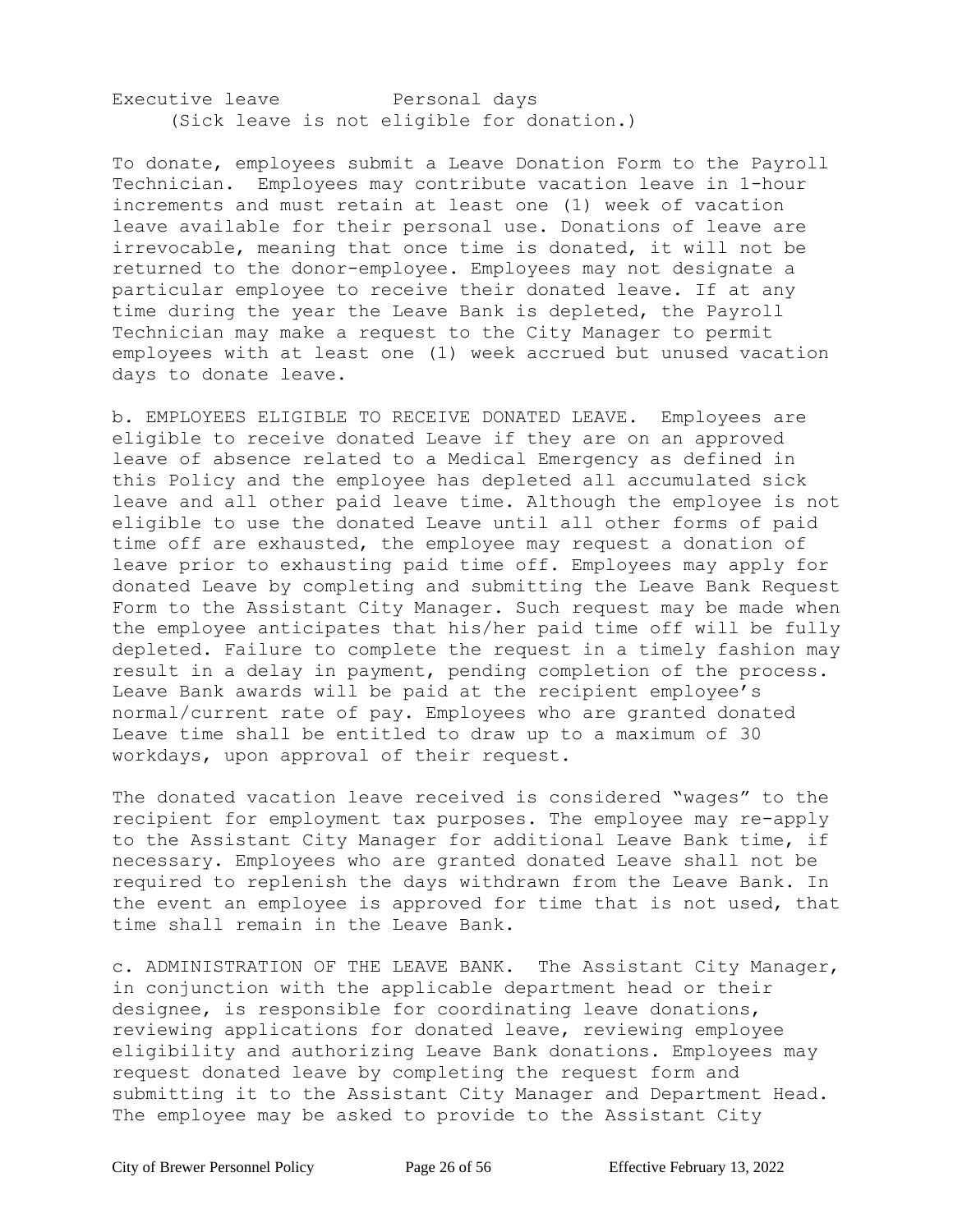Executive leave Personal days
(Sick leave is not eligible for donation.)

To donate, employees submit a Leave Donation Form to the Payroll Technician. Employees may contribute vacation leave in 1-hour increments and must retain at least one (1) week of vacation leave available for their personal use. Donations of leave are irrevocable, meaning that once time is donated, it will not be returned to the donor-employee. Employees may not designate a particular employee to receive their donated leave. If at any time during the year the Leave Bank is depleted, the Payroll Technician may make a request to the City Manager to permit employees with at least one (1) week accrued but unused vacation days to donate leave.

b. EMPLOYEES ELIGIBLE TO RECEIVE DONATED LEAVE. Employees are eligible to receive donated Leave if they are on an approved leave of absence related to a Medical Emergency as defined in this Policy and the employee has depleted all accumulated sick leave and all other paid leave time. Although the employee is not eligible to use the donated Leave until all other forms of paid time off are exhausted, the employee may request a donation of leave prior to exhausting paid time off. Employees may apply for donated Leave by completing and submitting the Leave Bank Request Form to the Assistant City Manager. Such request may be made when the employee anticipates that his/her paid time off will be fully depleted. Failure to complete the request in a timely fashion may result in a delay in payment, pending completion of the process. Leave Bank awards will be paid at the recipient employee's normal/current rate of pay. Employees who are granted donated Leave time shall be entitled to draw up to a maximum of 30 workdays, upon approval of their request.

The donated vacation leave received is considered "wages" to the recipient for employment tax purposes. The employee may re-apply to the Assistant City Manager for additional Leave Bank time, if necessary. Employees who are granted donated Leave shall not be required to replenish the days withdrawn from the Leave Bank. In the event an employee is approved for time that is not used, that time shall remain in the Leave Bank.

c. ADMINISTRATION OF THE LEAVE BANK. The Assistant City Manager, in conjunction with the applicable department head or their designee, is responsible for coordinating leave donations, reviewing applications for donated leave, reviewing employee eligibility and authorizing Leave Bank donations. Employees may request donated leave by completing the request form and submitting it to the Assistant City Manager and Department Head. The employee may be asked to provide to the Assistant City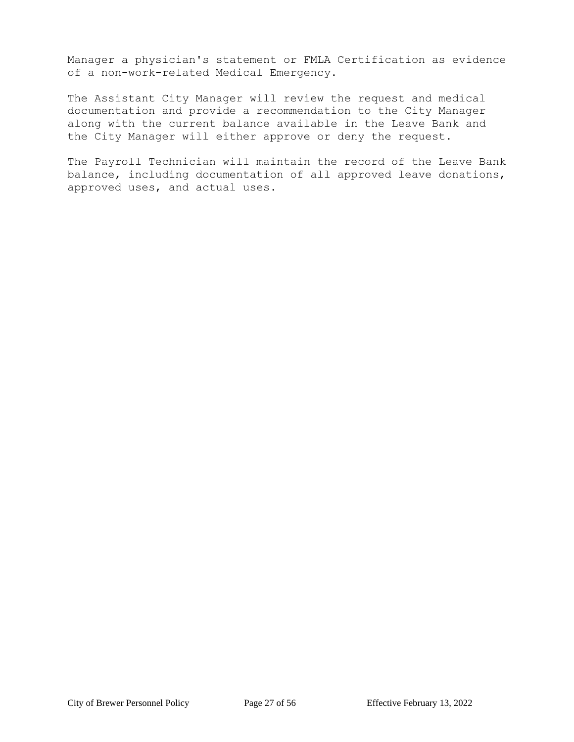Manager a physician's statement or FMLA Certification as evidence of a non-work-related Medical Emergency.

The Assistant City Manager will review the request and medical documentation and provide a recommendation to the City Manager along with the current balance available in the Leave Bank and the City Manager will either approve or deny the request.

The Payroll Technician will maintain the record of the Leave Bank balance, including documentation of all approved leave donations, approved uses, and actual uses.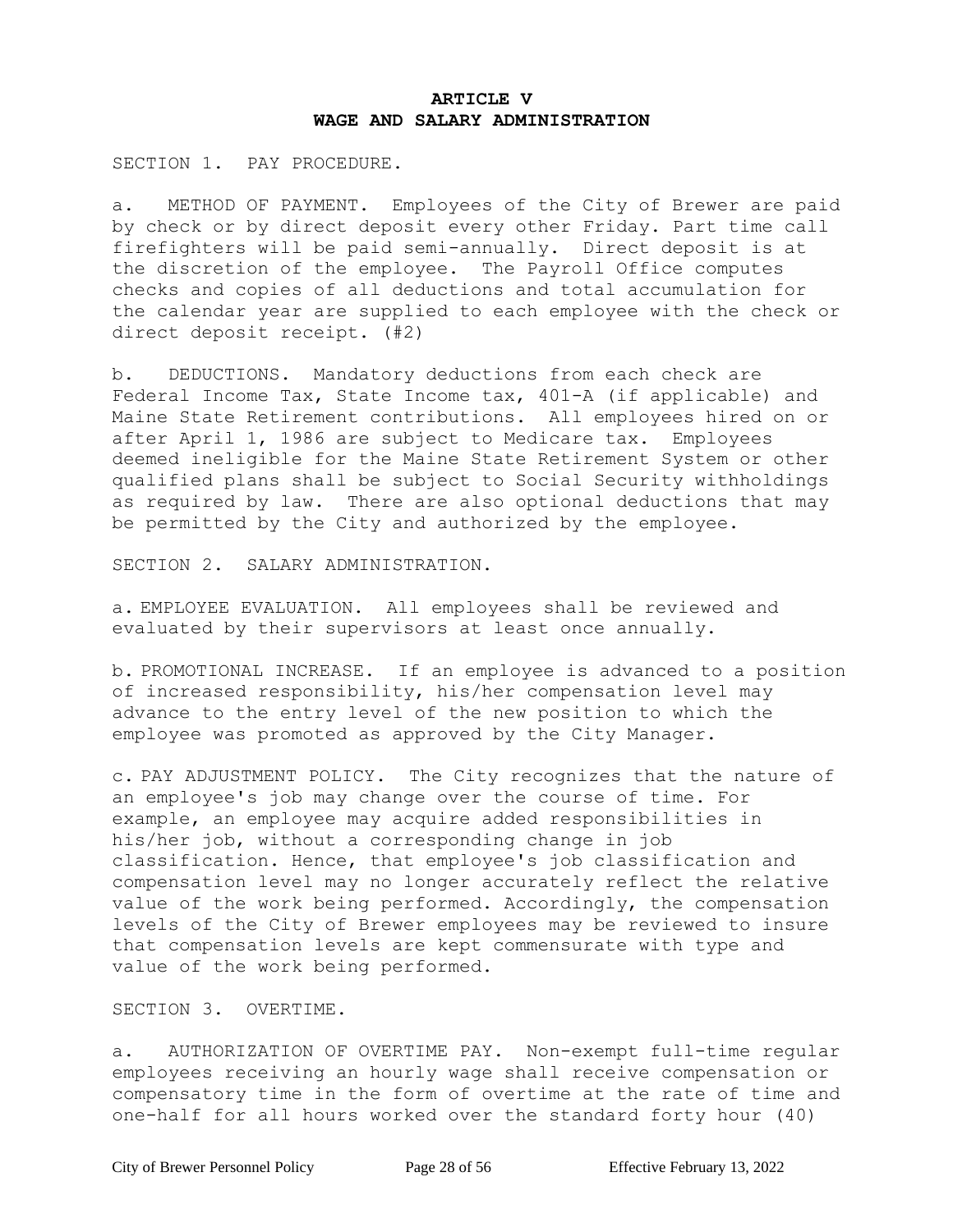# ARTICLE V
# WAGE AND SALARY ADMINISTRATION

SECTION 1. PAY PROCEDURE.

a. METHOD OF PAYMENT. Employees of the City of Brewer are paid by check or by direct deposit every other Friday. Part time call firefighters will be paid semi-annually. Direct deposit is at the discretion of the employee. The Payroll Office computes checks and copies of all deductions and total accumulation for the calendar year are supplied to each employee with the check or direct deposit receipt. (#2)

b. DEDUCTIONS. Mandatory deductions from each check are Federal Income Tax, State Income tax, 401-A (if applicable) and Maine State Retirement contributions. All employees hired on or after April 1, 1986 are subject to Medicare tax. Employees deemed ineligible for the Maine State Retirement System or other qualified plans shall be subject to Social Security withholdings as required by law. There are also optional deductions that may be permitted by the City and authorized by the employee.

SECTION 2. SALARY ADMINISTRATION.

a. EMPLOYEE EVALUATION. All employees shall be reviewed and evaluated by their supervisors at least once annually.

b. PROMOTIONAL INCREASE. If an employee is advanced to a position of increased responsibility, his/her compensation level may advance to the entry level of the new position to which the employee was promoted as approved by the City Manager.

c. PAY ADJUSTMENT POLICY. The City recognizes that the nature of an employee's job may change over the course of time. For example, an employee may acquire added responsibilities in his/her job, without a corresponding change in job classification. Hence, that employee's job classification and compensation level may no longer accurately reflect the relative value of the work being performed. Accordingly, the compensation levels of the City of Brewer employees may be reviewed to insure that compensation levels are kept commensurate with type and value of the work being performed.

SECTION 3. OVERTIME.

a. AUTHORIZATION OF OVERTIME PAY. Non-exempt full-time regular employees receiving an hourly wage shall receive compensation or compensatory time in the form of overtime at the rate of time and one-half for all hours worked over the standard forty hour (40)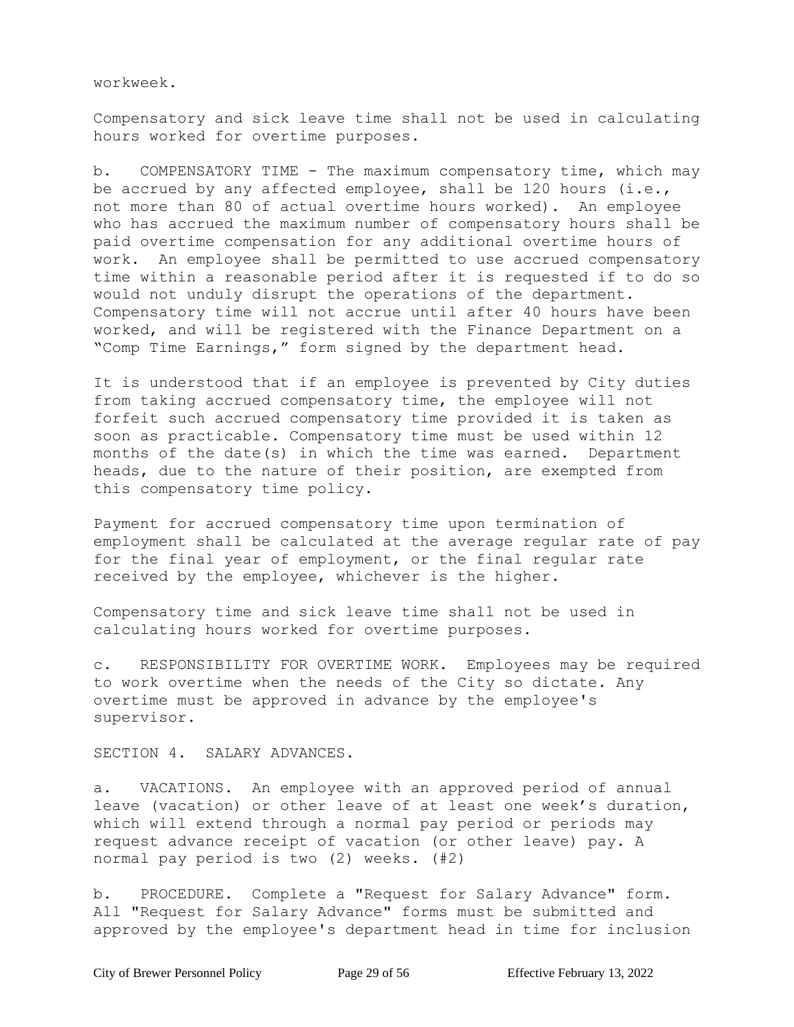workweek.

Compensatory and sick leave time shall not be used in calculating hours worked for overtime purposes.

b. COMPENSATORY TIME - The maximum compensatory time, which may be accrued by any affected employee, shall be 120 hours (i.e., not more than 80 of actual overtime hours worked). An employee who has accrued the maximum number of compensatory hours shall be paid overtime compensation for any additional overtime hours of work. An employee shall be permitted to use accrued compensatory time within a reasonable period after it is requested if to do so would not unduly disrupt the operations of the department. Compensatory time will not accrue until after 40 hours have been worked, and will be registered with the Finance Department on a "Comp Time Earnings," form signed by the department head.

It is understood that if an employee is prevented by City duties from taking accrued compensatory time, the employee will not forfeit such accrued compensatory time provided it is taken as soon as practicable. Compensatory time must be used within 12 months of the date(s) in which the time was earned. Department heads, due to the nature of their position, are exempted from this compensatory time policy.

Payment for accrued compensatory time upon termination of employment shall be calculated at the average regular rate of pay for the final year of employment, or the final regular rate received by the employee, whichever is the higher.

Compensatory time and sick leave time shall not be used in calculating hours worked for overtime purposes.

c. RESPONSIBILITY FOR OVERTIME WORK. Employees may be required to work overtime when the needs of the City so dictate. Any overtime must be approved in advance by the employee's supervisor.

SECTION 4. SALARY ADVANCES.

a. VACATIONS. An employee with an approved period of annual leave (vacation) or other leave of at least one week's duration, which will extend through a normal pay period or periods may request advance receipt of vacation (or other leave) pay. A normal pay period is two (2) weeks. (#2)

b. PROCEDURE. Complete a "Request for Salary Advance" form. All "Request for Salary Advance" forms must be submitted and approved by the employee's department head in time for inclusion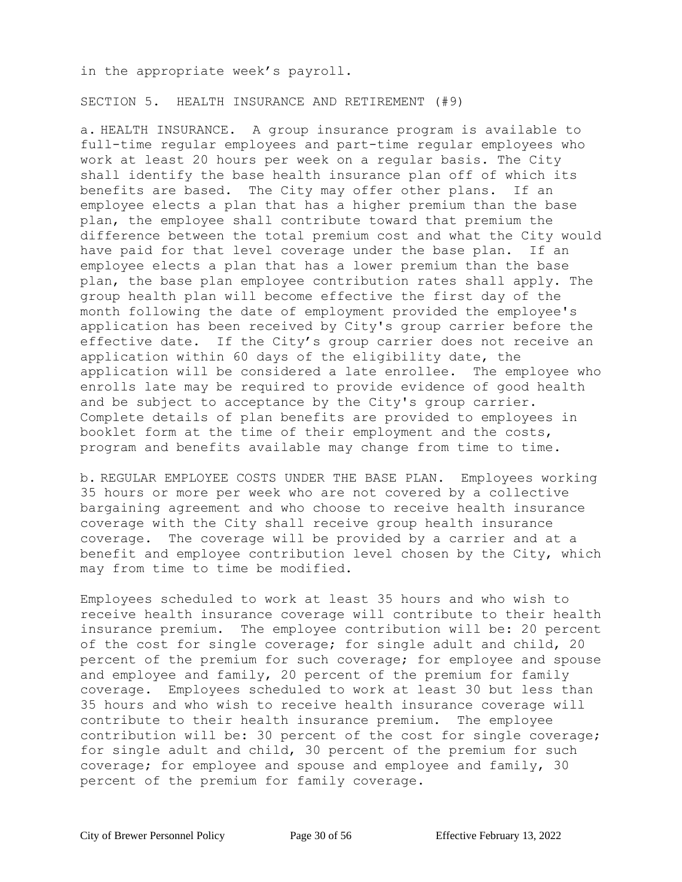in the appropriate week's payroll.

## SECTION 5. HEALTH INSURANCE AND RETIREMENT (#9)

a. HEALTH INSURANCE. A group insurance program is available to full-time regular employees and part-time regular employees who work at least 20 hours per week on a regular basis. The City shall identify the base health insurance plan off of which its benefits are based. The City may offer other plans. If an employee elects a plan that has a higher premium than the base plan, the employee shall contribute toward that premium the difference between the total premium cost and what the City would have paid for that level coverage under the base plan. If an employee elects a plan that has a lower premium than the base plan, the base plan employee contribution rates shall apply. The group health plan will become effective the first day of the month following the date of employment provided the employee's application has been received by City's group carrier before the effective date. If the City's group carrier does not receive an application within 60 days of the eligibility date, the application will be considered a late enrollee. The employee who enrolls late may be required to provide evidence of good health and be subject to acceptance by the City's group carrier. Complete details of plan benefits are provided to employees in booklet form at the time of their employment and the costs, program and benefits available may change from time to time.

b. REGULAR EMPLOYEE COSTS UNDER THE BASE PLAN. Employees working 35 hours or more per week who are not covered by a collective bargaining agreement and who choose to receive health insurance coverage with the City shall receive group health insurance coverage. The coverage will be provided by a carrier and at a benefit and employee contribution level chosen by the City, which may from time to time be modified.

Employees scheduled to work at least 35 hours and who wish to receive health insurance coverage will contribute to their health insurance premium. The employee contribution will be: 20 percent of the cost for single coverage; for single adult and child, 20 percent of the premium for such coverage; for employee and spouse and employee and family, 20 percent of the premium for family coverage. Employees scheduled to work at least 30 but less than 35 hours and who wish to receive health insurance coverage will contribute to their health insurance premium. The employee contribution will be: 30 percent of the cost for single coverage; for single adult and child, 30 percent of the premium for such coverage; for employee and spouse and employee and family, 30 percent of the premium for family coverage.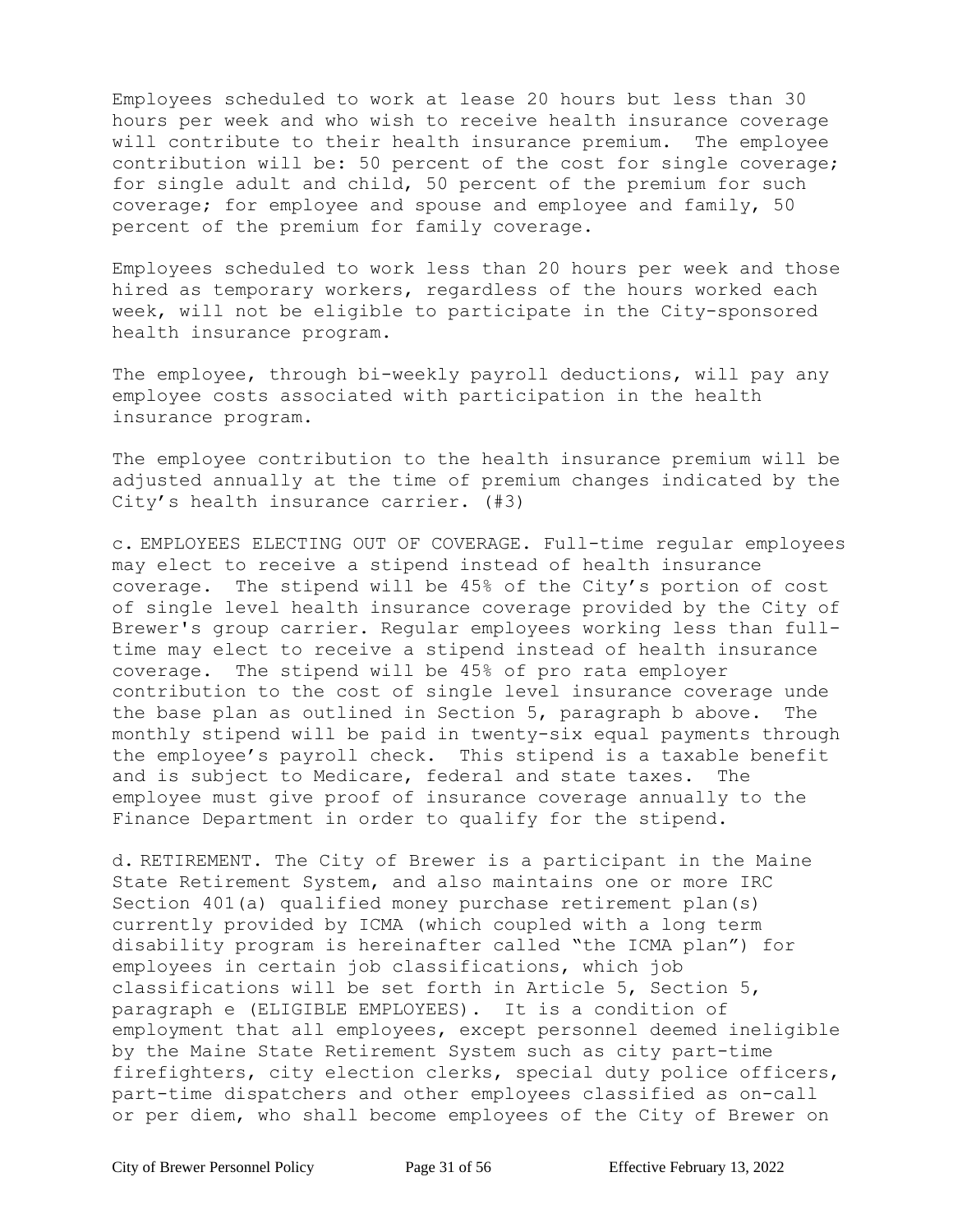Employees scheduled to work at lease 20 hours but less than 30 hours per week and who wish to receive health insurance coverage will contribute to their health insurance premium. The employee contribution will be: 50 percent of the cost for single coverage; for single adult and child, 50 percent of the premium for such coverage; for employee and spouse and employee and family, 50 percent of the premium for family coverage.

Employees scheduled to work less than 20 hours per week and those hired as temporary workers, regardless of the hours worked each week, will not be eligible to participate in the City-sponsored health insurance program.

The employee, through bi-weekly payroll deductions, will pay any employee costs associated with participation in the health insurance program.

The employee contribution to the health insurance premium will be adjusted annually at the time of premium changes indicated by the City's health insurance carrier. (#3)

c. EMPLOYEES ELECTING OUT OF COVERAGE. Full-time regular employees may elect to receive a stipend instead of health insurance coverage. The stipend will be 45% of the City's portion of cost of single level health insurance coverage provided by the City of Brewer's group carrier. Regular employees working less than full-time may elect to receive a stipend instead of health insurance coverage. The stipend will be 45% of pro rata employer contribution to the cost of single level insurance coverage unde the base plan as outlined in Section 5, paragraph b above. The monthly stipend will be paid in twenty-six equal payments through the employee's payroll check. This stipend is a taxable benefit and is subject to Medicare, federal and state taxes. The employee must give proof of insurance coverage annually to the Finance Department in order to qualify for the stipend.

d. RETIREMENT. The City of Brewer is a participant in the Maine State Retirement System, and also maintains one or more IRC Section 401(a) qualified money purchase retirement plan(s) currently provided by ICMA (which coupled with a long term disability program is hereinafter called "the ICMA plan") for employees in certain job classifications, which job classifications will be set forth in Article 5, Section 5, paragraph e (ELIGIBLE EMPLOYEES). It is a condition of employment that all employees, except personnel deemed ineligible by the Maine State Retirement System such as city part-time firefighters, city election clerks, special duty police officers, part-time dispatchers and other employees classified as on-call or per diem, who shall become employees of the City of Brewer on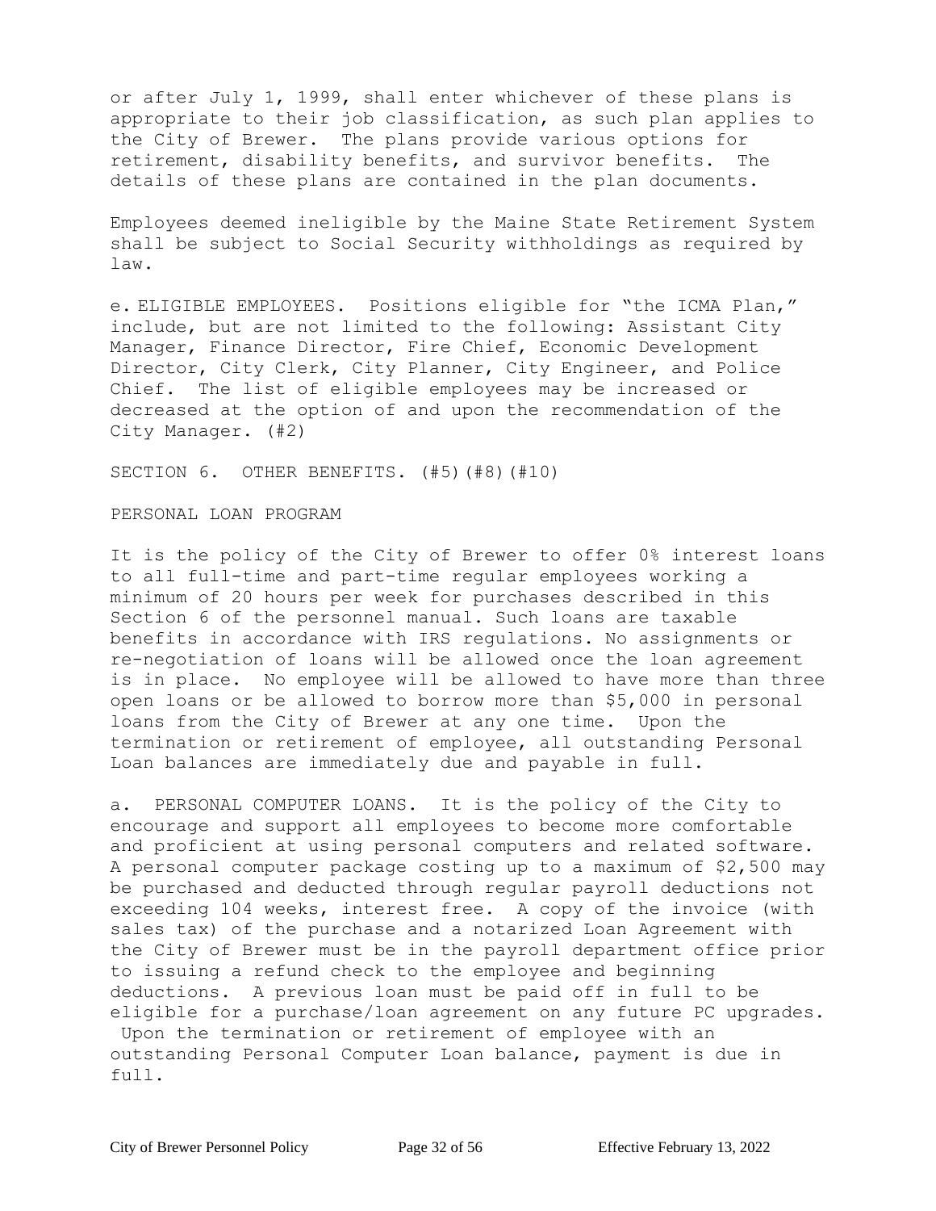or after July 1, 1999, shall enter whichever of these plans is appropriate to their job classification, as such plan applies to the City of Brewer. The plans provide various options for retirement, disability benefits, and survivor benefits. The details of these plans are contained in the plan documents.

Employees deemed ineligible by the Maine State Retirement System shall be subject to Social Security withholdings as required by law.

e. ELIGIBLE EMPLOYEES. Positions eligible for "the ICMA Plan," include, but are not limited to the following: Assistant City Manager, Finance Director, Fire Chief, Economic Development Director, City Clerk, City Planner, City Engineer, and Police Chief. The list of eligible employees may be increased or decreased at the option of and upon the recommendation of the City Manager. (#2)

## SECTION 6. OTHER BENEFITS. (#5)(#8)(#10)

### PERSONAL LOAN PROGRAM

It is the policy of the City of Brewer to offer 0% interest loans to all full-time and part-time regular employees working a minimum of 20 hours per week for purchases described in this Section 6 of the personnel manual. Such loans are taxable benefits in accordance with IRS regulations. No assignments or re-negotiation of loans will be allowed once the loan agreement is in place. No employee will be allowed to have more than three open loans or be allowed to borrow more than $5,000 in personal loans from the City of Brewer at any one time. Upon the termination or retirement of employee, all outstanding Personal Loan balances are immediately due and payable in full.

a. PERSONAL COMPUTER LOANS. It is the policy of the City to encourage and support all employees to become more comfortable and proficient at using personal computers and related software. A personal computer package costing up to a maximum of $2,500 may be purchased and deducted through regular payroll deductions not exceeding 104 weeks, interest free. A copy of the invoice (with sales tax) of the purchase and a notarized Loan Agreement with the City of Brewer must be in the payroll department office prior to issuing a refund check to the employee and beginning deductions. A previous loan must be paid off in full to be eligible for a purchase/loan agreement on any future PC upgrades. Upon the termination or retirement of employee with an outstanding Personal Computer Loan balance, payment is due in full.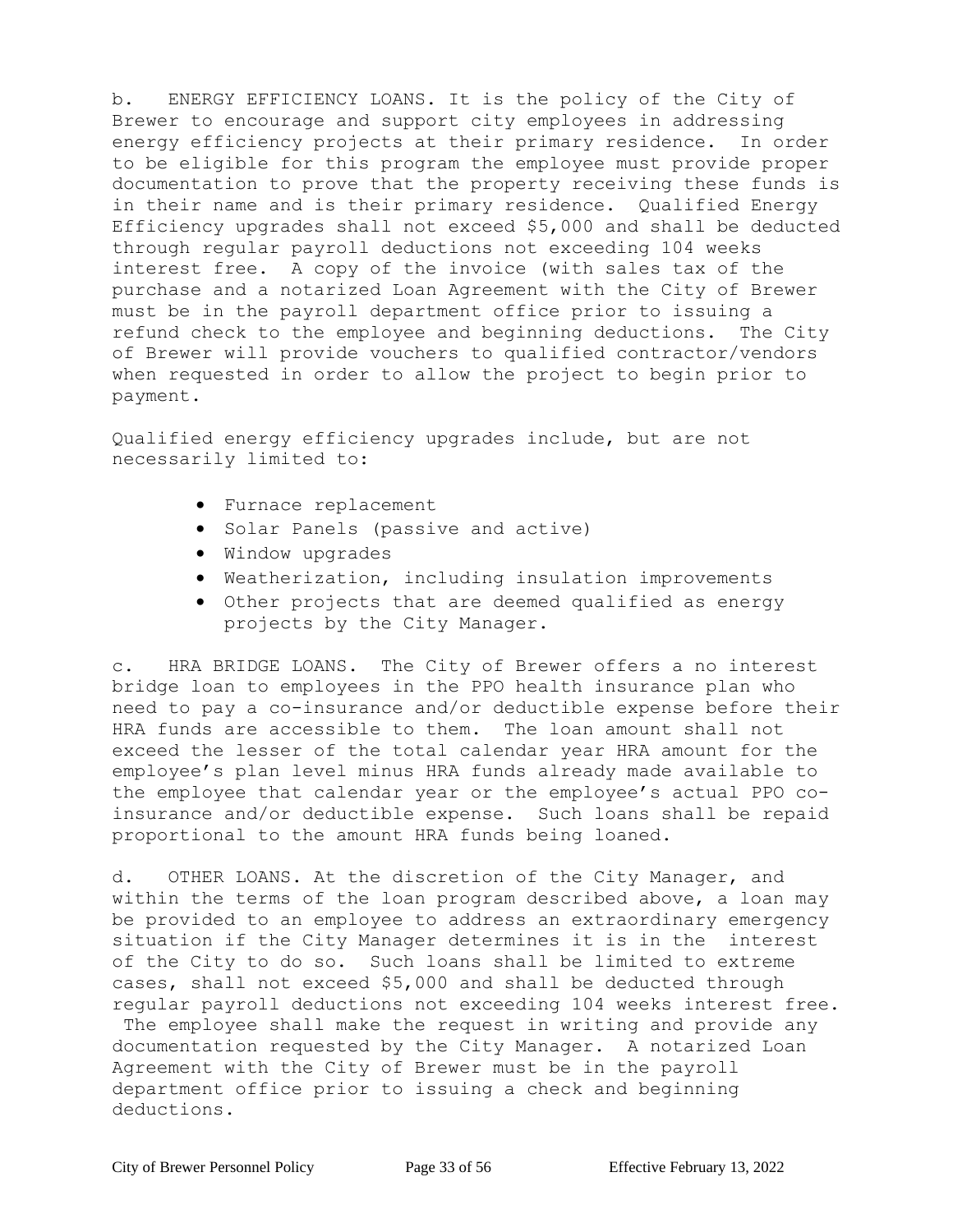b. ENERGY EFFICIENCY LOANS. It is the policy of the City of Brewer to encourage and support city employees in addressing energy efficiency projects at their primary residence. In order to be eligible for this program the employee must provide proper documentation to prove that the property receiving these funds is in their name and is their primary residence. Qualified Energy Efficiency upgrades shall not exceed $5,000 and shall be deducted through regular payroll deductions not exceeding 104 weeks interest free. A copy of the invoice (with sales tax of the purchase and a notarized Loan Agreement with the City of Brewer must be in the payroll department office prior to issuing a refund check to the employee and beginning deductions. The City of Brewer will provide vouchers to qualified contractor/vendors when requested in order to allow the project to begin prior to payment.

Qualified energy efficiency upgrades include, but are not necessarily limited to:

- Furnace replacement
- Solar Panels (passive and active)
- Window upgrades
- Weatherization, including insulation improvements
- Other projects that are deemed qualified as energy projects by the City Manager.

c. HRA BRIDGE LOANS. The City of Brewer offers a no interest bridge loan to employees in the PPO health insurance plan who need to pay a co-insurance and/or deductible expense before their HRA funds are accessible to them. The loan amount shall not exceed the lesser of the total calendar year HRA amount for the employee's plan level minus HRA funds already made available to the employee that calendar year or the employee's actual PPO co-insurance and/or deductible expense. Such loans shall be repaid proportional to the amount HRA funds being loaned.

d. OTHER LOANS. At the discretion of the City Manager, and within the terms of the loan program described above, a loan may be provided to an employee to address an extraordinary emergency situation if the City Manager determines it is in the interest of the City to do so. Such loans shall be limited to extreme cases, shall not exceed $5,000 and shall be deducted through regular payroll deductions not exceeding 104 weeks interest free. The employee shall make the request in writing and provide any documentation requested by the City Manager. A notarized Loan Agreement with the City of Brewer must be in the payroll department office prior to issuing a check and beginning deductions.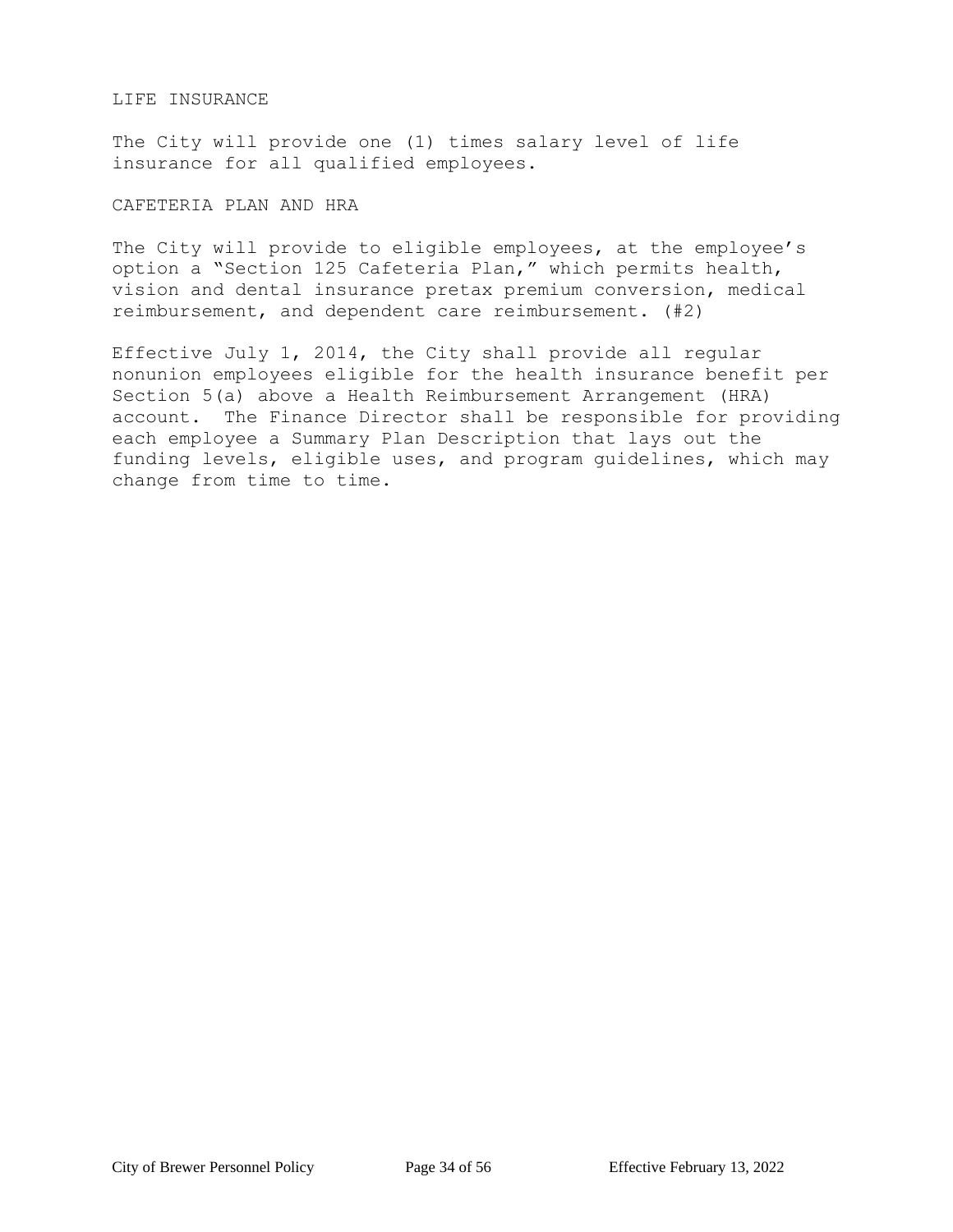## LIFE INSURANCE

The City will provide one (1) times salary level of life insurance for all qualified employees.

## CAFETERIA PLAN AND HRA

The City will provide to eligible employees, at the employee's option a "Section 125 Cafeteria Plan," which permits health, vision and dental insurance pretax premium conversion, medical reimbursement, and dependent care reimbursement. (#2)

Effective July 1, 2014, the City shall provide all regular nonunion employees eligible for the health insurance benefit per Section 5(a) above a Health Reimbursement Arrangement (HRA) account. The Finance Director shall be responsible for providing each employee a Summary Plan Description that lays out the funding levels, eligible uses, and program guidelines, which may change from time to time.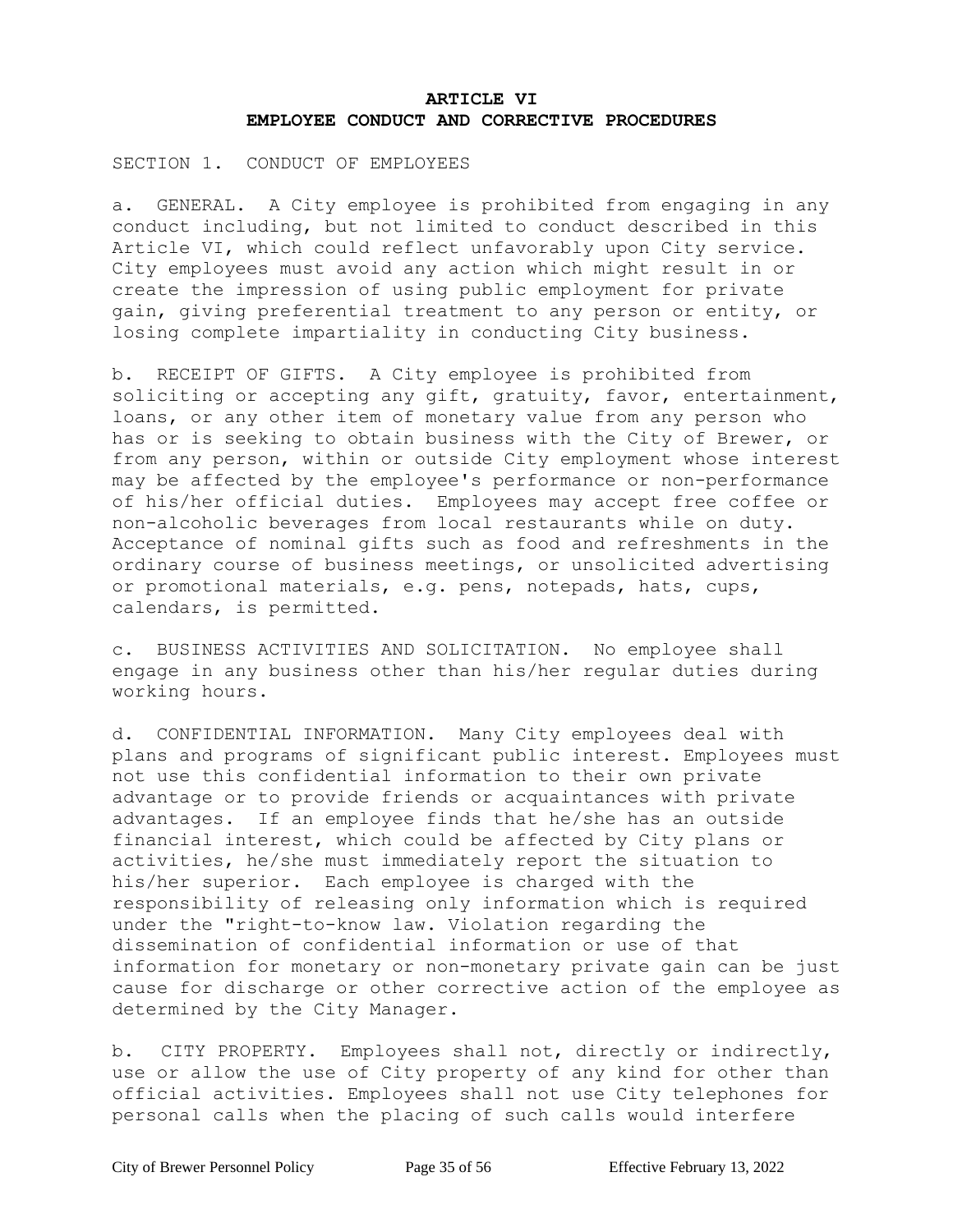## ARTICLE VI
## EMPLOYEE CONDUCT AND CORRECTIVE PROCEDURES

SECTION 1. CONDUCT OF EMPLOYEES

a. GENERAL. A City employee is prohibited from engaging in any conduct including, but not limited to conduct described in this Article VI, which could reflect unfavorably upon City service. City employees must avoid any action which might result in or create the impression of using public employment for private gain, giving preferential treatment to any person or entity, or losing complete impartiality in conducting City business.

b. RECEIPT OF GIFTS. A City employee is prohibited from soliciting or accepting any gift, gratuity, favor, entertainment, loans, or any other item of monetary value from any person who has or is seeking to obtain business with the City of Brewer, or from any person, within or outside City employment whose interest may be affected by the employee's performance or non-performance of his/her official duties. Employees may accept free coffee or non-alcoholic beverages from local restaurants while on duty. Acceptance of nominal gifts such as food and refreshments in the ordinary course of business meetings, or unsolicited advertising or promotional materials, e.g. pens, notepads, hats, cups, calendars, is permitted.

c. BUSINESS ACTIVITIES AND SOLICITATION. No employee shall engage in any business other than his/her regular duties during working hours.

d. CONFIDENTIAL INFORMATION. Many City employees deal with plans and programs of significant public interest. Employees must not use this confidential information to their own private advantage or to provide friends or acquaintances with private advantages. If an employee finds that he/she has an outside financial interest, which could be affected by City plans or activities, he/she must immediately report the situation to his/her superior. Each employee is charged with the responsibility of releasing only information which is required under the "right-to-know law. Violation regarding the dissemination of confidential information or use of that information for monetary or non-monetary private gain can be just cause for discharge or other corrective action of the employee as determined by the City Manager.

b. CITY PROPERTY. Employees shall not, directly or indirectly, use or allow the use of City property of any kind for other than official activities. Employees shall not use City telephones for personal calls when the placing of such calls would interfere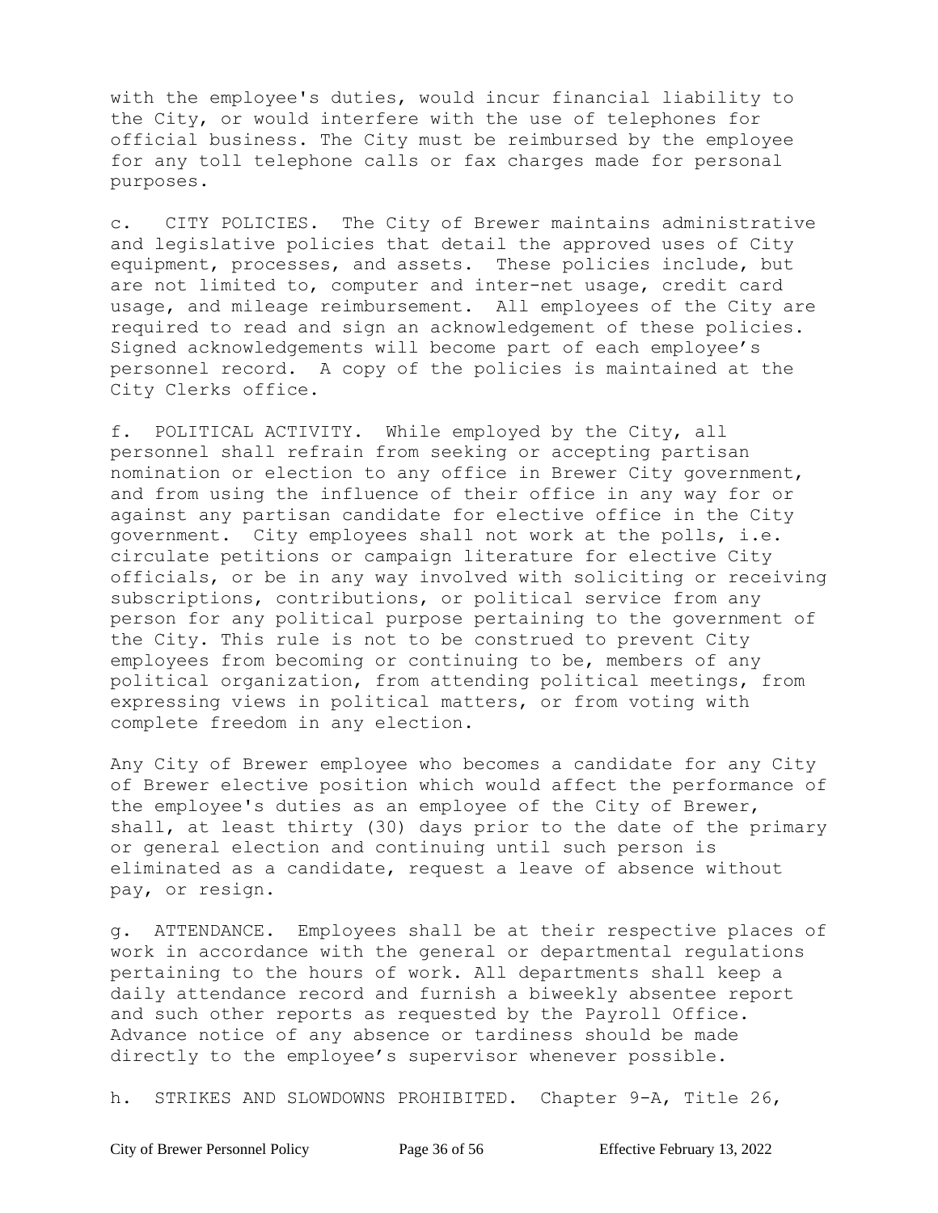with the employee's duties, would incur financial liability to the City, or would interfere with the use of telephones for official business. The City must be reimbursed by the employee for any toll telephone calls or fax charges made for personal purposes.

c. CITY POLICIES. The City of Brewer maintains administrative and legislative policies that detail the approved uses of City equipment, processes, and assets. These policies include, but are not limited to, computer and inter-net usage, credit card usage, and mileage reimbursement. All employees of the City are required to read and sign an acknowledgement of these policies. Signed acknowledgements will become part of each employee's personnel record. A copy of the policies is maintained at the City Clerks office.

f. POLITICAL ACTIVITY. While employed by the City, all personnel shall refrain from seeking or accepting partisan nomination or election to any office in Brewer City government, and from using the influence of their office in any way for or against any partisan candidate for elective office in the City government. City employees shall not work at the polls, i.e. circulate petitions or campaign literature for elective City officials, or be in any way involved with soliciting or receiving subscriptions, contributions, or political service from any person for any political purpose pertaining to the government of the City. This rule is not to be construed to prevent City employees from becoming or continuing to be, members of any political organization, from attending political meetings, from expressing views in political matters, or from voting with complete freedom in any election.

Any City of Brewer employee who becomes a candidate for any City of Brewer elective position which would affect the performance of the employee's duties as an employee of the City of Brewer, shall, at least thirty (30) days prior to the date of the primary or general election and continuing until such person is eliminated as a candidate, request a leave of absence without pay, or resign.

g. ATTENDANCE. Employees shall be at their respective places of work in accordance with the general or departmental regulations pertaining to the hours of work. All departments shall keep a daily attendance record and furnish a biweekly absentee report and such other reports as requested by the Payroll Office. Advance notice of any absence or tardiness should be made directly to the employee's supervisor whenever possible.

h. STRIKES AND SLOWDOWNS PROHIBITED. Chapter 9-A, Title 26,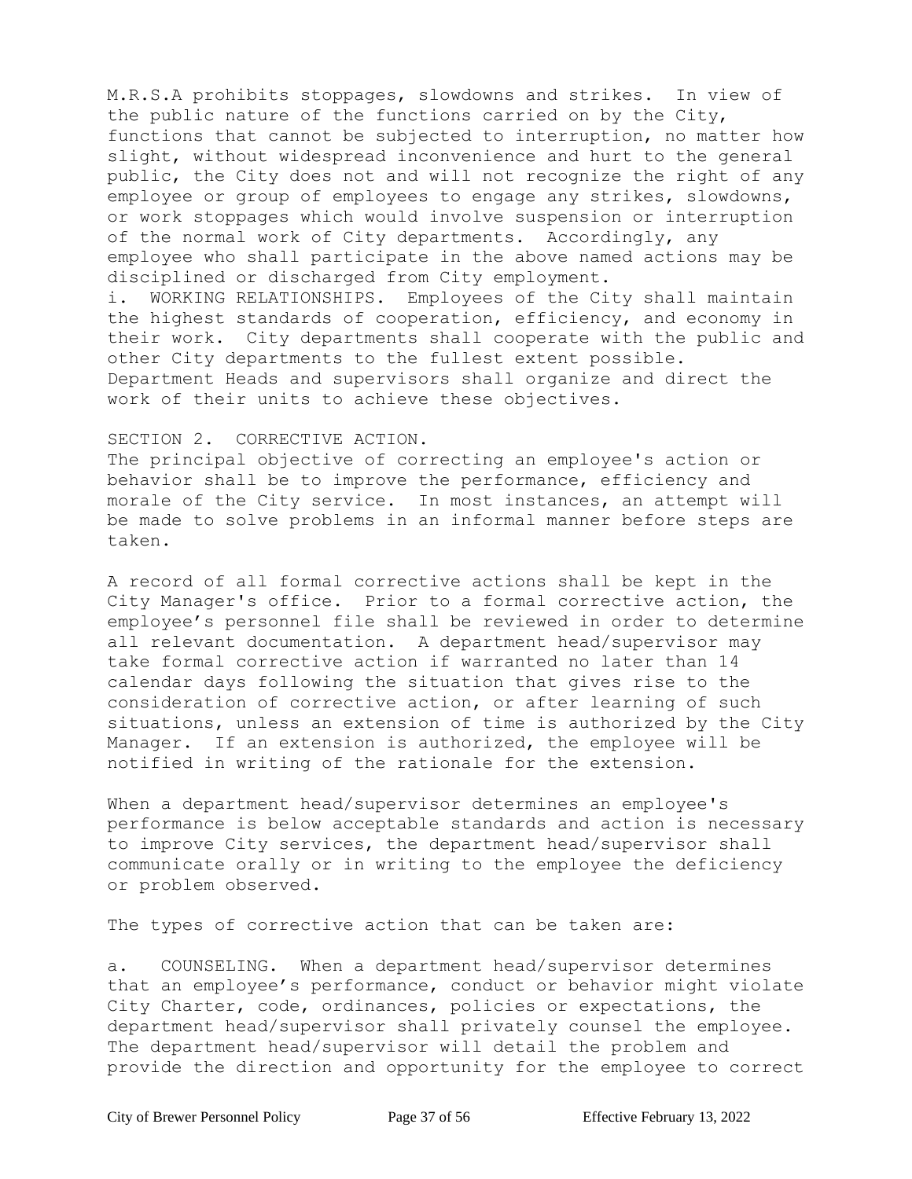M.R.S.A prohibits stoppages, slowdowns and strikes. In view of the public nature of the functions carried on by the City, functions that cannot be subjected to interruption, no matter how slight, without widespread inconvenience and hurt to the general public, the City does not and will not recognize the right of any employee or group of employees to engage any strikes, slowdowns, or work stoppages which would involve suspension or interruption of the normal work of City departments. Accordingly, any employee who shall participate in the above named actions may be disciplined or discharged from City employment.

i. WORKING RELATIONSHIPS. Employees of the City shall maintain the highest standards of cooperation, efficiency, and economy in their work. City departments shall cooperate with the public and other City departments to the fullest extent possible. Department Heads and supervisors shall organize and direct the work of their units to achieve these objectives.

## SECTION 2. CORRECTIVE ACTION.

The principal objective of correcting an employee's action or behavior shall be to improve the performance, efficiency and morale of the City service. In most instances, an attempt will be made to solve problems in an informal manner before steps are taken.

A record of all formal corrective actions shall be kept in the City Manager's office. Prior to a formal corrective action, the employee's personnel file shall be reviewed in order to determine all relevant documentation. A department head/supervisor may take formal corrective action if warranted no later than 14 calendar days following the situation that gives rise to the consideration of corrective action, or after learning of such situations, unless an extension of time is authorized by the City Manager. If an extension is authorized, the employee will be notified in writing of the rationale for the extension.

When a department head/supervisor determines an employee's performance is below acceptable standards and action is necessary to improve City services, the department head/supervisor shall communicate orally or in writing to the employee the deficiency or problem observed.

The types of corrective action that can be taken are:

a. COUNSELING. When a department head/supervisor determines that an employee's performance, conduct or behavior might violate City Charter, code, ordinances, policies or expectations, the department head/supervisor shall privately counsel the employee. The department head/supervisor will detail the problem and provide the direction and opportunity for the employee to correct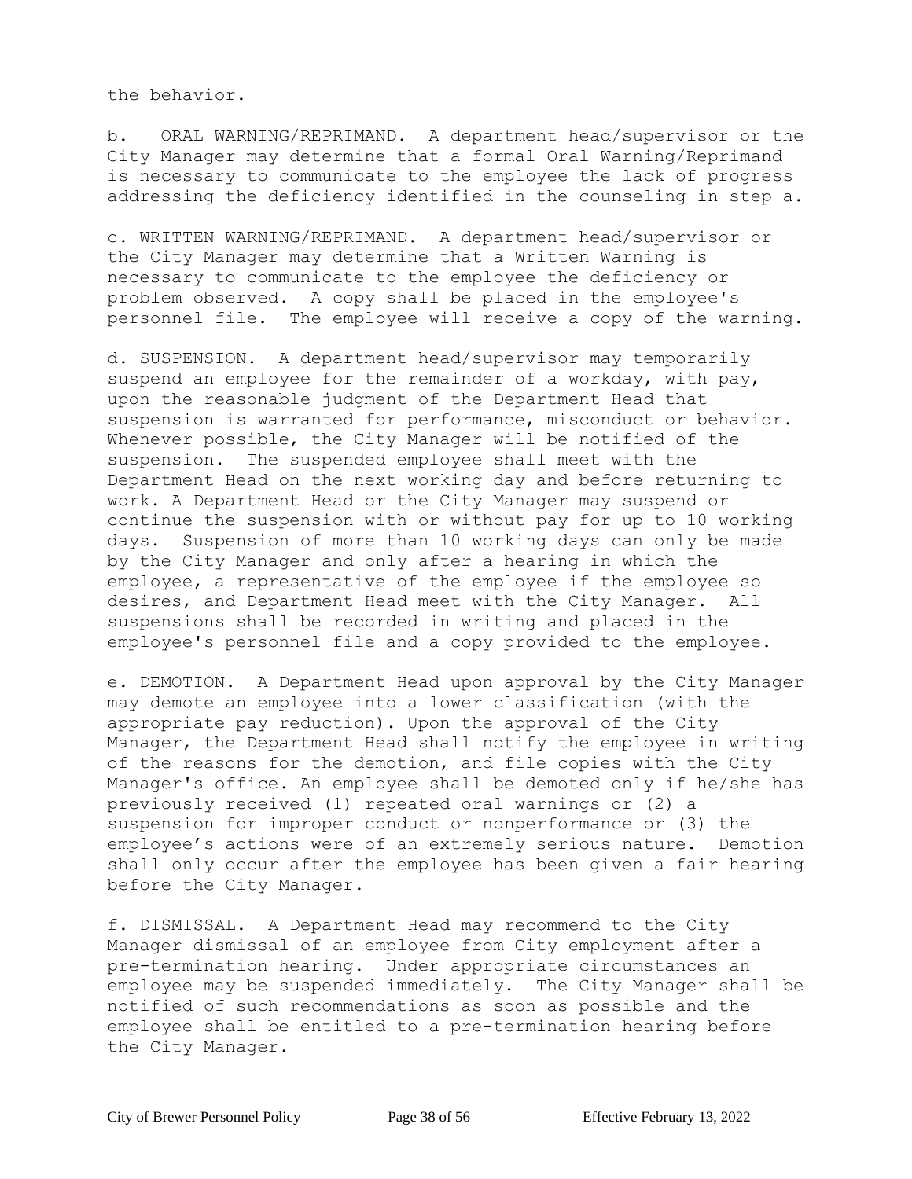the behavior.

b. ORAL WARNING/REPRIMAND. A department head/supervisor or the City Manager may determine that a formal Oral Warning/Reprimand is necessary to communicate to the employee the lack of progress addressing the deficiency identified in the counseling in step a.

c. WRITTEN WARNING/REPRIMAND. A department head/supervisor or the City Manager may determine that a Written Warning is necessary to communicate to the employee the deficiency or problem observed. A copy shall be placed in the employee's personnel file. The employee will receive a copy of the warning.

d. SUSPENSION. A department head/supervisor may temporarily suspend an employee for the remainder of a workday, with pay, upon the reasonable judgment of the Department Head that suspension is warranted for performance, misconduct or behavior. Whenever possible, the City Manager will be notified of the suspension. The suspended employee shall meet with the Department Head on the next working day and before returning to work. A Department Head or the City Manager may suspend or continue the suspension with or without pay for up to 10 working days. Suspension of more than 10 working days can only be made by the City Manager and only after a hearing in which the employee, a representative of the employee if the employee so desires, and Department Head meet with the City Manager. All suspensions shall be recorded in writing and placed in the employee's personnel file and a copy provided to the employee.

e. DEMOTION. A Department Head upon approval by the City Manager may demote an employee into a lower classification (with the appropriate pay reduction). Upon the approval of the City Manager, the Department Head shall notify the employee in writing of the reasons for the demotion, and file copies with the City Manager's office. An employee shall be demoted only if he/she has previously received (1) repeated oral warnings or (2) a suspension for improper conduct or nonperformance or (3) the employee's actions were of an extremely serious nature. Demotion shall only occur after the employee has been given a fair hearing before the City Manager.

f. DISMISSAL. A Department Head may recommend to the City Manager dismissal of an employee from City employment after a pre-termination hearing. Under appropriate circumstances an employee may be suspended immediately. The City Manager shall be notified of such recommendations as soon as possible and the employee shall be entitled to a pre-termination hearing before the City Manager.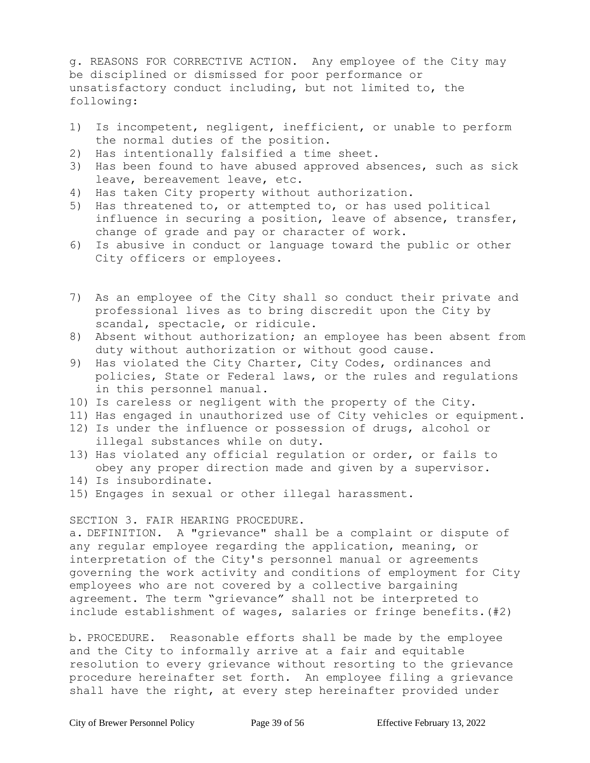g. REASONS FOR CORRECTIVE ACTION. Any employee of the City may be disciplined or dismissed for poor performance or unsatisfactory conduct including, but not limited to, the following:

1) Is incompetent, negligent, inefficient, or unable to perform the normal duties of the position.
2) Has intentionally falsified a time sheet.
3) Has been found to have abused approved absences, such as sick leave, bereavement leave, etc.
4) Has taken City property without authorization.
5) Has threatened to, or attempted to, or has used political influence in securing a position, leave of absence, transfer, change of grade and pay or character of work.
6) Is abusive in conduct or language toward the public or other City officers or employees.
7) As an employee of the City shall so conduct their private and professional lives as to bring discredit upon the City by scandal, spectacle, or ridicule.
8) Absent without authorization; an employee has been absent from duty without authorization or without good cause.
9) Has violated the City Charter, City Codes, ordinances and policies, State or Federal laws, or the rules and regulations in this personnel manual.
10) Is careless or negligent with the property of the City.
11) Has engaged in unauthorized use of City vehicles or equipment.
12) Is under the influence or possession of drugs, alcohol or illegal substances while on duty.
13) Has violated any official regulation or order, or fails to obey any proper direction made and given by a supervisor.
14) Is insubordinate.
15) Engages in sexual or other illegal harassment.

SECTION 3. FAIR HEARING PROCEDURE.

a. DEFINITION. A "grievance" shall be a complaint or dispute of any regular employee regarding the application, meaning, or interpretation of the City's personnel manual or agreements governing the work activity and conditions of employment for City employees who are not covered by a collective bargaining agreement. The term "grievance" shall not be interpreted to include establishment of wages, salaries or fringe benefits.(#2)

b. PROCEDURE. Reasonable efforts shall be made by the employee and the City to informally arrive at a fair and equitable resolution to every grievance without resorting to the grievance procedure hereinafter set forth. An employee filing a grievance shall have the right, at every step hereinafter provided under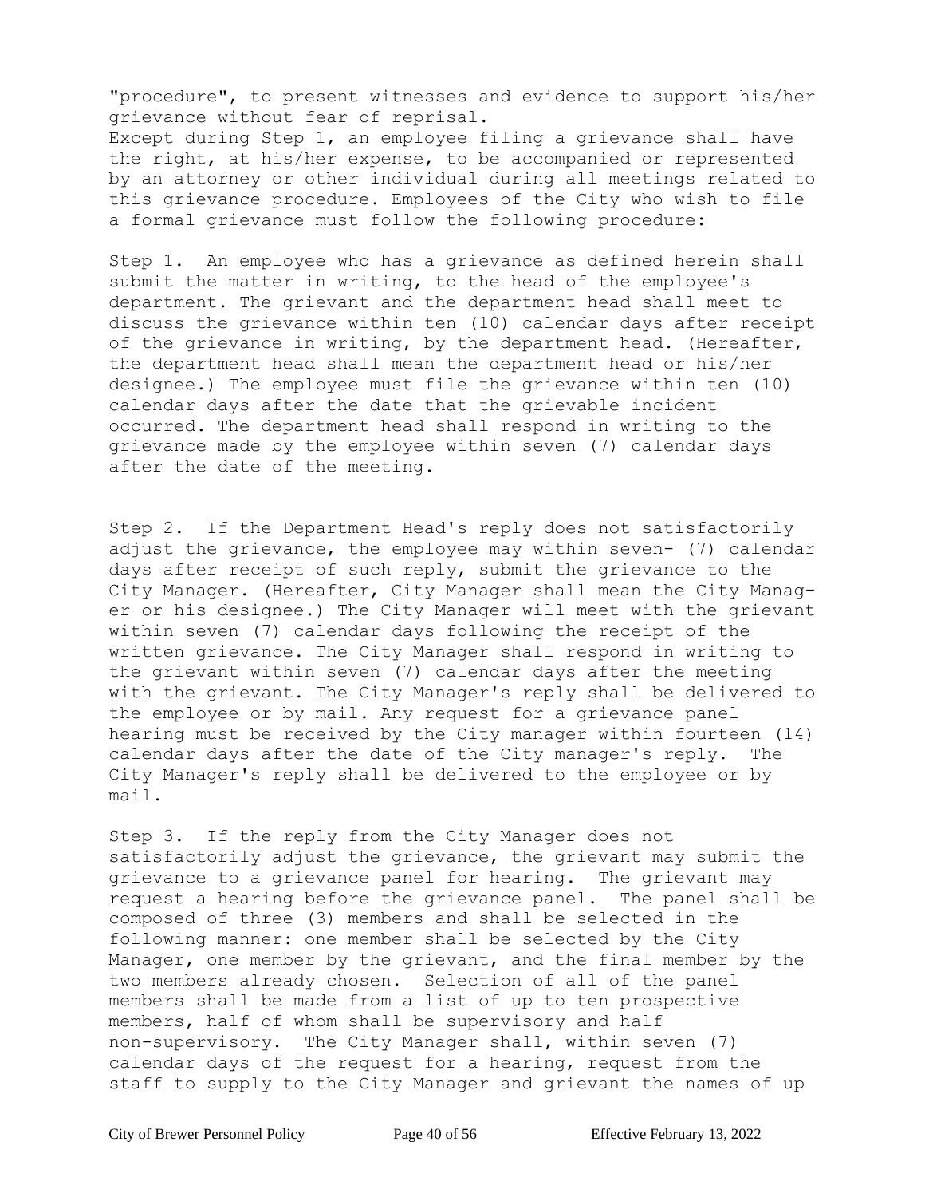"procedure", to present witnesses and evidence to support his/her grievance without fear of reprisal.
Except during Step 1, an employee filing a grievance shall have the right, at his/her expense, to be accompanied or represented by an attorney or other individual during all meetings related to this grievance procedure. Employees of the City who wish to file a formal grievance must follow the following procedure:

Step 1. An employee who has a grievance as defined herein shall submit the matter in writing, to the head of the employee's department. The grievant and the department head shall meet to discuss the grievance within ten (10) calendar days after receipt of the grievance in writing, by the department head. (Hereafter, the department head shall mean the department head or his/her designee.) The employee must file the grievance within ten (10) calendar days after the date that the grievable incident occurred. The department head shall respond in writing to the grievance made by the employee within seven (7) calendar days after the date of the meeting.

Step 2. If the Department Head's reply does not satisfactorily adjust the grievance, the employee may within seven- (7) calendar days after receipt of such reply, submit the grievance to the City Manager. (Hereafter, City Manager shall mean the City Manager or his designee.) The City Manager will meet with the grievant within seven (7) calendar days following the receipt of the written grievance. The City Manager shall respond in writing to the grievant within seven (7) calendar days after the meeting with the grievant. The City Manager's reply shall be delivered to the employee or by mail. Any request for a grievance panel hearing must be received by the City manager within fourteen (14) calendar days after the date of the City manager's reply. The City Manager's reply shall be delivered to the employee or by mail.

Step 3. If the reply from the City Manager does not satisfactorily adjust the grievance, the grievant may submit the grievance to a grievance panel for hearing. The grievant may request a hearing before the grievance panel. The panel shall be composed of three (3) members and shall be selected in the following manner: one member shall be selected by the City Manager, one member by the grievant, and the final member by the two members already chosen. Selection of all of the panel members shall be made from a list of up to ten prospective members, half of whom shall be supervisory and half non-supervisory. The City Manager shall, within seven (7) calendar days of the request for a hearing, request from the staff to supply to the City Manager and grievant the names of up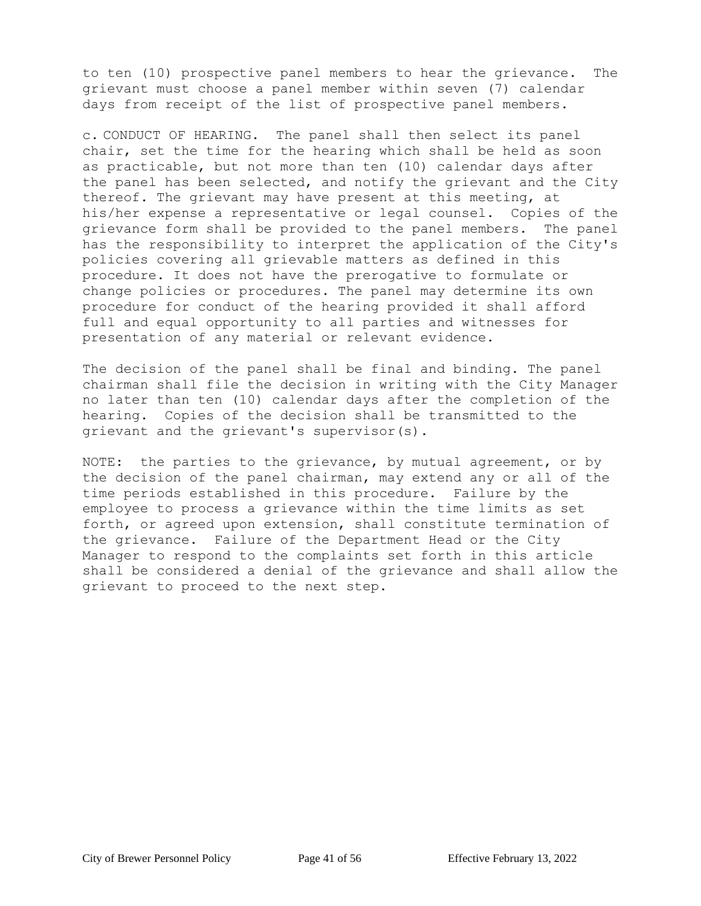to ten (10) prospective panel members to hear the grievance. The grievant must choose a panel member within seven (7) calendar days from receipt of the list of prospective panel members.

c. CONDUCT OF HEARING. The panel shall then select its panel chair, set the time for the hearing which shall be held as soon as practicable, but not more than ten (10) calendar days after the panel has been selected, and notify the grievant and the City thereof. The grievant may have present at this meeting, at his/her expense a representative or legal counsel. Copies of the grievance form shall be provided to the panel members. The panel has the responsibility to interpret the application of the City's policies covering all grievable matters as defined in this procedure. It does not have the prerogative to formulate or change policies or procedures. The panel may determine its own procedure for conduct of the hearing provided it shall afford full and equal opportunity to all parties and witnesses for presentation of any material or relevant evidence.

The decision of the panel shall be final and binding. The panel chairman shall file the decision in writing with the City Manager no later than ten (10) calendar days after the completion of the hearing. Copies of the decision shall be transmitted to the grievant and the grievant's supervisor(s).

NOTE: the parties to the grievance, by mutual agreement, or by the decision of the panel chairman, may extend any or all of the time periods established in this procedure. Failure by the employee to process a grievance within the time limits as set forth, or agreed upon extension, shall constitute termination of the grievance. Failure of the Department Head or the City Manager to respond to the complaints set forth in this article shall be considered a denial of the grievance and shall allow the grievant to proceed to the next step.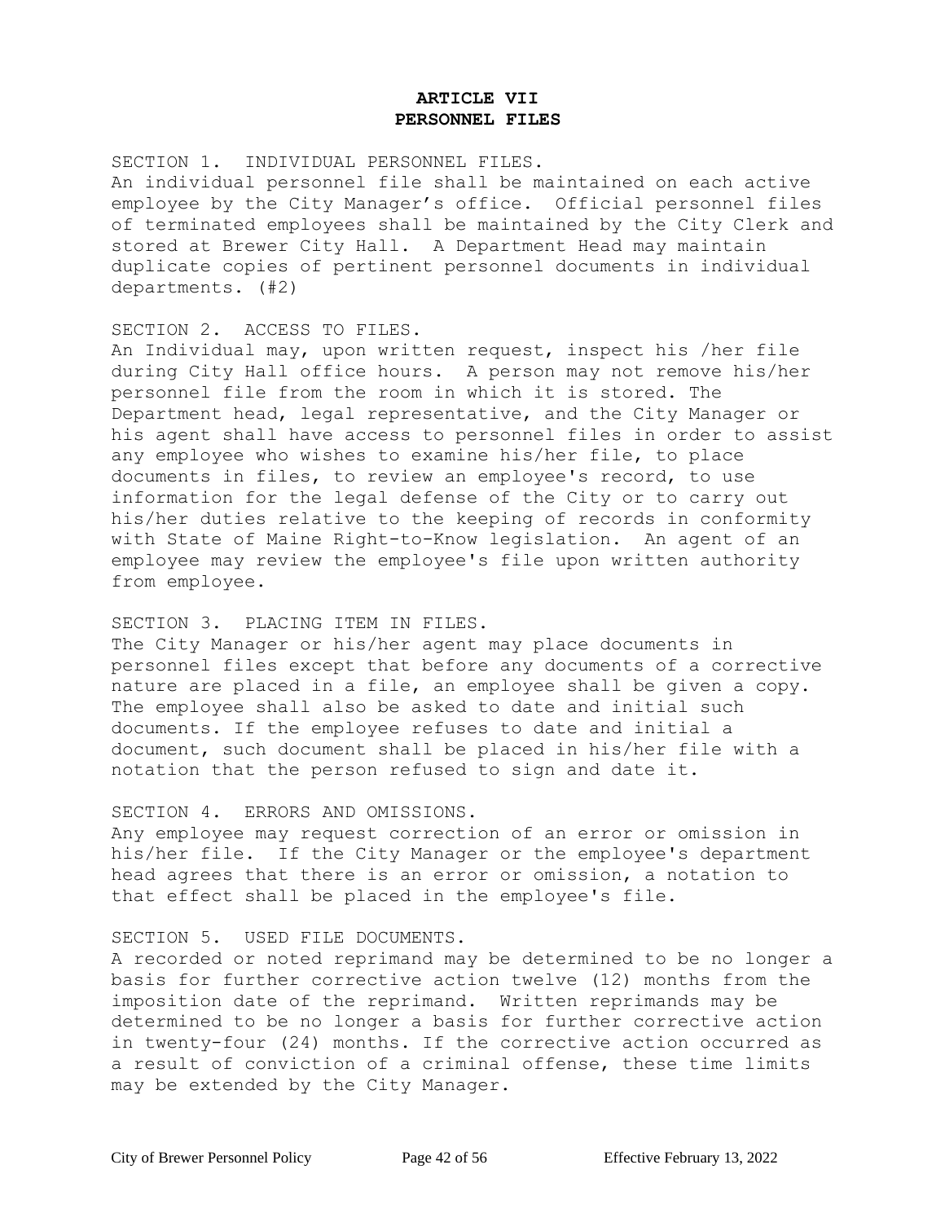# ARTICLE VII
# PERSONNEL FILES

SECTION 1. INDIVIDUAL PERSONNEL FILES.
An individual personnel file shall be maintained on each active employee by the City Manager's office. Official personnel files of terminated employees shall be maintained by the City Clerk and stored at Brewer City Hall. A Department Head may maintain duplicate copies of pertinent personnel documents in individual departments. (#2)

SECTION 2. ACCESS TO FILES.
An Individual may, upon written request, inspect his /her file during City Hall office hours. A person may not remove his/her personnel file from the room in which it is stored. The Department head, legal representative, and the City Manager or his agent shall have access to personnel files in order to assist any employee who wishes to examine his/her file, to place documents in files, to review an employee's record, to use information for the legal defense of the City or to carry out his/her duties relative to the keeping of records in conformity with State of Maine Right-to-Know legislation. An agent of an employee may review the employee's file upon written authority from employee.

SECTION 3. PLACING ITEM IN FILES.
The City Manager or his/her agent may place documents in personnel files except that before any documents of a corrective nature are placed in a file, an employee shall be given a copy. The employee shall also be asked to date and initial such documents. If the employee refuses to date and initial a document, such document shall be placed in his/her file with a notation that the person refused to sign and date it.

SECTION 4. ERRORS AND OMISSIONS.
Any employee may request correction of an error or omission in his/her file. If the City Manager or the employee's department head agrees that there is an error or omission, a notation to that effect shall be placed in the employee's file.

SECTION 5. USED FILE DOCUMENTS.
A recorded or noted reprimand may be determined to be no longer a basis for further corrective action twelve (12) months from the imposition date of the reprimand. Written reprimands may be determined to be no longer a basis for further corrective action in twenty-four (24) months. If the corrective action occurred as a result of conviction of a criminal offense, these time limits may be extended by the City Manager.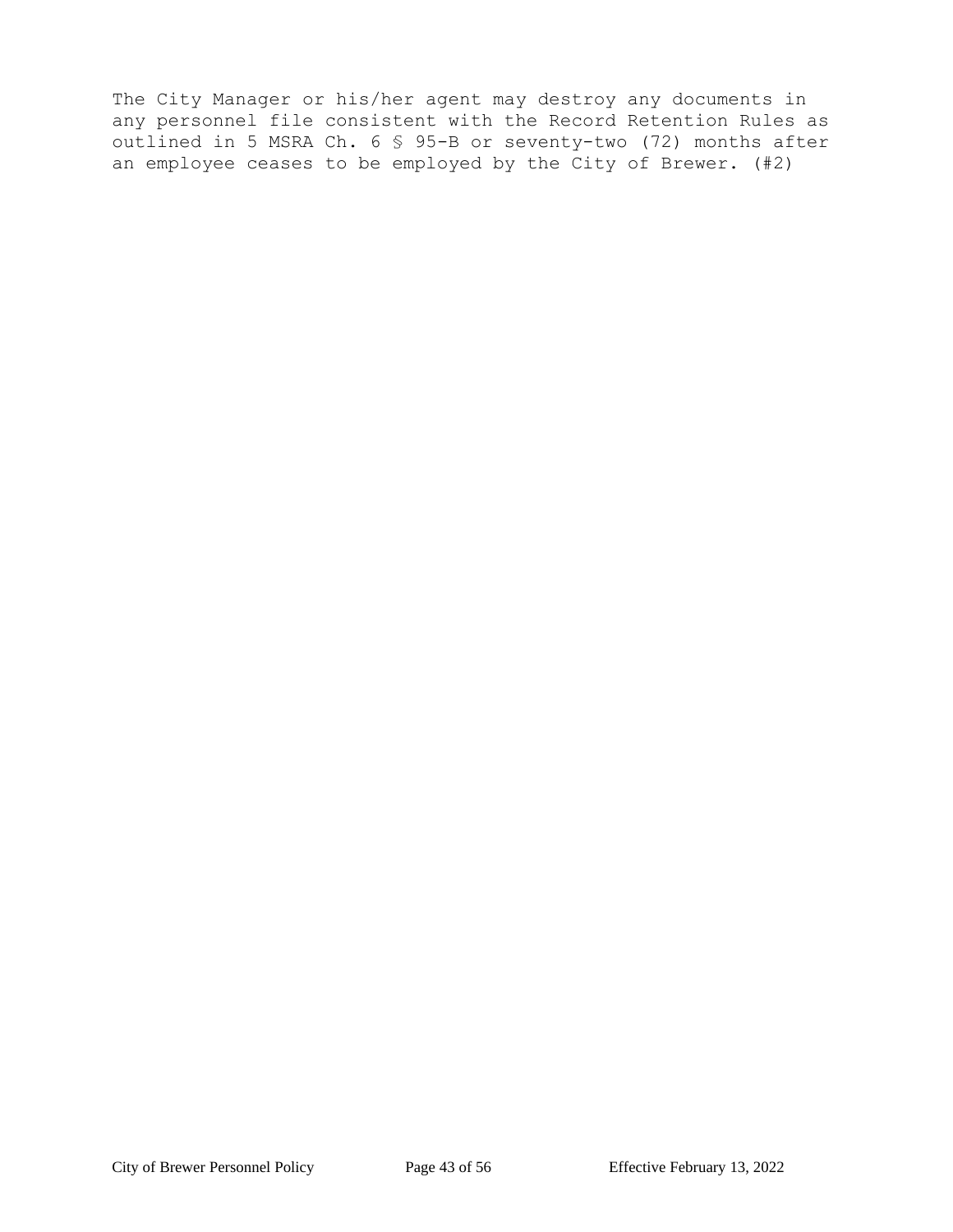The City Manager or his/her agent may destroy any documents in any personnel file consistent with the Record Retention Rules as outlined in 5 MSRA Ch. 6 § 95-B or seventy-two (72) months after an employee ceases to be employed by the City of Brewer. (#2)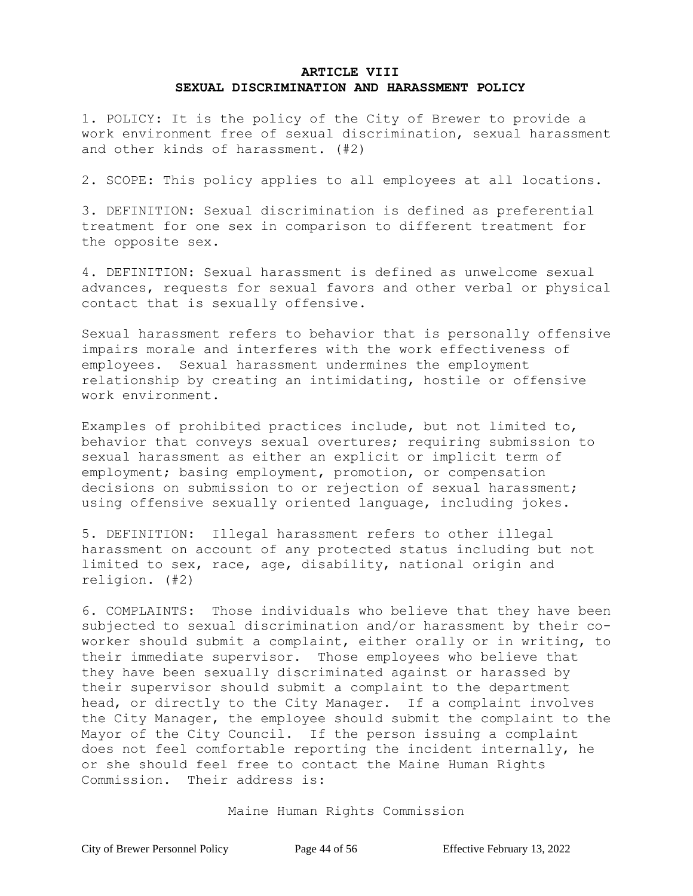# ARTICLE VIII
# SEXUAL DISCRIMINATION AND HARASSMENT POLICY

1. POLICY: It is the policy of the City of Brewer to provide a work environment free of sexual discrimination, sexual harassment and other kinds of harassment. (#2)

2. SCOPE: This policy applies to all employees at all locations.

3. DEFINITION: Sexual discrimination is defined as preferential treatment for one sex in comparison to different treatment for the opposite sex.

4. DEFINITION: Sexual harassment is defined as unwelcome sexual advances, requests for sexual favors and other verbal or physical contact that is sexually offensive.

Sexual harassment refers to behavior that is personally offensive impairs morale and interferes with the work effectiveness of employees. Sexual harassment undermines the employment relationship by creating an intimidating, hostile or offensive work environment.

Examples of prohibited practices include, but not limited to, behavior that conveys sexual overtures; requiring submission to sexual harassment as either an explicit or implicit term of employment; basing employment, promotion, or compensation decisions on submission to or rejection of sexual harassment; using offensive sexually oriented language, including jokes.

5. DEFINITION: Illegal harassment refers to other illegal harassment on account of any protected status including but not limited to sex, race, age, disability, national origin and religion. (#2)

6. COMPLAINTS: Those individuals who believe that they have been subjected to sexual discrimination and/or harassment by their co-worker should submit a complaint, either orally or in writing, to their immediate supervisor. Those employees who believe that they have been sexually discriminated against or harassed by their supervisor should submit a complaint to the department head, or directly to the City Manager. If a complaint involves the City Manager, the employee should submit the complaint to the Mayor of the City Council. If the person issuing a complaint does not feel comfortable reporting the incident internally, he or she should feel free to contact the Maine Human Rights Commission. Their address is:

Maine Human Rights Commission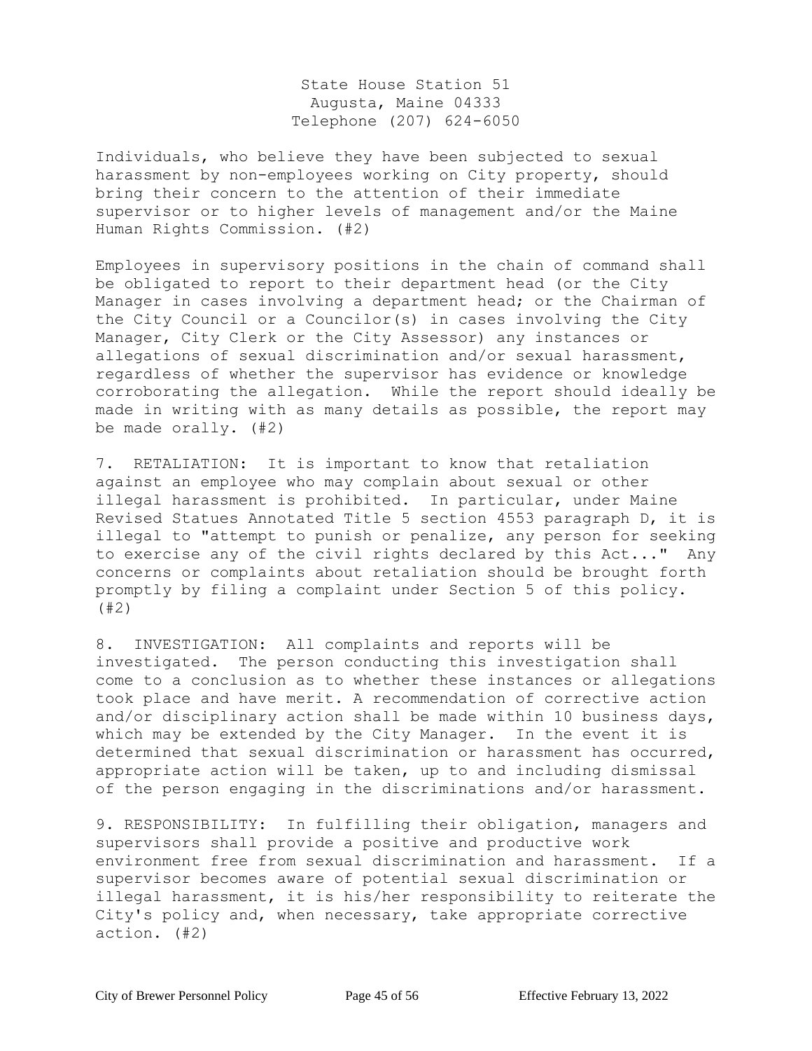State House Station 51
Augusta, Maine 04333
Telephone (207) 624-6050

Individuals, who believe they have been subjected to sexual harassment by non-employees working on City property, should bring their concern to the attention of their immediate supervisor or to higher levels of management and/or the Maine Human Rights Commission. (#2)

Employees in supervisory positions in the chain of command shall be obligated to report to their department head (or the City Manager in cases involving a department head; or the Chairman of the City Council or a Councilor(s) in cases involving the City Manager, City Clerk or the City Assessor) any instances or allegations of sexual discrimination and/or sexual harassment, regardless of whether the supervisor has evidence or knowledge corroborating the allegation. While the report should ideally be made in writing with as many details as possible, the report may be made orally. (#2)

7. RETALIATION: It is important to know that retaliation against an employee who may complain about sexual or other illegal harassment is prohibited. In particular, under Maine Revised Statues Annotated Title 5 section 4553 paragraph D, it is illegal to "attempt to punish or penalize, any person for seeking to exercise any of the civil rights declared by this Act..." Any concerns or complaints about retaliation should be brought forth promptly by filing a complaint under Section 5 of this policy. (#2)

8. INVESTIGATION: All complaints and reports will be investigated. The person conducting this investigation shall come to a conclusion as to whether these instances or allegations took place and have merit. A recommendation of corrective action and/or disciplinary action shall be made within 10 business days, which may be extended by the City Manager. In the event it is determined that sexual discrimination or harassment has occurred, appropriate action will be taken, up to and including dismissal of the person engaging in the discriminations and/or harassment.

9. RESPONSIBILITY: In fulfilling their obligation, managers and supervisors shall provide a positive and productive work environment free from sexual discrimination and harassment. If a supervisor becomes aware of potential sexual discrimination or illegal harassment, it is his/her responsibility to reiterate the City's policy and, when necessary, take appropriate corrective action. (#2)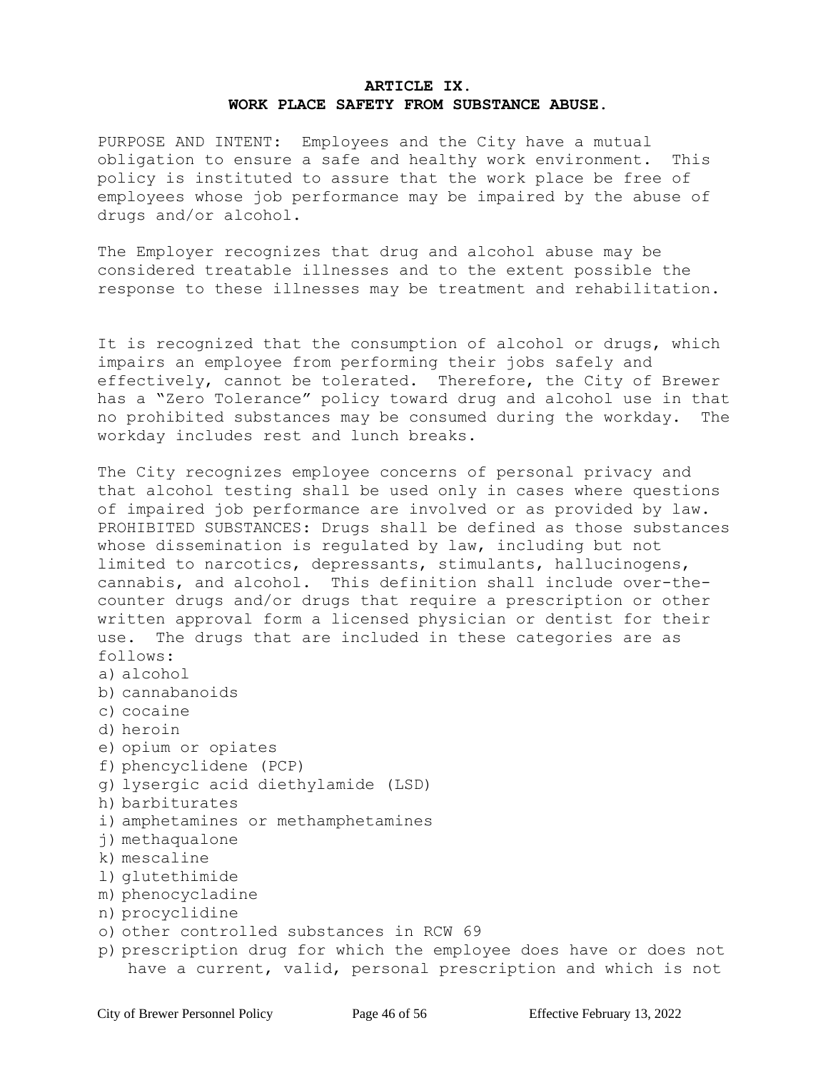## ARTICLE IX.
## WORK PLACE SAFETY FROM SUBSTANCE ABUSE.

PURPOSE AND INTENT: Employees and the City have a mutual obligation to ensure a safe and healthy work environment. This policy is instituted to assure that the work place be free of employees whose job performance may be impaired by the abuse of drugs and/or alcohol.

The Employer recognizes that drug and alcohol abuse may be considered treatable illnesses and to the extent possible the response to these illnesses may be treatment and rehabilitation.

It is recognized that the consumption of alcohol or drugs, which impairs an employee from performing their jobs safely and effectively, cannot be tolerated. Therefore, the City of Brewer has a "Zero Tolerance" policy toward drug and alcohol use in that no prohibited substances may be consumed during the workday. The workday includes rest and lunch breaks.

The City recognizes employee concerns of personal privacy and that alcohol testing shall be used only in cases where questions of impaired job performance are involved or as provided by law.
PROHIBITED SUBSTANCES: Drugs shall be defined as those substances whose dissemination is regulated by law, including but not limited to narcotics, depressants, stimulants, hallucinogens, cannabis, and alcohol. This definition shall include over-the-counter drugs and/or drugs that require a prescription or other written approval form a licensed physician or dentist for their use. The drugs that are included in these categories are as follows:

a) alcohol
b) cannabanoids
c) cocaine
d) heroin
e) opium or opiates
f) phencyclidene (PCP)
g) lysergic acid diethylamide (LSD)
h) barbiturates
i) amphetamines or methamphetamines
j) methaqualone
k) mescaline
l) glutethimide
m) phenocycladine
n) procyclidine
o) other controlled substances in RCW 69
p) prescription drug for which the employee does have or does not have a current, valid, personal prescription and which is not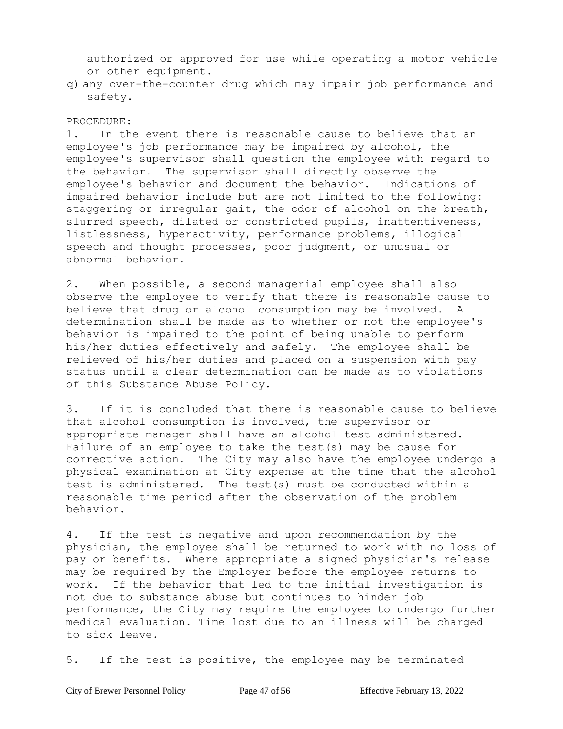authorized or approved for use while operating a motor vehicle or other equipment.

q) any over-the-counter drug which may impair job performance and safety.

PROCEDURE:

1. In the event there is reasonable cause to believe that an employee's job performance may be impaired by alcohol, the employee's supervisor shall question the employee with regard to the behavior. The supervisor shall directly observe the employee's behavior and document the behavior. Indications of impaired behavior include but are not limited to the following: staggering or irregular gait, the odor of alcohol on the breath, slurred speech, dilated or constricted pupils, inattentiveness, listlessness, hyperactivity, performance problems, illogical speech and thought processes, poor judgment, or unusual or abnormal behavior.

2. When possible, a second managerial employee shall also observe the employee to verify that there is reasonable cause to believe that drug or alcohol consumption may be involved. A determination shall be made as to whether or not the employee's behavior is impaired to the point of being unable to perform his/her duties effectively and safely. The employee shall be relieved of his/her duties and placed on a suspension with pay status until a clear determination can be made as to violations of this Substance Abuse Policy.

3. If it is concluded that there is reasonable cause to believe that alcohol consumption is involved, the supervisor or appropriate manager shall have an alcohol test administered. Failure of an employee to take the test(s) may be cause for corrective action. The City may also have the employee undergo a physical examination at City expense at the time that the alcohol test is administered. The test(s) must be conducted within a reasonable time period after the observation of the problem behavior.

4. If the test is negative and upon recommendation by the physician, the employee shall be returned to work with no loss of pay or benefits. Where appropriate a signed physician's release may be required by the Employer before the employee returns to work. If the behavior that led to the initial investigation is not due to substance abuse but continues to hinder job performance, the City may require the employee to undergo further medical evaluation. Time lost due to an illness will be charged to sick leave.

5. If the test is positive, the employee may be terminated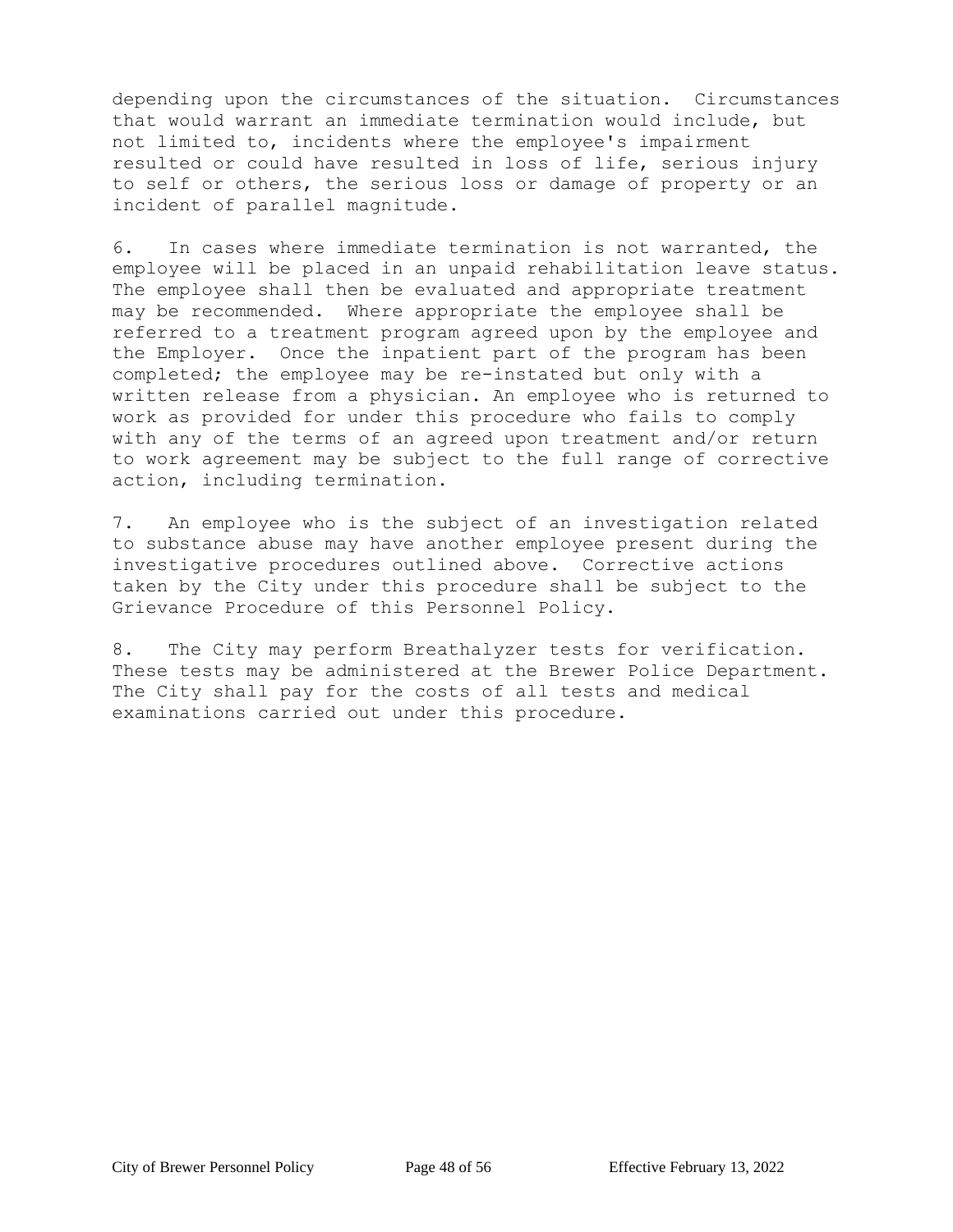depending upon the circumstances of the situation. Circumstances that would warrant an immediate termination would include, but not limited to, incidents where the employee's impairment resulted or could have resulted in loss of life, serious injury to self or others, the serious loss or damage of property or an incident of parallel magnitude.

6. In cases where immediate termination is not warranted, the employee will be placed in an unpaid rehabilitation leave status. The employee shall then be evaluated and appropriate treatment may be recommended. Where appropriate the employee shall be referred to a treatment program agreed upon by the employee and the Employer. Once the inpatient part of the program has been completed; the employee may be re-instated but only with a written release from a physician. An employee who is returned to work as provided for under this procedure who fails to comply with any of the terms of an agreed upon treatment and/or return to work agreement may be subject to the full range of corrective action, including termination.

7. An employee who is the subject of an investigation related to substance abuse may have another employee present during the investigative procedures outlined above. Corrective actions taken by the City under this procedure shall be subject to the Grievance Procedure of this Personnel Policy.

8. The City may perform Breathalyzer tests for verification. These tests may be administered at the Brewer Police Department. The City shall pay for the costs of all tests and medical examinations carried out under this procedure.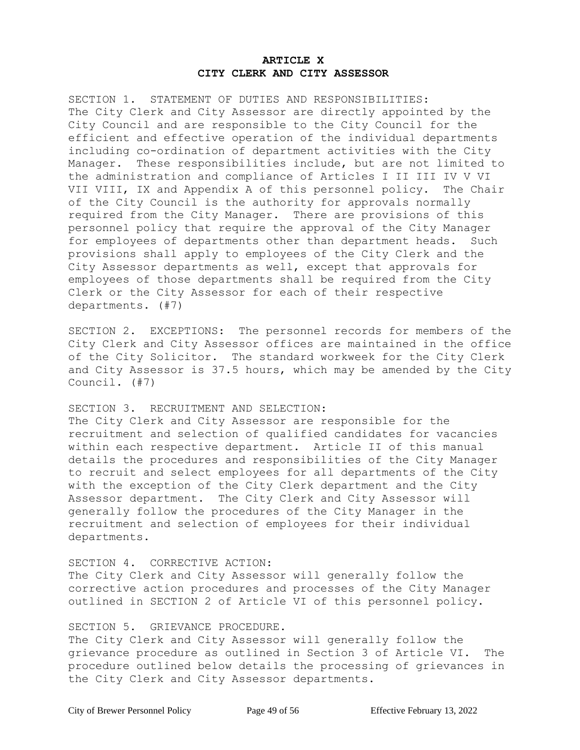## ARTICLE X
## CITY CLERK AND CITY ASSESSOR

SECTION 1. STATEMENT OF DUTIES AND RESPONSIBILITIES:
The City Clerk and City Assessor are directly appointed by the City Council and are responsible to the City Council for the efficient and effective operation of the individual departments including co-ordination of department activities with the City Manager. These responsibilities include, but are not limited to the administration and compliance of Articles I II III IV V VI VII VIII, IX and Appendix A of this personnel policy. The Chair of the City Council is the authority for approvals normally required from the City Manager. There are provisions of this personnel policy that require the approval of the City Manager for employees of departments other than department heads. Such provisions shall apply to employees of the City Clerk and the City Assessor departments as well, except that approvals for employees of those departments shall be required from the City Clerk or the City Assessor for each of their respective departments. (#7)

SECTION 2. EXCEPTIONS: The personnel records for members of the City Clerk and City Assessor offices are maintained in the office of the City Solicitor. The standard workweek for the City Clerk and City Assessor is 37.5 hours, which may be amended by the City Council. (#7)

SECTION 3. RECRUITMENT AND SELECTION:
The City Clerk and City Assessor are responsible for the recruitment and selection of qualified candidates for vacancies within each respective department. Article II of this manual details the procedures and responsibilities of the City Manager to recruit and select employees for all departments of the City with the exception of the City Clerk department and the City Assessor department. The City Clerk and City Assessor will generally follow the procedures of the City Manager in the recruitment and selection of employees for their individual departments.

SECTION 4. CORRECTIVE ACTION:
The City Clerk and City Assessor will generally follow the corrective action procedures and processes of the City Manager outlined in SECTION 2 of Article VI of this personnel policy.

SECTION 5. GRIEVANCE PROCEDURE.
The City Clerk and City Assessor will generally follow the grievance procedure as outlined in Section 3 of Article VI. The procedure outlined below details the processing of grievances in the City Clerk and City Assessor departments.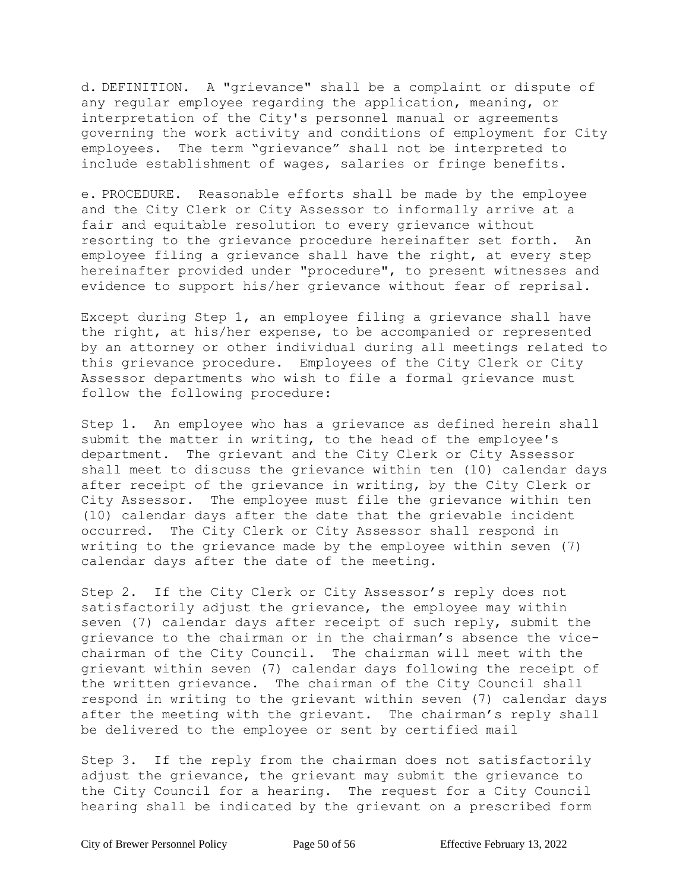d. DEFINITION. A "grievance" shall be a complaint or dispute of any regular employee regarding the application, meaning, or interpretation of the City's personnel manual or agreements governing the work activity and conditions of employment for City employees. The term "grievance" shall not be interpreted to include establishment of wages, salaries or fringe benefits.

e. PROCEDURE. Reasonable efforts shall be made by the employee and the City Clerk or City Assessor to informally arrive at a fair and equitable resolution to every grievance without resorting to the grievance procedure hereinafter set forth. An employee filing a grievance shall have the right, at every step hereinafter provided under "procedure", to present witnesses and evidence to support his/her grievance without fear of reprisal.

Except during Step 1, an employee filing a grievance shall have the right, at his/her expense, to be accompanied or represented by an attorney or other individual during all meetings related to this grievance procedure. Employees of the City Clerk or City Assessor departments who wish to file a formal grievance must follow the following procedure:

Step 1. An employee who has a grievance as defined herein shall submit the matter in writing, to the head of the employee's department. The grievant and the City Clerk or City Assessor shall meet to discuss the grievance within ten (10) calendar days after receipt of the grievance in writing, by the City Clerk or City Assessor. The employee must file the grievance within ten (10) calendar days after the date that the grievable incident occurred. The City Clerk or City Assessor shall respond in writing to the grievance made by the employee within seven (7) calendar days after the date of the meeting.

Step 2. If the City Clerk or City Assessor's reply does not satisfactorily adjust the grievance, the employee may within seven (7) calendar days after receipt of such reply, submit the grievance to the chairman or in the chairman's absence the vice-chairman of the City Council. The chairman will meet with the grievant within seven (7) calendar days following the receipt of the written grievance. The chairman of the City Council shall respond in writing to the grievant within seven (7) calendar days after the meeting with the grievant. The chairman's reply shall be delivered to the employee or sent by certified mail

Step 3. If the reply from the chairman does not satisfactorily adjust the grievance, the grievant may submit the grievance to the City Council for a hearing. The request for a City Council hearing shall be indicated by the grievant on a prescribed form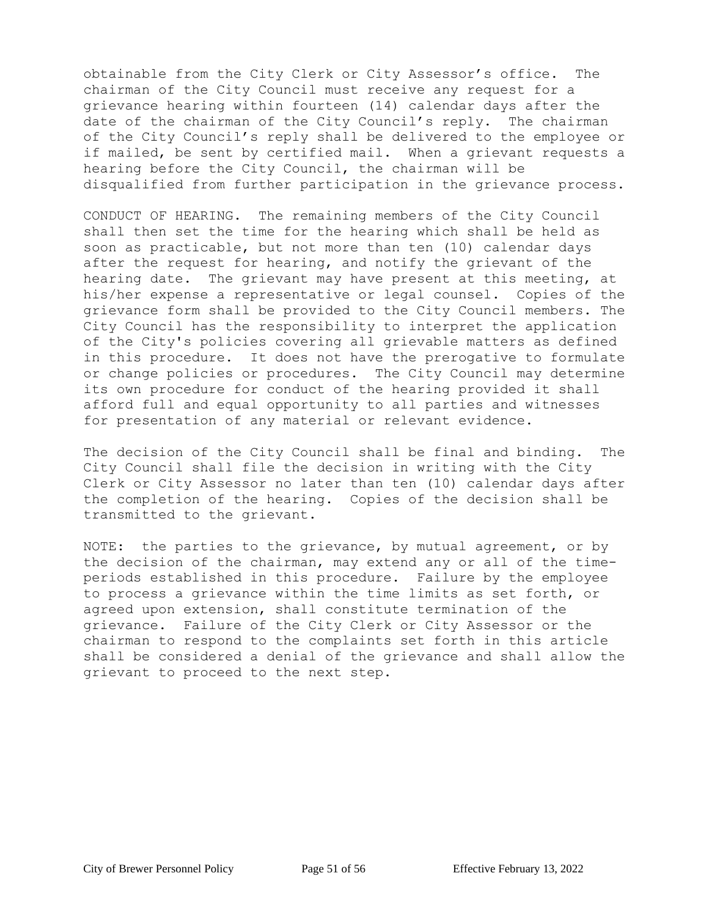obtainable from the City Clerk or City Assessor's office. The chairman of the City Council must receive any request for a grievance hearing within fourteen (14) calendar days after the date of the chairman of the City Council's reply. The chairman of the City Council's reply shall be delivered to the employee or if mailed, be sent by certified mail. When a grievant requests a hearing before the City Council, the chairman will be disqualified from further participation in the grievance process.

CONDUCT OF HEARING. The remaining members of the City Council shall then set the time for the hearing which shall be held as soon as practicable, but not more than ten (10) calendar days after the request for hearing, and notify the grievant of the hearing date. The grievant may have present at this meeting, at his/her expense a representative or legal counsel. Copies of the grievance form shall be provided to the City Council members. The City Council has the responsibility to interpret the application of the City's policies covering all grievable matters as defined in this procedure. It does not have the prerogative to formulate or change policies or procedures. The City Council may determine its own procedure for conduct of the hearing provided it shall afford full and equal opportunity to all parties and witnesses for presentation of any material or relevant evidence.

The decision of the City Council shall be final and binding. The City Council shall file the decision in writing with the City Clerk or City Assessor no later than ten (10) calendar days after the completion of the hearing. Copies of the decision shall be transmitted to the grievant.

NOTE: the parties to the grievance, by mutual agreement, or by the decision of the chairman, may extend any or all of the time-periods established in this procedure. Failure by the employee to process a grievance within the time limits as set forth, or agreed upon extension, shall constitute termination of the grievance. Failure of the City Clerk or City Assessor or the chairman to respond to the complaints set forth in this article shall be considered a denial of the grievance and shall allow the grievant to proceed to the next step.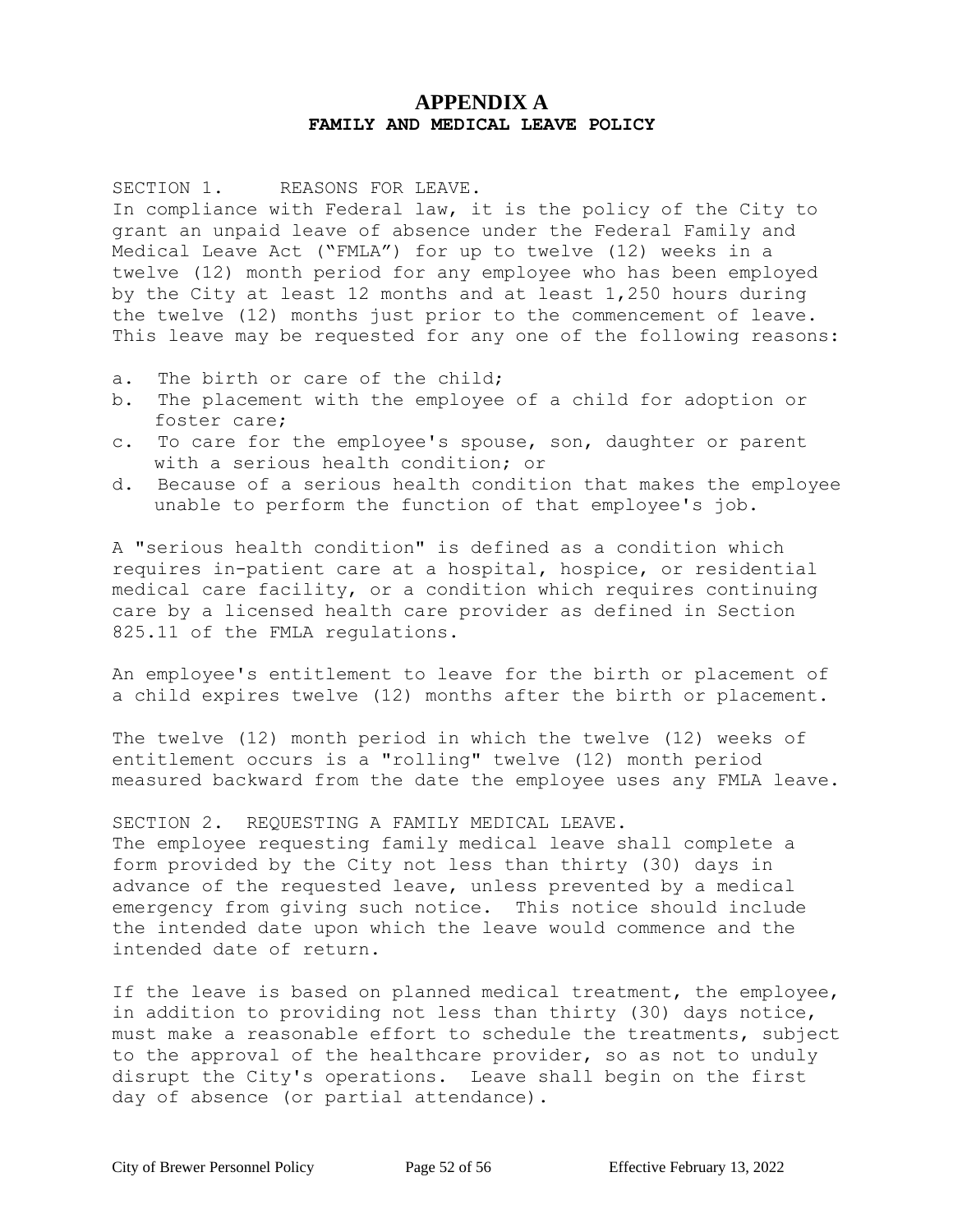# APPENDIX A

## FAMILY AND MEDICAL LEAVE POLICY

SECTION 1. REASONS FOR LEAVE.
In compliance with Federal law, it is the policy of the City to grant an unpaid leave of absence under the Federal Family and Medical Leave Act ("FMLA") for up to twelve (12) weeks in a twelve (12) month period for any employee who has been employed by the City at least 12 months and at least 1,250 hours during the twelve (12) months just prior to the commencement of leave. This leave may be requested for any one of the following reasons:

a. The birth or care of the child;
b. The placement with the employee of a child for adoption or foster care;
c. To care for the employee's spouse, son, daughter or parent with a serious health condition; or
d. Because of a serious health condition that makes the employee unable to perform the function of that employee's job.

A "serious health condition" is defined as a condition which requires in-patient care at a hospital, hospice, or residential medical care facility, or a condition which requires continuing care by a licensed health care provider as defined in Section 825.11 of the FMLA regulations.

An employee's entitlement to leave for the birth or placement of a child expires twelve (12) months after the birth or placement.

The twelve (12) month period in which the twelve (12) weeks of entitlement occurs is a "rolling" twelve (12) month period measured backward from the date the employee uses any FMLA leave.

SECTION 2. REQUESTING A FAMILY MEDICAL LEAVE.
The employee requesting family medical leave shall complete a form provided by the City not less than thirty (30) days in advance of the requested leave, unless prevented by a medical emergency from giving such notice. This notice should include the intended date upon which the leave would commence and the intended date of return.

If the leave is based on planned medical treatment, the employee, in addition to providing not less than thirty (30) days notice, must make a reasonable effort to schedule the treatments, subject to the approval of the healthcare provider, so as not to unduly disrupt the City's operations. Leave shall begin on the first day of absence (or partial attendance).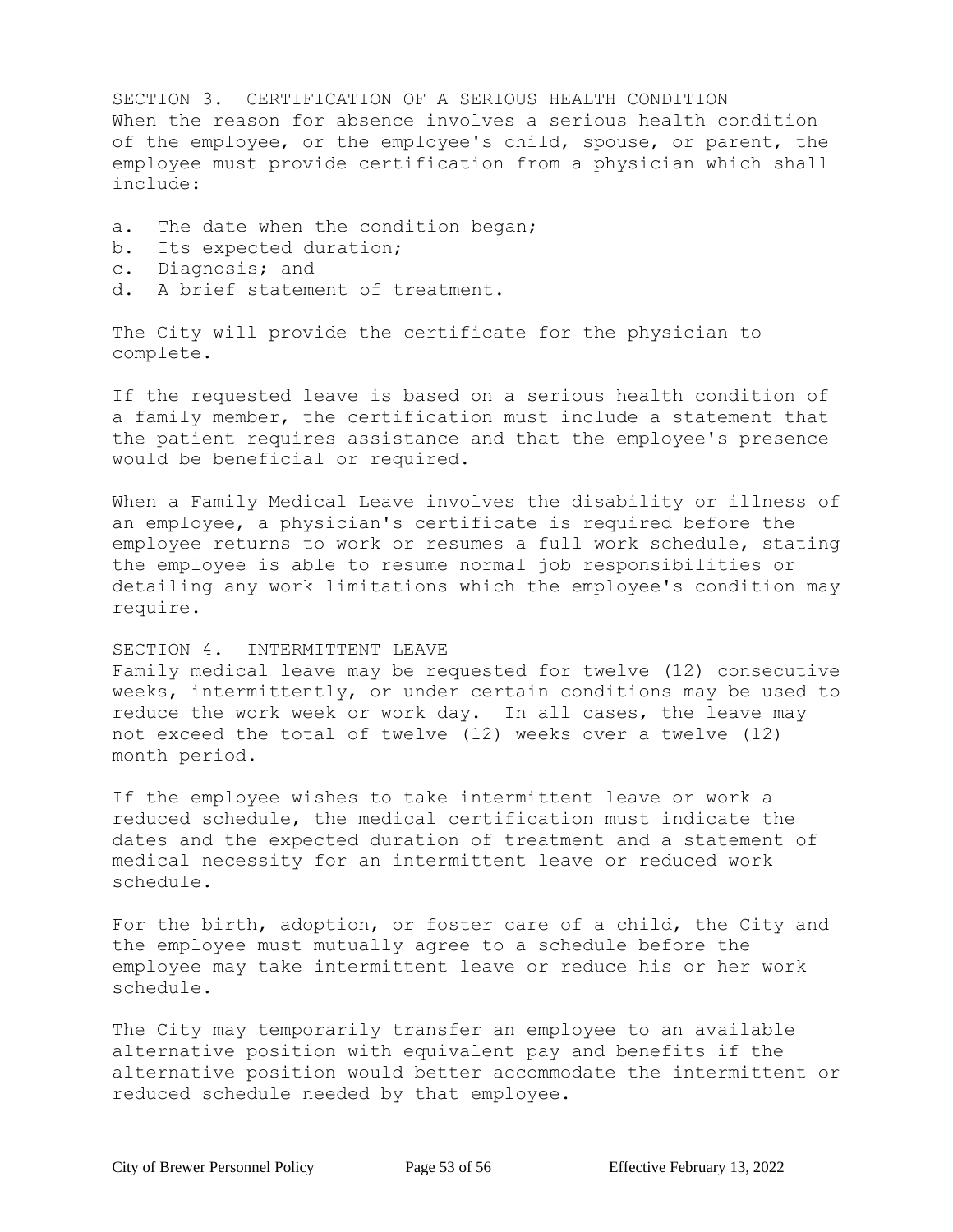## SECTION 3. CERTIFICATION OF A SERIOUS HEALTH CONDITION

When the reason for absence involves a serious health condition of the employee, or the employee's child, spouse, or parent, the employee must provide certification from a physician which shall include:

a. The date when the condition began;
b. Its expected duration;
c. Diagnosis; and
d. A brief statement of treatment.

The City will provide the certificate for the physician to complete.

If the requested leave is based on a serious health condition of a family member, the certification must include a statement that the patient requires assistance and that the employee's presence would be beneficial or required.

When a Family Medical Leave involves the disability or illness of an employee, a physician's certificate is required before the employee returns to work or resumes a full work schedule, stating the employee is able to resume normal job responsibilities or detailing any work limitations which the employee's condition may require.

## SECTION 4. INTERMITTENT LEAVE

Family medical leave may be requested for twelve (12) consecutive weeks, intermittently, or under certain conditions may be used to reduce the work week or work day. In all cases, the leave may not exceed the total of twelve (12) weeks over a twelve (12) month period.

If the employee wishes to take intermittent leave or work a reduced schedule, the medical certification must indicate the dates and the expected duration of treatment and a statement of medical necessity for an intermittent leave or reduced work schedule.

For the birth, adoption, or foster care of a child, the City and the employee must mutually agree to a schedule before the employee may take intermittent leave or reduce his or her work schedule.

The City may temporarily transfer an employee to an available alternative position with equivalent pay and benefits if the alternative position would better accommodate the intermittent or reduced schedule needed by that employee.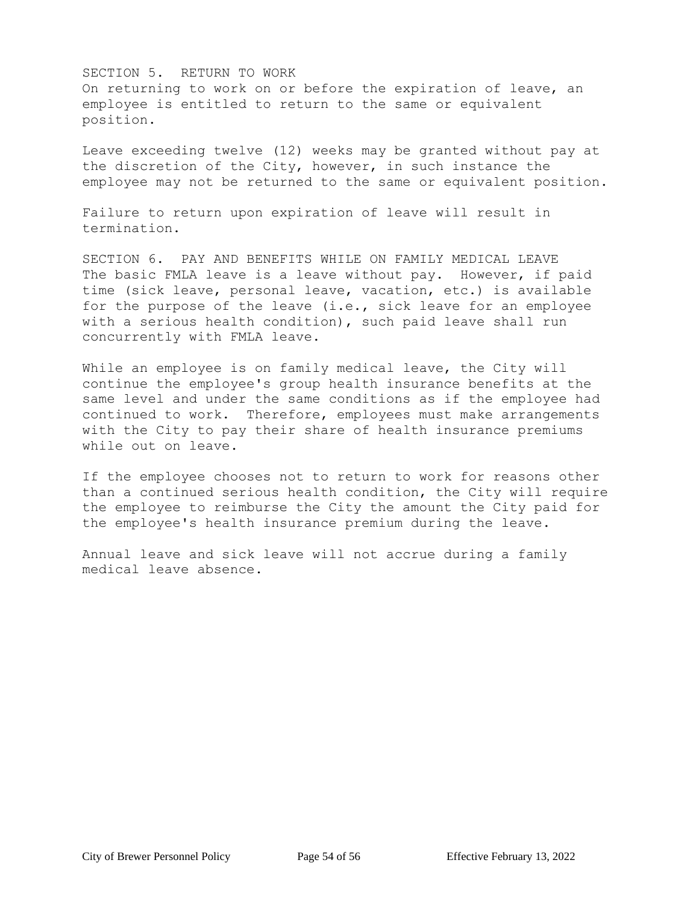## SECTION 5. RETURN TO WORK

On returning to work on or before the expiration of leave, an employee is entitled to return to the same or equivalent position.

Leave exceeding twelve (12) weeks may be granted without pay at the discretion of the City, however, in such instance the employee may not be returned to the same or equivalent position.

Failure to return upon expiration of leave will result in termination.

## SECTION 6. PAY AND BENEFITS WHILE ON FAMILY MEDICAL LEAVE

The basic FMLA leave is a leave without pay. However, if paid time (sick leave, personal leave, vacation, etc.) is available for the purpose of the leave (i.e., sick leave for an employee with a serious health condition), such paid leave shall run concurrently with FMLA leave.

While an employee is on family medical leave, the City will continue the employee's group health insurance benefits at the same level and under the same conditions as if the employee had continued to work. Therefore, employees must make arrangements with the City to pay their share of health insurance premiums while out on leave.

If the employee chooses not to return to work for reasons other than a continued serious health condition, the City will require the employee to reimburse the City the amount the City paid for the employee's health insurance premium during the leave.

Annual leave and sick leave will not accrue during a family medical leave absence.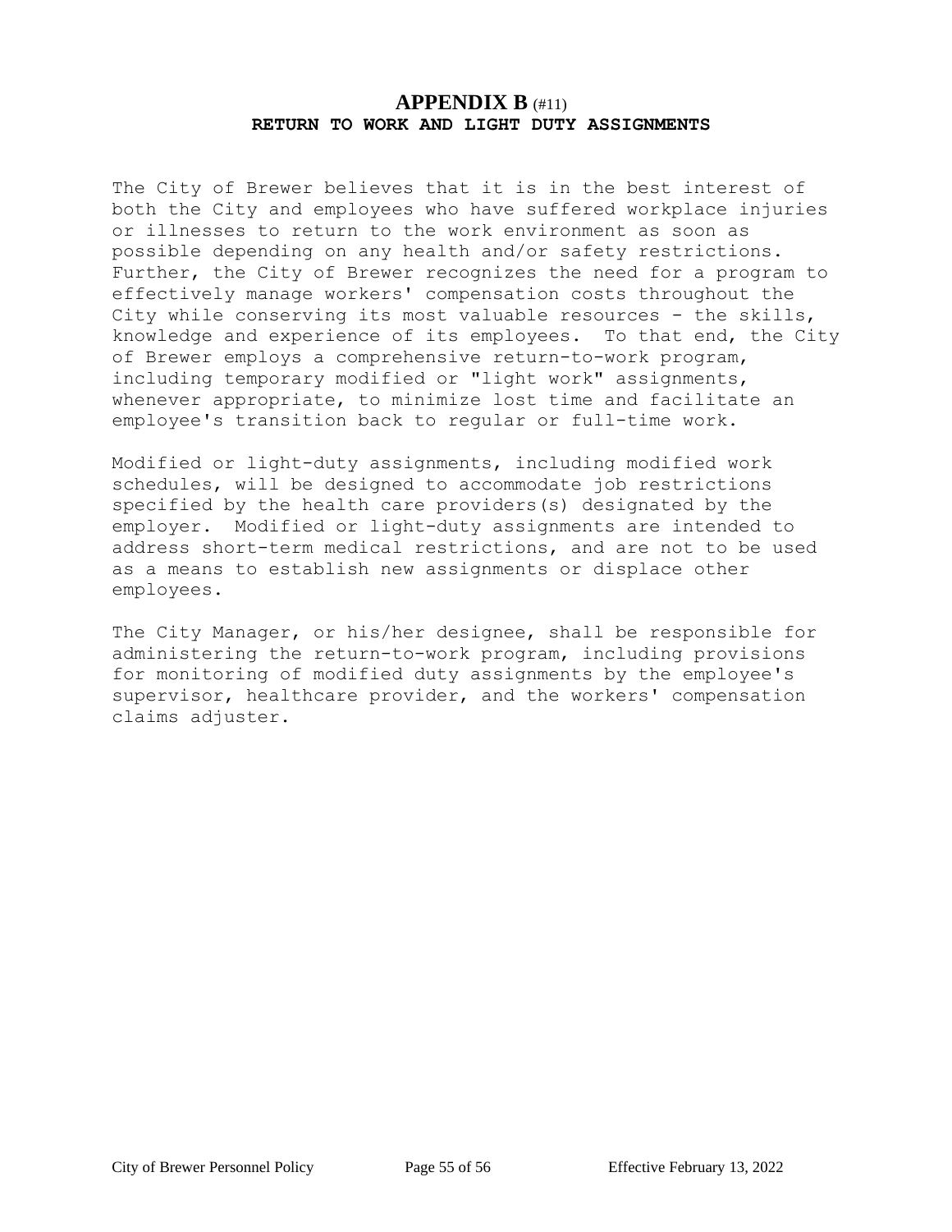# APPENDIX B (#11)

## RETURN TO WORK AND LIGHT DUTY ASSIGNMENTS

The City of Brewer believes that it is in the best interest of both the City and employees who have suffered workplace injuries or illnesses to return to the work environment as soon as possible depending on any health and/or safety restrictions. Further, the City of Brewer recognizes the need for a program to effectively manage workers' compensation costs throughout the City while conserving its most valuable resources - the skills, knowledge and experience of its employees. To that end, the City of Brewer employs a comprehensive return-to-work program, including temporary modified or "light work" assignments, whenever appropriate, to minimize lost time and facilitate an employee's transition back to regular or full-time work.

Modified or light-duty assignments, including modified work schedules, will be designed to accommodate job restrictions specified by the health care providers(s) designated by the employer. Modified or light-duty assignments are intended to address short-term medical restrictions, and are not to be used as a means to establish new assignments or displace other employees.

The City Manager, or his/her designee, shall be responsible for administering the return-to-work program, including provisions for monitoring of modified duty assignments by the employee's supervisor, healthcare provider, and the workers' compensation claims adjuster.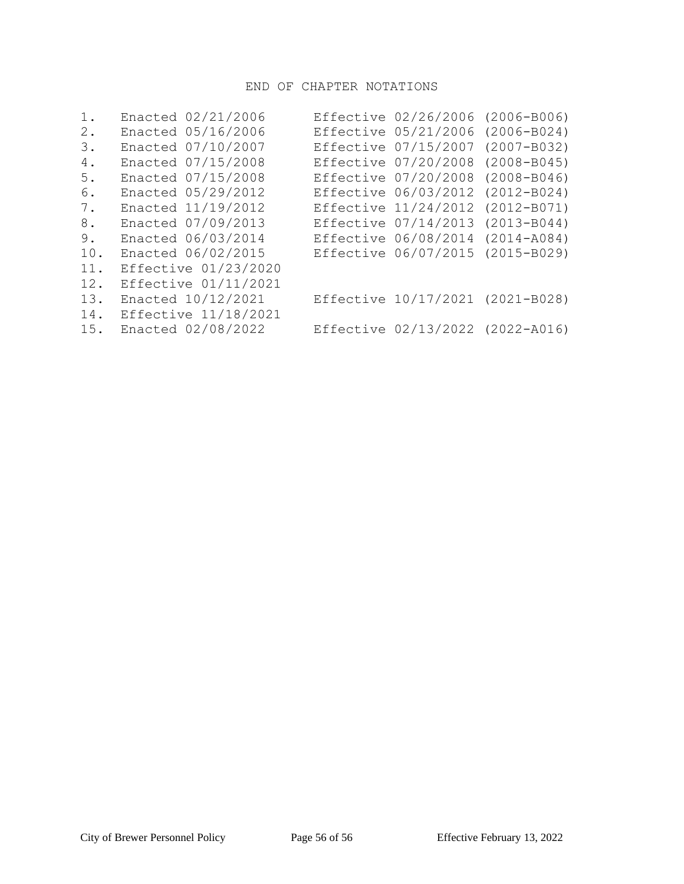# END OF CHAPTER NOTATIONS

1. Enacted 02/21/2006 Effective 02/26/2006 (2006-B006)
2. Enacted 05/16/2006 Effective 05/21/2006 (2006-B024)
3. Enacted 07/10/2007 Effective 07/15/2007 (2007-B032)
4. Enacted 07/15/2008 Effective 07/20/2008 (2008-B045)
5. Enacted 07/15/2008 Effective 07/20/2008 (2008-B046)
6. Enacted 05/29/2012 Effective 06/03/2012 (2012-B024)
7. Enacted 11/19/2012 Effective 11/24/2012 (2012-B071)
8. Enacted 07/09/2013 Effective 07/14/2013 (2013-B044)
9. Enacted 06/03/2014 Effective 06/08/2014 (2014-A084)
10. Enacted 06/02/2015 Effective 06/07/2015 (2015-B029)
11. Effective 01/23/2020
12. Effective 01/11/2021
13. Enacted 10/12/2021 Effective 10/17/2021 (2021-B028)
14. Effective 11/18/2021
15. Enacted 02/08/2022 Effective 02/13/2022 (2022-A016)